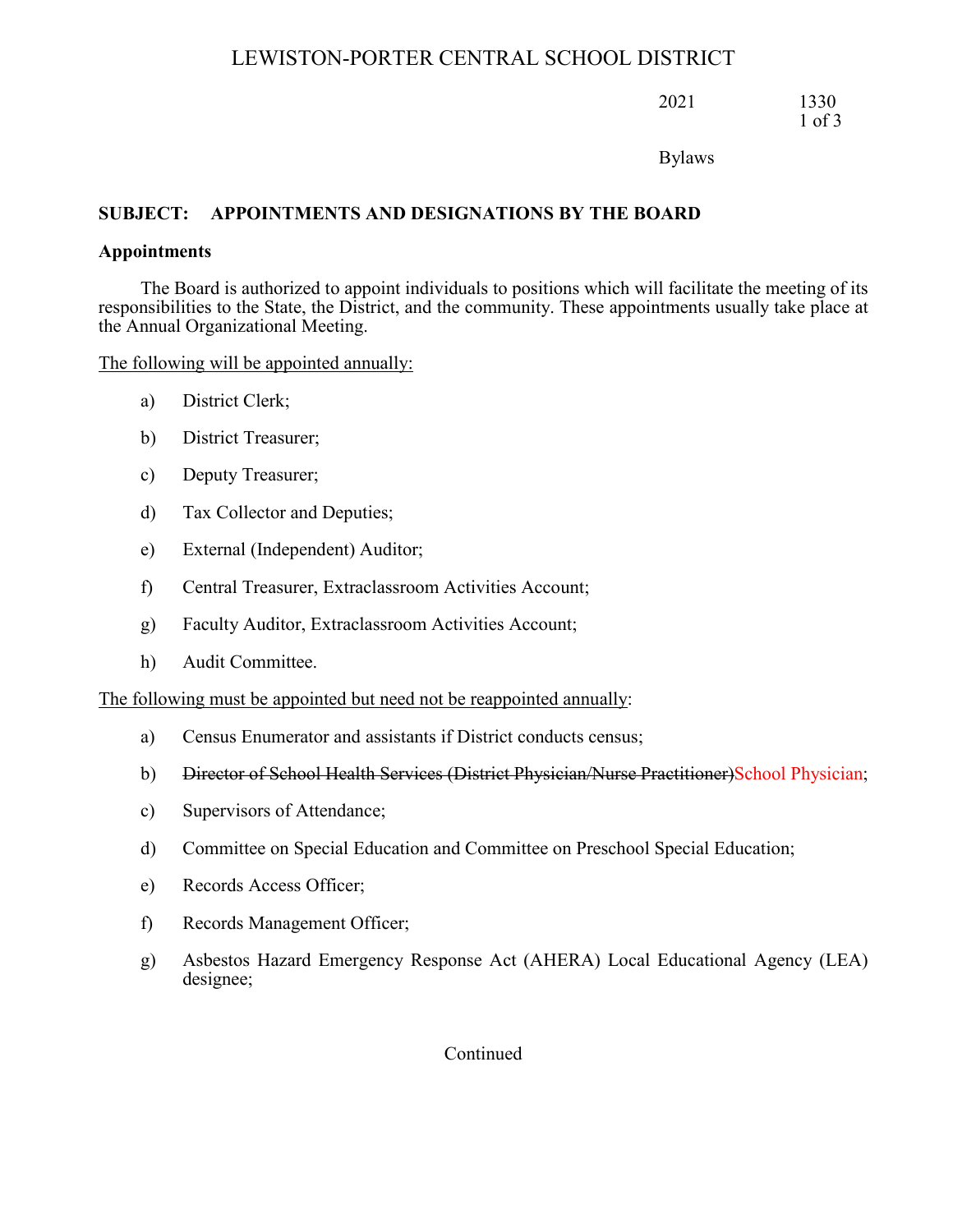# LEWISTON-PORTER CENTRAL SCHOOL DISTRICT

2021 1330

Bylaws

**SUBJECT: APPOINTMENTS AND DESIGNATIONS BY THE BOARD**

**Appointments**

The Board is authorized to appoint individuals to positions which will facilitate the meeting of its responsibilities to the State, the District, and the community. These appointments usually take place at the Annual Organizational Meeting.

<u>The following will be appointed annually:</u>

a) District Clerk;

b) District Treasurer;

c) Deputy Treasurer;

d) Tax Collector and Deputies;

e) External (Independent) Auditor;

f) Central Treasurer, Extraclassroom Activities Account;

g) Faculty Auditor, Extraclassroom Activities Account;

h) Audit Committee.

<u>The following must be appointed but need not be reappointed annually</u>:

a) Census Enumerator and assistants if District conducts census;

b) ~~Director of School Health Services (District Physician/Nurse Practitioner)~~School Physician;

c) Supervisors of Attendance;

d) Committee on Special Education and Committee on Preschool Special Education;

e) Records Access Officer;

f) Records Management Officer;

g) Asbestos Hazard Emergency Response Act (AHERA) Local Educational Agency (LEA) designee;

Continued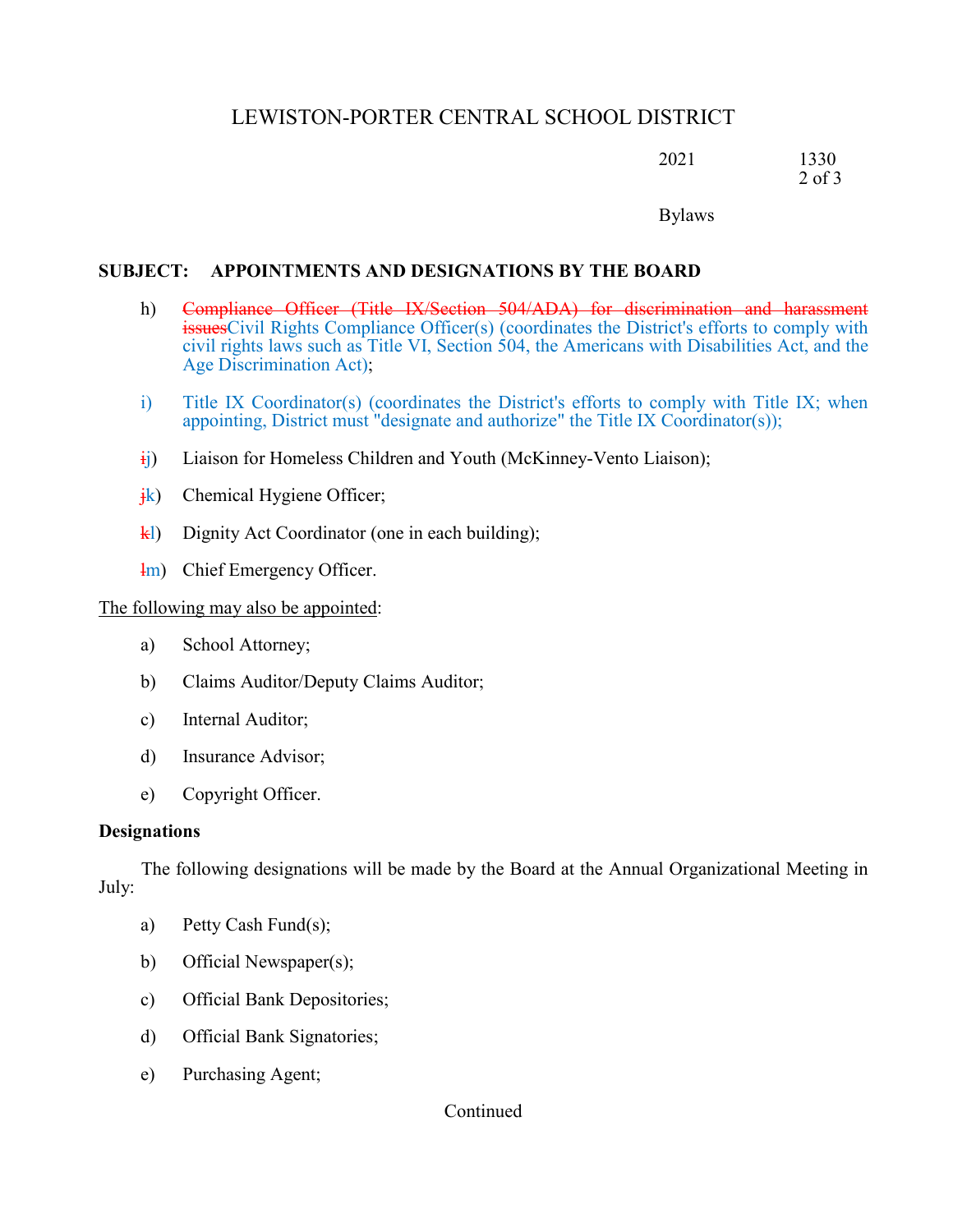**SUBJECT: APPOINTMENTS AND DESIGNATIONS BY THE BOARD**

h) ~~Compliance Officer (Title IX/Section 504/ADA) for discrimination and harassment issues~~Civil Rights Compliance Officer(s) (coordinates the District's efforts to comply with civil rights laws such as Title VI, Section 504, the Americans with Disabilities Act, and the Age Discrimination Act);

i) Title IX Coordinator(s) (coordinates the District's efforts to comply with Title IX; when appointing, District must "designate and authorize" the Title IX Coordinator(s));

~~i~~j) Liaison for Homeless Children and Youth (McKinney-Vento Liaison);

~~j~~k) Chemical Hygiene Officer;

~~k~~l) Dignity Act Coordinator (one in each building);

~~l~~m) Chief Emergency Officer.

<u>The following may also be appointed</u>:

a) School Attorney;

b) Claims Auditor/Deputy Claims Auditor;

c) Internal Auditor;

d) Insurance Advisor;

e) Copyright Officer.

**Designations**

The following designations will be made by the Board at the Annual Organizational Meeting in July:

a) Petty Cash Fund(s);

b) Official Newspaper(s);

c) Official Bank Depositories;

d) Official Bank Signatories;

e) Purchasing Agent;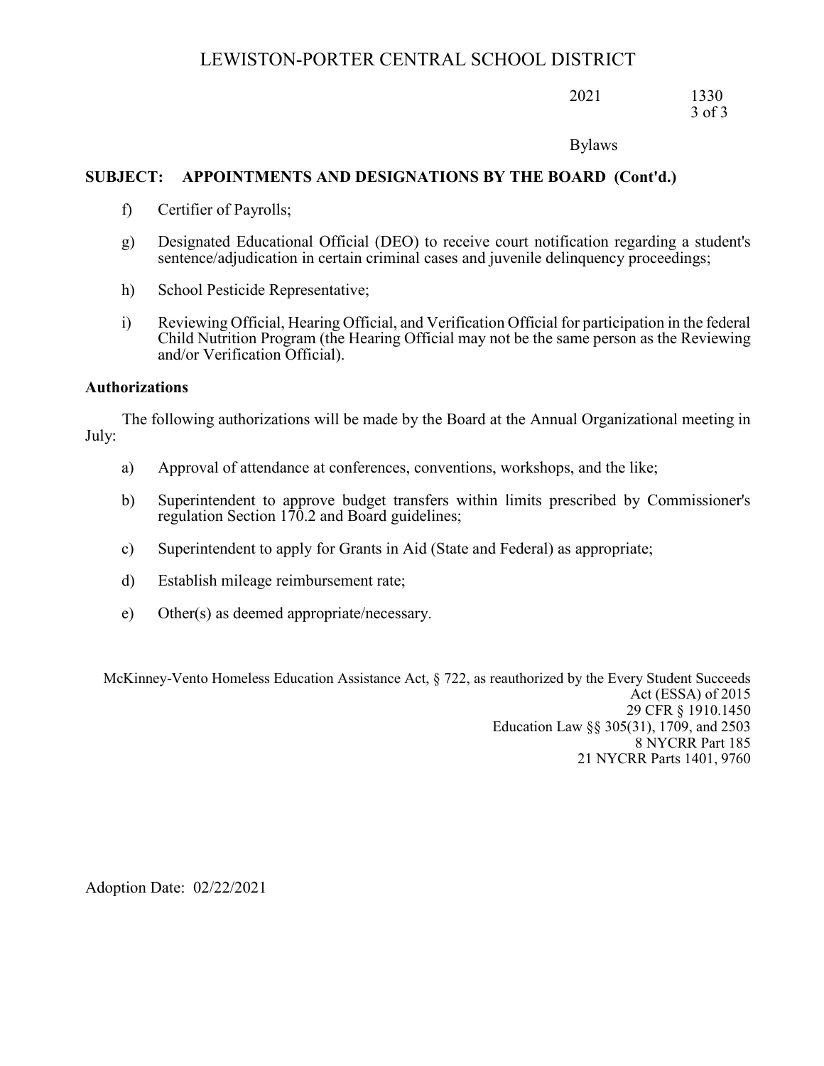**SUBJECT: APPOINTMENTS AND DESIGNATIONS BY THE BOARD (Cont'd.)**

f) Certifier of Payrolls;

g) Designated Educational Official (DEO) to receive court notification regarding a student's sentence/adjudication in certain criminal cases and juvenile delinquency proceedings;

h) School Pesticide Representative;

i) Reviewing Official, Hearing Official, and Verification Official for participation in the federal Child Nutrition Program (the Hearing Official may not be the same person as the Reviewing and/or Verification Official).

**Authorizations**

The following authorizations will be made by the Board at the Annual Organizational meeting in July:

a) Approval of attendance at conferences, conventions, workshops, and the like;

b) Superintendent to approve budget transfers within limits prescribed by Commissioner's regulation Section 170.2 and Board guidelines;

c) Superintendent to apply for Grants in Aid (State and Federal) as appropriate;

d) Establish mileage reimbursement rate;

e) Other(s) as deemed appropriate/necessary.

McKinney-Vento Homeless Education Assistance Act, § 722, as reauthorized by the Every Student Succeeds Act (ESSA) of 2015
29 CFR § 1910.1450
Education Law §§ 305(31), 1709, and 2503
8 NYCRR Part 185
21 NYCRR Parts 1401, 9760

Adoption Date: 02/22/2021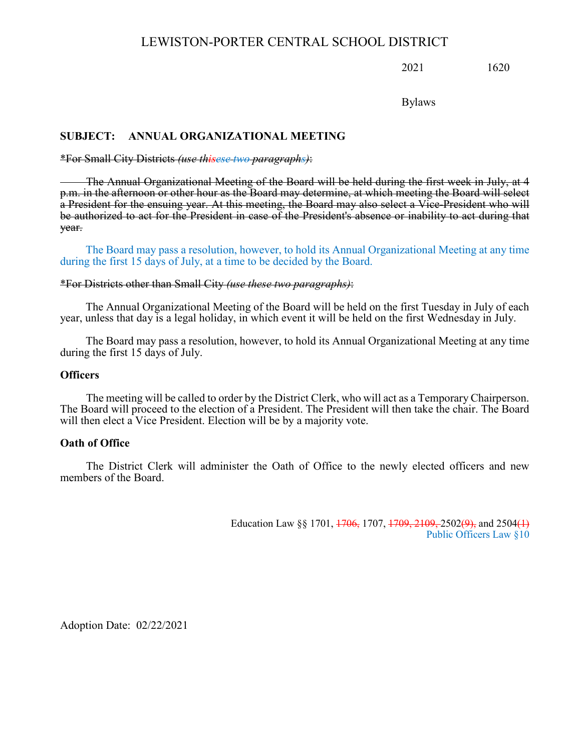# LEWISTON-PORTER CENTRAL SCHOOL DISTRICT

2021 1620

Bylaws

## SUBJECT: ANNUAL ORGANIZATIONAL MEETING

~~*For Small City Districts *(use thisese two paragraphs)*:~~

~~The Annual Organizational Meeting of the Board will be held during the first week in July, at 4 p.m. in the afternoon or other hour as the Board may determine, at which meeting the Board will select a President for the ensuing year. At this meeting, the Board may also select a Vice-President who will be authorized to act for the President in case of the President's absence or inability to act during that year.~~

The Board may pass a resolution, however, to hold its Annual Organizational Meeting at any time during the first 15 days of July, at a time to be decided by the Board.

~~*For Districts other than Small City *(use these two paragraphs)*:~~

The Annual Organizational Meeting of the Board will be held on the first Tuesday in July of each year, unless that day is a legal holiday, in which event it will be held on the first Wednesday in July.

The Board may pass a resolution, however, to hold its Annual Organizational Meeting at any time during the first 15 days of July.

### Officers

The meeting will be called to order by the District Clerk, who will act as a Temporary Chairperson. The Board will proceed to the election of a President. The President will then take the chair. The Board will then elect a Vice President. Election will be by a majority vote.

### Oath of Office

The District Clerk will administer the Oath of Office to the newly elected officers and new members of the Board.

Education Law §§ 1701, ~~1706,~~ 1707, ~~1709, 2109,~~ 2502~~(9),~~ and 2504~~(1)~~
Public Officers Law §10

Adoption Date: 02/22/2021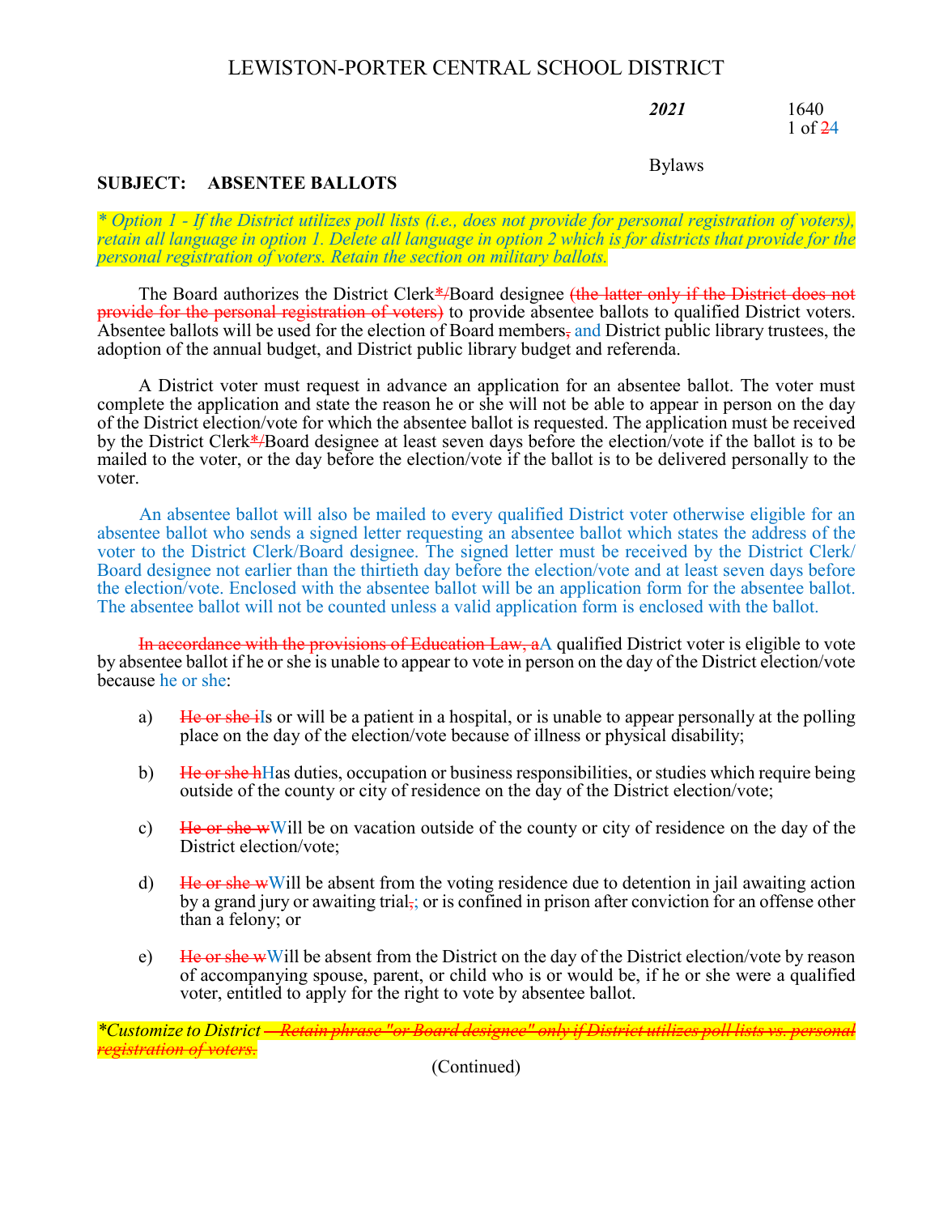# LEWISTON-PORTER CENTRAL SCHOOL DISTRICT

***2021*** 1640

Bylaws

## SUBJECT: ABSENTEE BALLOTS

*\* Option 1 - If the District utilizes poll lists (i.e., does not provide for personal registration of voters), retain all language in option 1. Delete all language in option 2 which is for districts that provide for the personal registration of voters. Retain the section on military ballots.*

The Board authorizes the District Clerk~~*/~~Board designee ~~(the latter only if the District does not provide for the personal registration of voters)~~ to provide absentee ballots to qualified District voters. Absentee ballots will be used for the election of Board members~~,~~ and District public library trustees, the adoption of the annual budget, and District public library budget and referenda.

A District voter must request in advance an application for an absentee ballot. The voter must complete the application and state the reason he or she will not be able to appear in person on the day of the District election/vote for which the absentee ballot is requested. The application must be received by the District Clerk~~*/~~Board designee at least seven days before the election/vote if the ballot is to be mailed to the voter, or the day before the election/vote if the ballot is to be delivered personally to the voter.

An absentee ballot will also be mailed to every qualified District voter otherwise eligible for an absentee ballot who sends a signed letter requesting an absentee ballot which states the address of the voter to the District Clerk/Board designee. The signed letter must be received by the District Clerk/ Board designee not earlier than the thirtieth day before the election/vote and at least seven days before the election/vote. Enclosed with the absentee ballot will be an application form for the absentee ballot. The absentee ballot will not be counted unless a valid application form is enclosed with the ballot.

~~In accordance with the provisions of Education Law, a~~A qualified District voter is eligible to vote by absentee ballot if he or she is unable to appear to vote in person on the day of the District election/vote because he or she:

a) ~~He or she i~~Is or will be a patient in a hospital, or is unable to appear personally at the polling place on the day of the election/vote because of illness or physical disability;

b) ~~He or she h~~Has duties, occupation or business responsibilities, or studies which require being outside of the county or city of residence on the day of the District election/vote;

c) ~~He or she w~~Will be on vacation outside of the county or city of residence on the day of the District election/vote;

d) ~~He or she w~~Will be absent from the voting residence due to detention in jail awaiting action by a grand jury or awaiting trial~~,~~; or is confined in prison after conviction for an offense other than a felony; or

e) ~~He or she w~~Will be absent from the District on the day of the District election/vote by reason of accompanying spouse, parent, or child who is or would be, if he or she were a qualified voter, entitled to apply for the right to vote by absentee ballot.

*\*Customize to District ~~— Retain phrase "or Board designee" only if District utilizes poll lists vs. personal registration of voters.~~*

(Continued)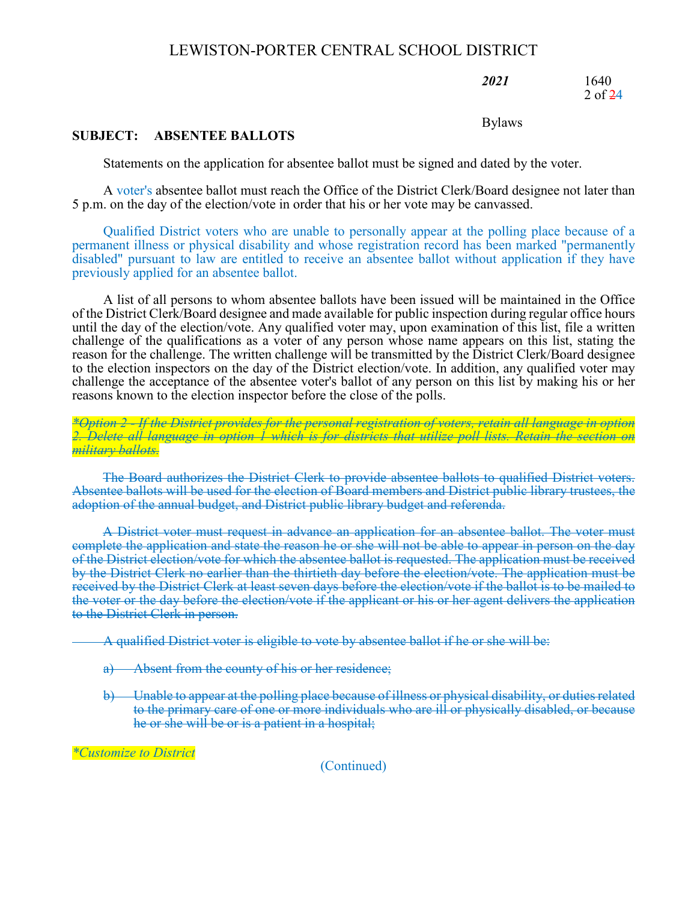**SUBJECT: ABSENTEE BALLOTS**

Statements on the application for absentee ballot must be signed and dated by the voter.

A voter's absentee ballot must reach the Office of the District Clerk/Board designee not later than 5 p.m. on the day of the election/vote in order that his or her vote may be canvassed.

Qualified District voters who are unable to personally appear at the polling place because of a permanent illness or physical disability and whose registration record has been marked "permanently disabled" pursuant to law are entitled to receive an absentee ballot without application if they have previously applied for an absentee ballot.

A list of all persons to whom absentee ballots have been issued will be maintained in the Office of the District Clerk/Board designee and made available for public inspection during regular office hours until the day of the election/vote. Any qualified voter may, upon examination of this list, file a written challenge of the qualifications as a voter of any person whose name appears on this list, stating the reason for the challenge. The written challenge will be transmitted by the District Clerk/Board designee to the election inspectors on the day of the District election/vote. In addition, any qualified voter may challenge the acceptance of the absentee voter's ballot of any person on this list by making his or her reasons known to the election inspector before the close of the polls.

~~*\*Option 2 - If the District provides for the personal registration of voters, retain all language in option 2. Delete all language in option 1 which is for districts that utilize poll lists. Retain the section on military ballots.*~~

~~The Board authorizes the District Clerk to provide absentee ballots to qualified District voters. Absentee ballots will be used for the election of Board members and District public library trustees, the adoption of the annual budget, and District public library budget and referenda.~~

~~A District voter must request in advance an application for an absentee ballot. The voter must complete the application and state the reason he or she will not be able to appear in person on the day of the District election/vote for which the absentee ballot is requested. The application must be received by the District Clerk no earlier than the thirtieth day before the election/vote. The application must be received by the District Clerk at least seven days before the election/vote if the ballot is to be mailed to the voter or the day before the election/vote if the applicant or his or her agent delivers the application to the District Clerk in person.~~

~~A qualified District voter is eligible to vote by absentee ballot if he or she will be:~~

~~a) Absent from the county of his or her residence;~~

~~b) Unable to appear at the polling place because of illness or physical disability, or duties related to the primary care of one or more individuals who are ill or physically disabled, or because he or she will be or is a patient in a hospital;~~

*\*Customize to District*

(Continued)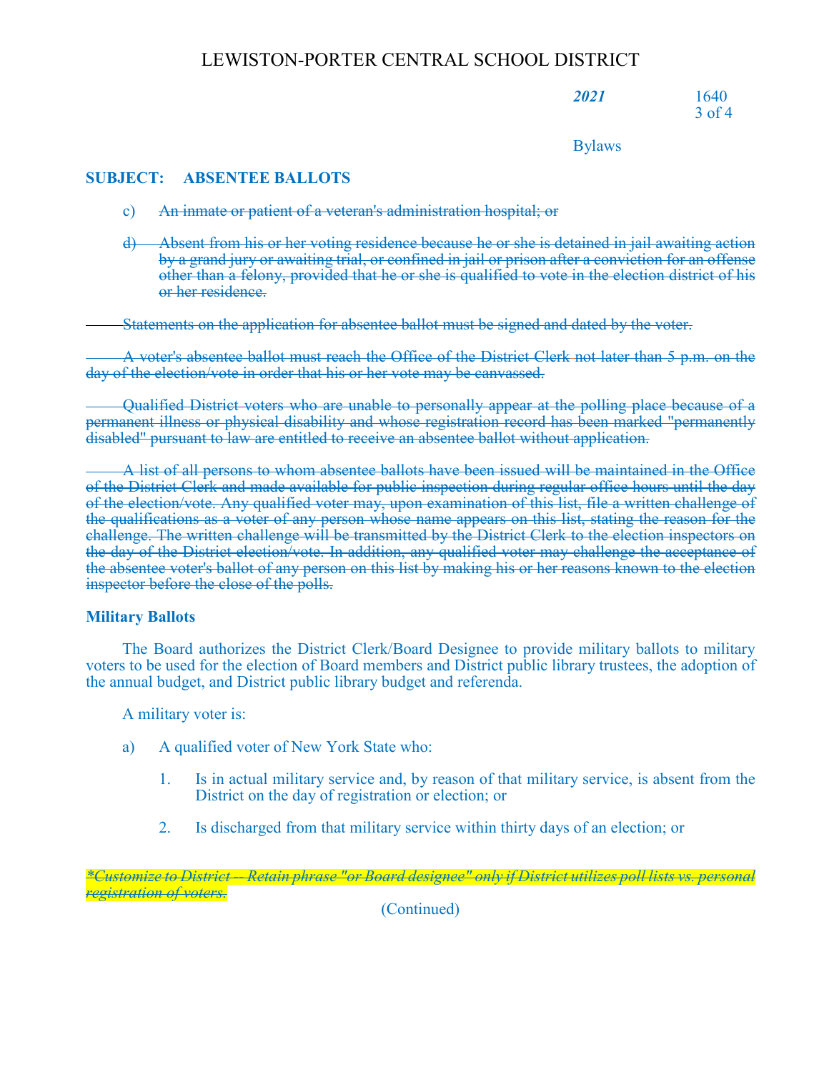## SUBJECT: ABSENTEE BALLOTS

c) ~~An inmate or patient of a veteran's administration hospital; or~~

d) ~~Absent from his or her voting residence because he or she is detained in jail awaiting action by a grand jury or awaiting trial, or confined in jail or prison after a conviction for an offense other than a felony, provided that he or she is qualified to vote in the election district of his or her residence.~~

~~Statements on the application for absentee ballot must be signed and dated by the voter.~~

~~A voter's absentee ballot must reach the Office of the District Clerk not later than 5 p.m. on the day of the election/vote in order that his or her vote may be canvassed.~~

~~Qualified District voters who are unable to personally appear at the polling place because of a permanent illness or physical disability and whose registration record has been marked "permanently disabled" pursuant to law are entitled to receive an absentee ballot without application.~~

~~A list of all persons to whom absentee ballots have been issued will be maintained in the Office of the District Clerk and made available for public inspection during regular office hours until the day of the election/vote. Any qualified voter may, upon examination of this list, file a written challenge of the qualifications as a voter of any person whose name appears on this list, stating the reason for the challenge. The written challenge will be transmitted by the District Clerk to the election inspectors on the day of the District election/vote. In addition, any qualified voter may challenge the acceptance of the absentee voter's ballot of any person on this list by making his or her reasons known to the election inspector before the close of the polls.~~

### Military Ballots

The Board authorizes the District Clerk/Board Designee to provide military ballots to military voters to be used for the election of Board members and District public library trustees, the adoption of the annual budget, and District public library budget and referenda.

A military voter is:

a) A qualified voter of New York State who:

   1. Is in actual military service and, by reason of that military service, is absent from the District on the day of registration or election; or

   2. Is discharged from that military service within thirty days of an election; or

~~*Customize to District -- Retain phrase "or Board designee" only if District utilizes poll lists vs. personal registration of voters.*~~

(Continued)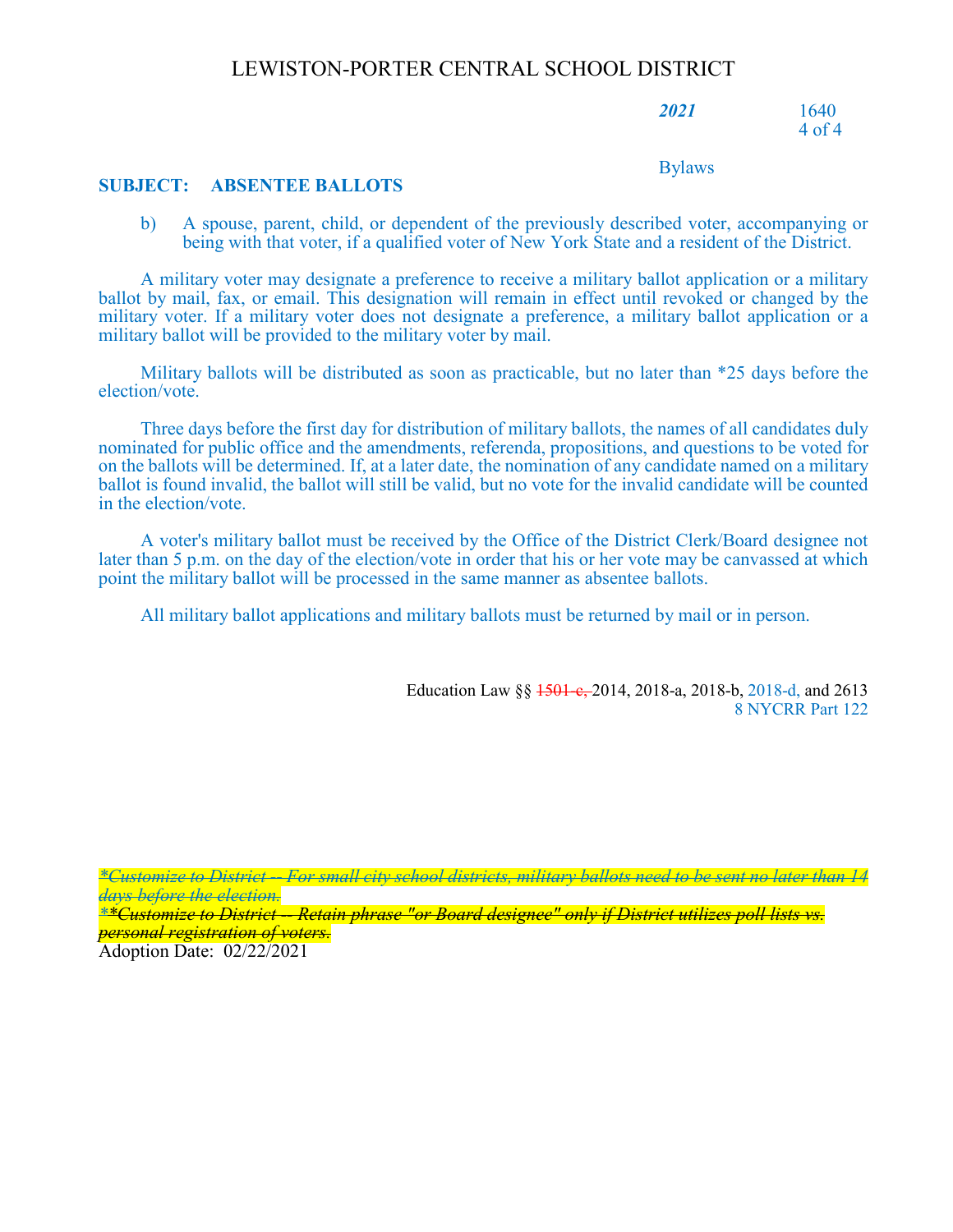**SUBJECT: ABSENTEE BALLOTS**

b) A spouse, parent, child, or dependent of the previously described voter, accompanying or being with that voter, if a qualified voter of New York State and a resident of the District.

A military voter may designate a preference to receive a military ballot application or a military ballot by mail, fax, or email. This designation will remain in effect until revoked or changed by the military voter. If a military voter does not designate a preference, a military ballot application or a military ballot will be provided to the military voter by mail.

Military ballots will be distributed as soon as practicable, but no later than *25 days before the election/vote.

Three days before the first day for distribution of military ballots, the names of all candidates duly nominated for public office and the amendments, referenda, propositions, and questions to be voted for on the ballots will be determined. If, at a later date, the nomination of any candidate named on a military ballot is found invalid, the ballot will still be valid, but no vote for the invalid candidate will be counted in the election/vote.

A voter's military ballot must be received by the Office of the District Clerk/Board designee not later than 5 p.m. on the day of the election/vote in order that his or her vote may be canvassed at which point the military ballot will be processed in the same manner as absentee ballots.

All military ballot applications and military ballots must be returned by mail or in person.

Education Law §§ ~~1501-c,~~ 2014, 2018-a, 2018-b, 2018-d, and 2613
8 NYCRR Part 122

~~*Customize to District -- For small city school districts, military ballots need to be sent no later than 14 days before the election.~~
~~**Customize to District -- Retain phrase "or Board designee" only if District utilizes poll lists vs. personal registration of voters.~~
Adoption Date: 02/22/2021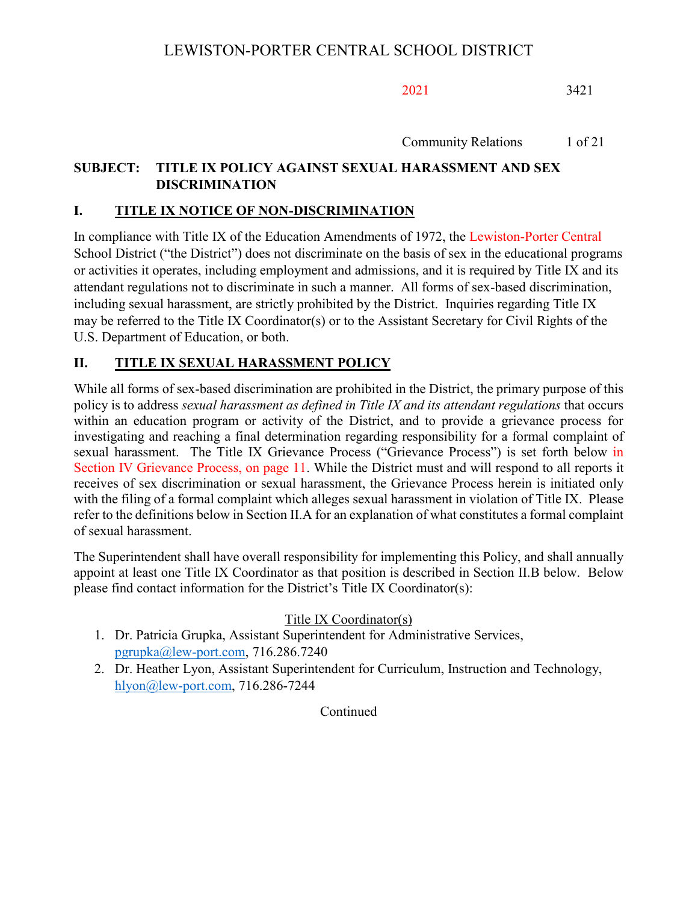# LEWISTON-PORTER CENTRAL SCHOOL DISTRICT

2021 3421

Community Relations

**SUBJECT: TITLE IX POLICY AGAINST SEXUAL HARASSMENT AND SEX DISCRIMINATION**

## I. TITLE IX NOTICE OF NON-DISCRIMINATION

In compliance with Title IX of the Education Amendments of 1972, the Lewiston-Porter Central School District ("the District") does not discriminate on the basis of sex in the educational programs or activities it operates, including employment and admissions, and it is required by Title IX and its attendant regulations not to discriminate in such a manner. All forms of sex-based discrimination, including sexual harassment, are strictly prohibited by the District. Inquiries regarding Title IX may be referred to the Title IX Coordinator(s) or to the Assistant Secretary for Civil Rights of the U.S. Department of Education, or both.

## II. TITLE IX SEXUAL HARASSMENT POLICY

While all forms of sex-based discrimination are prohibited in the District, the primary purpose of this policy is to address *sexual harassment as defined in Title IX and its attendant regulations* that occurs within an education program or activity of the District, and to provide a grievance process for investigating and reaching a final determination regarding responsibility for a formal complaint of sexual harassment. The Title IX Grievance Process ("Grievance Process") is set forth below in Section IV Grievance Process, on page 11. While the District must and will respond to all reports it receives of sex discrimination or sexual harassment, the Grievance Process herein is initiated only with the filing of a formal complaint which alleges sexual harassment in violation of Title IX. Please refer to the definitions below in Section II.A for an explanation of what constitutes a formal complaint of sexual harassment.

The Superintendent shall have overall responsibility for implementing this Policy, and shall annually appoint at least one Title IX Coordinator as that position is described in Section II.B below. Below please find contact information for the District's Title IX Coordinator(s):

Title IX Coordinator(s)

1. Dr. Patricia Grupka, Assistant Superintendent for Administrative Services, pgrupka@lew-port.com, 716.286.7240
2. Dr. Heather Lyon, Assistant Superintendent for Curriculum, Instruction and Technology, hlyon@lew-port.com, 716.286-7244

Continued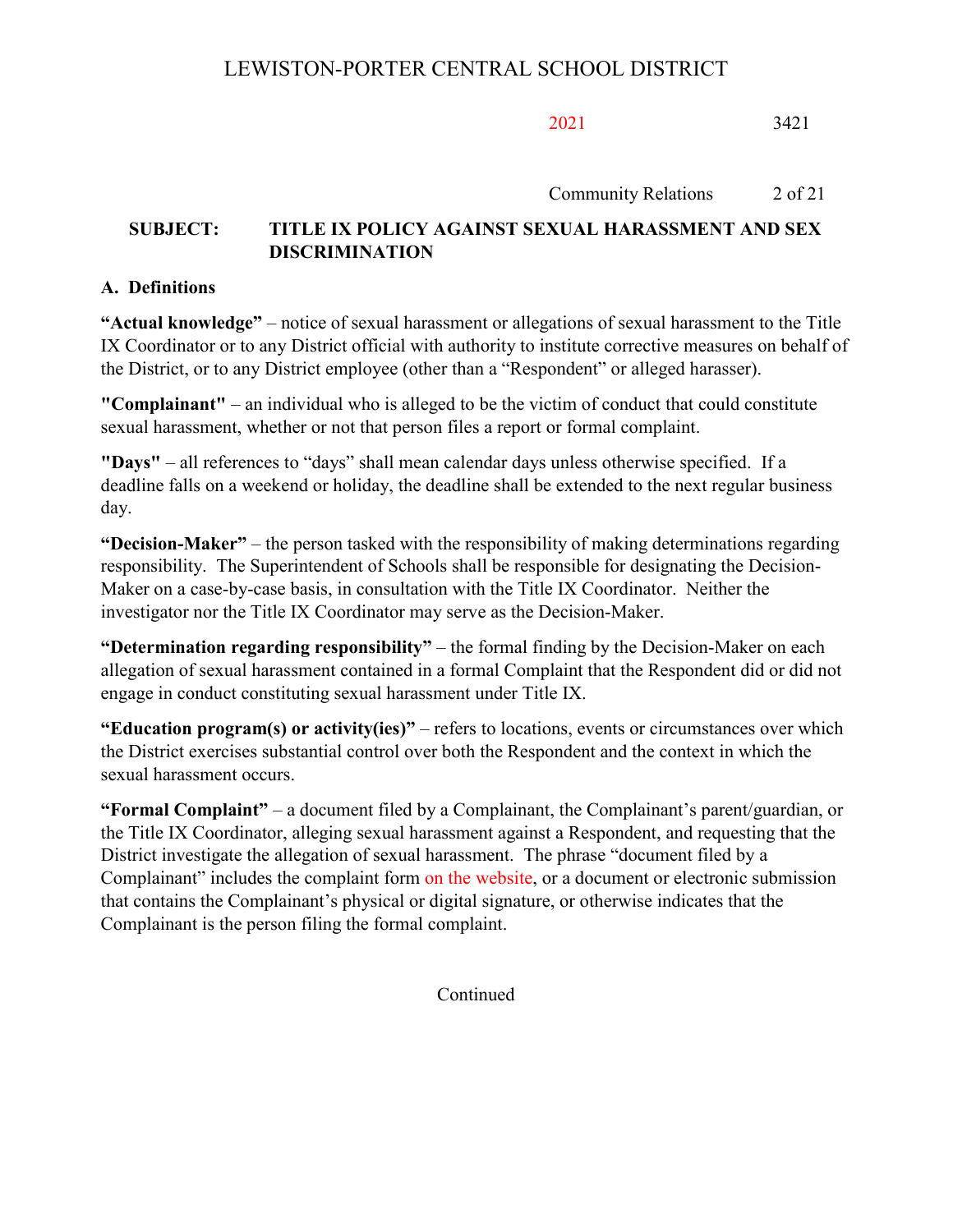**SUBJECT: TITLE IX POLICY AGAINST SEXUAL HARASSMENT AND SEX DISCRIMINATION**

## A. Definitions

**"Actual knowledge"** – notice of sexual harassment or allegations of sexual harassment to the Title IX Coordinator or to any District official with authority to institute corrective measures on behalf of the District, or to any District employee (other than a "Respondent" or alleged harasser).

**"Complainant"** – an individual who is alleged to be the victim of conduct that could constitute sexual harassment, whether or not that person files a report or formal complaint.

**"Days"** – all references to "days" shall mean calendar days unless otherwise specified. If a deadline falls on a weekend or holiday, the deadline shall be extended to the next regular business day.

**"Decision-Maker"** – the person tasked with the responsibility of making determinations regarding responsibility. The Superintendent of Schools shall be responsible for designating the Decision-Maker on a case-by-case basis, in consultation with the Title IX Coordinator. Neither the investigator nor the Title IX Coordinator may serve as the Decision-Maker.

**"Determination regarding responsibility"** – the formal finding by the Decision-Maker on each allegation of sexual harassment contained in a formal Complaint that the Respondent did or did not engage in conduct constituting sexual harassment under Title IX.

**"Education program(s) or activity(ies)"** – refers to locations, events or circumstances over which the District exercises substantial control over both the Respondent and the context in which the sexual harassment occurs.

**"Formal Complaint"** – a document filed by a Complainant, the Complainant's parent/guardian, or the Title IX Coordinator, alleging sexual harassment against a Respondent, and requesting that the District investigate the allegation of sexual harassment. The phrase "document filed by a Complainant" includes the complaint form on the website, or a document or electronic submission that contains the Complainant's physical or digital signature, or otherwise indicates that the Complainant is the person filing the formal complaint.

Continued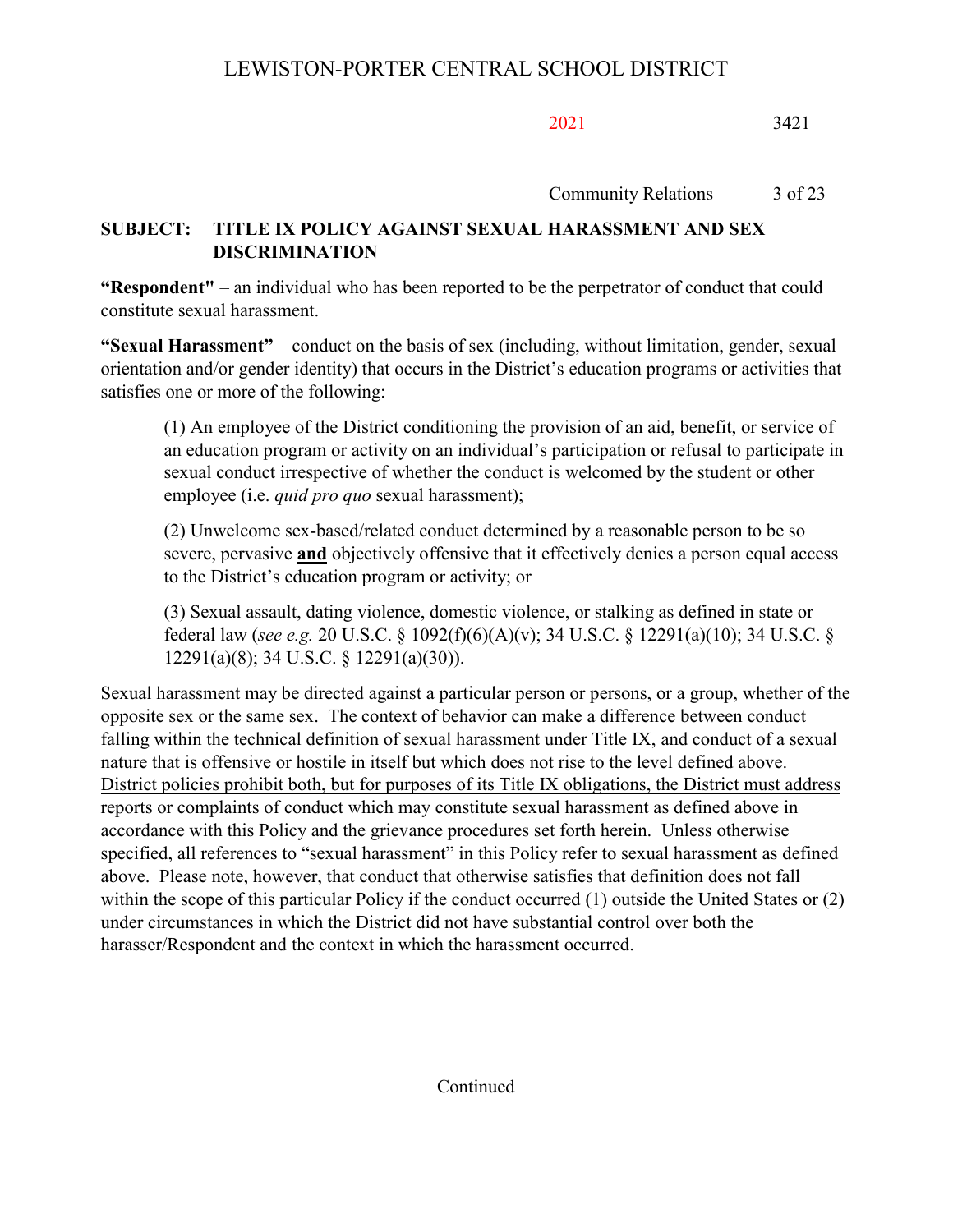**"Respondent"** – an individual who has been reported to be the perpetrator of conduct that could constitute sexual harassment.

**"Sexual Harassment"** – conduct on the basis of sex (including, without limitation, gender, sexual orientation and/or gender identity) that occurs in the District's education programs or activities that satisfies one or more of the following:

(1) An employee of the District conditioning the provision of an aid, benefit, or service of an education program or activity on an individual's participation or refusal to participate in sexual conduct irrespective of whether the conduct is welcomed by the student or other employee (i.e. *quid pro quo* sexual harassment);

(2) Unwelcome sex-based/related conduct determined by a reasonable person to be so severe, pervasive <u>**and**</u> objectively offensive that it effectively denies a person equal access to the District's education program or activity; or

(3) Sexual assault, dating violence, domestic violence, or stalking as defined in state or federal law (*see e.g.* 20 U.S.C. § 1092(f)(6)(A)(v); 34 U.S.C. § 12291(a)(10); 34 U.S.C. § 12291(a)(8); 34 U.S.C. § 12291(a)(30)).

Sexual harassment may be directed against a particular person or persons, or a group, whether of the opposite sex or the same sex. The context of behavior can make a difference between conduct falling within the technical definition of sexual harassment under Title IX, and conduct of a sexual nature that is offensive or hostile in itself but which does not rise to the level defined above. <u>District policies prohibit both, but for purposes of its Title IX obligations, the District must address reports or complaints of conduct which may constitute sexual harassment as defined above in accordance with this Policy and the grievance procedures set forth herein.</u> Unless otherwise specified, all references to "sexual harassment" in this Policy refer to sexual harassment as defined above. Please note, however, that conduct that otherwise satisfies that definition does not fall within the scope of this particular Policy if the conduct occurred (1) outside the United States or (2) under circumstances in which the District did not have substantial control over both the harasser/Respondent and the context in which the harassment occurred.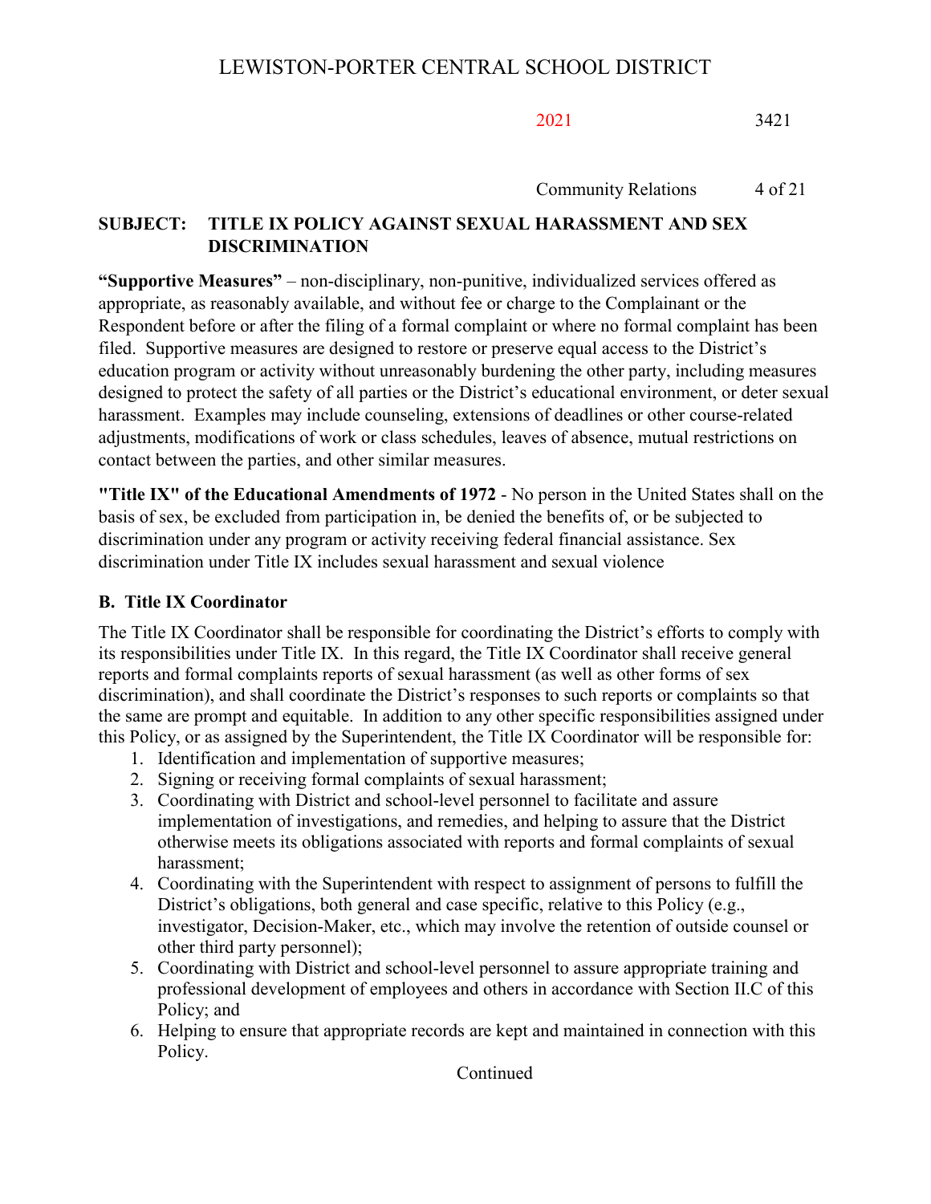**"Supportive Measures"** – non-disciplinary, non-punitive, individualized services offered as appropriate, as reasonably available, and without fee or charge to the Complainant or the Respondent before or after the filing of a formal complaint or where no formal complaint has been filed. Supportive measures are designed to restore or preserve equal access to the District's education program or activity without unreasonably burdening the other party, including measures designed to protect the safety of all parties or the District's educational environment, or deter sexual harassment. Examples may include counseling, extensions of deadlines or other course-related adjustments, modifications of work or class schedules, leaves of absence, mutual restrictions on contact between the parties, and other similar measures.

**"Title IX" of the Educational Amendments of 1972** - No person in the United States shall on the basis of sex, be excluded from participation in, be denied the benefits of, or be subjected to discrimination under any program or activity receiving federal financial assistance. Sex discrimination under Title IX includes sexual harassment and sexual violence

### B. Title IX Coordinator

The Title IX Coordinator shall be responsible for coordinating the District's efforts to comply with its responsibilities under Title IX. In this regard, the Title IX Coordinator shall receive general reports and formal complaints reports of sexual harassment (as well as other forms of sex discrimination), and shall coordinate the District's responses to such reports or complaints so that the same are prompt and equitable. In addition to any other specific responsibilities assigned under this Policy, or as assigned by the Superintendent, the Title IX Coordinator will be responsible for:

1. Identification and implementation of supportive measures;
2. Signing or receiving formal complaints of sexual harassment;
3. Coordinating with District and school-level personnel to facilitate and assure implementation of investigations, and remedies, and helping to assure that the District otherwise meets its obligations associated with reports and formal complaints of sexual harassment;
4. Coordinating with the Superintendent with respect to assignment of persons to fulfill the District's obligations, both general and case specific, relative to this Policy (e.g., investigator, Decision-Maker, etc., which may involve the retention of outside counsel or other third party personnel);
5. Coordinating with District and school-level personnel to assure appropriate training and professional development of employees and others in accordance with Section II.C of this Policy; and
6. Helping to ensure that appropriate records are kept and maintained in connection with this Policy.

Continued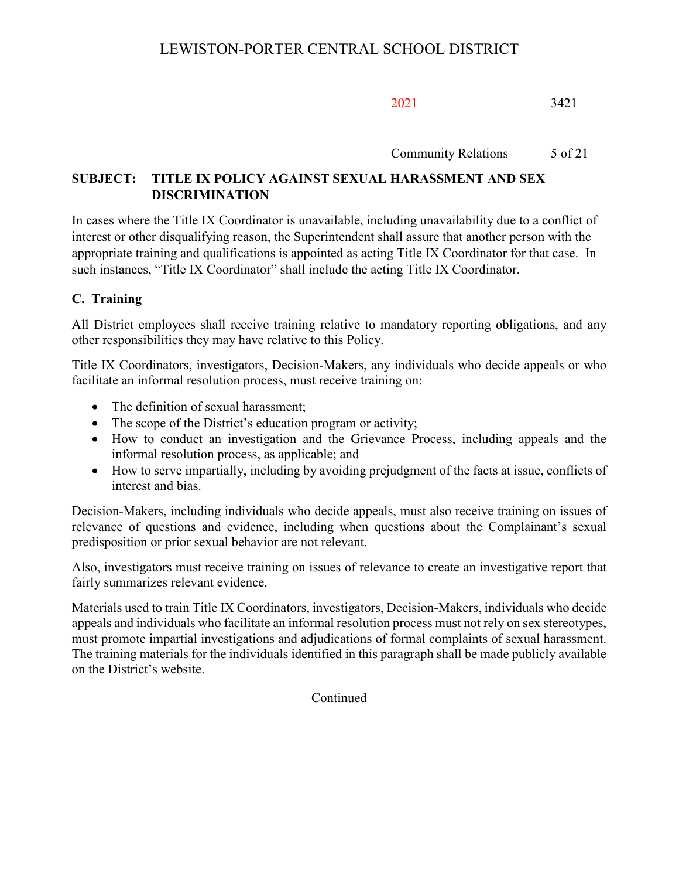In cases where the Title IX Coordinator is unavailable, including unavailability due to a conflict of interest or other disqualifying reason, the Superintendent shall assure that another person with the appropriate training and qualifications is appointed as acting Title IX Coordinator for that case. In such instances, "Title IX Coordinator" shall include the acting Title IX Coordinator.

## C. Training

All District employees shall receive training relative to mandatory reporting obligations, and any other responsibilities they may have relative to this Policy.

Title IX Coordinators, investigators, Decision-Makers, any individuals who decide appeals or who facilitate an informal resolution process, must receive training on:

- The definition of sexual harassment;
- The scope of the District's education program or activity;
- How to conduct an investigation and the Grievance Process, including appeals and the informal resolution process, as applicable; and
- How to serve impartially, including by avoiding prejudgment of the facts at issue, conflicts of interest and bias.

Decision-Makers, including individuals who decide appeals, must also receive training on issues of relevance of questions and evidence, including when questions about the Complainant's sexual predisposition or prior sexual behavior are not relevant.

Also, investigators must receive training on issues of relevance to create an investigative report that fairly summarizes relevant evidence.

Materials used to train Title IX Coordinators, investigators, Decision-Makers, individuals who decide appeals and individuals who facilitate an informal resolution process must not rely on sex stereotypes, must promote impartial investigations and adjudications of formal complaints of sexual harassment. The training materials for the individuals identified in this paragraph shall be made publicly available on the District's website.

Continued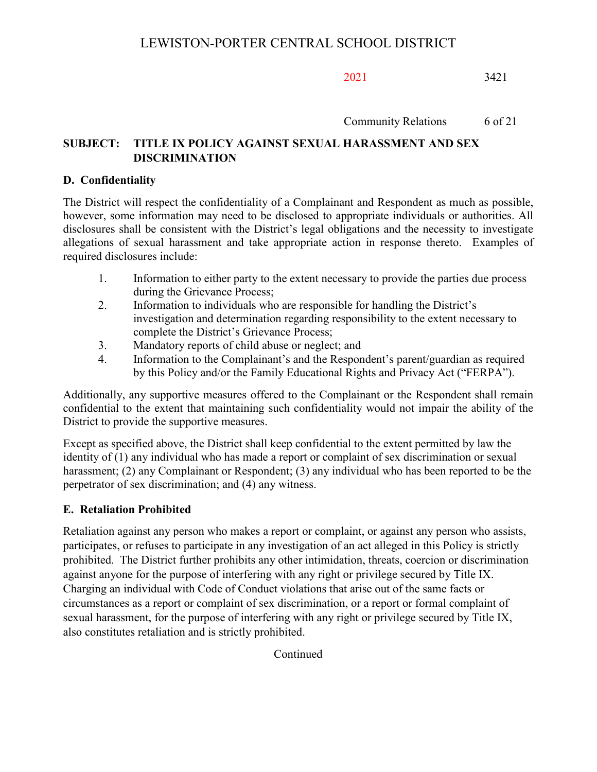## D. Confidentiality

The District will respect the confidentiality of a Complainant and Respondent as much as possible, however, some information may need to be disclosed to appropriate individuals or authorities. All disclosures shall be consistent with the District's legal obligations and the necessity to investigate allegations of sexual harassment and take appropriate action in response thereto. Examples of required disclosures include:

1. Information to either party to the extent necessary to provide the parties due process during the Grievance Process;
2. Information to individuals who are responsible for handling the District's investigation and determination regarding responsibility to the extent necessary to complete the District's Grievance Process;
3. Mandatory reports of child abuse or neglect; and
4. Information to the Complainant's and the Respondent's parent/guardian as required by this Policy and/or the Family Educational Rights and Privacy Act ("FERPA").

Additionally, any supportive measures offered to the Complainant or the Respondent shall remain confidential to the extent that maintaining such confidentiality would not impair the ability of the District to provide the supportive measures.

Except as specified above, the District shall keep confidential to the extent permitted by law the identity of (1) any individual who has made a report or complaint of sex discrimination or sexual harassment; (2) any Complainant or Respondent; (3) any individual who has been reported to be the perpetrator of sex discrimination; and (4) any witness.

## E. Retaliation Prohibited

Retaliation against any person who makes a report or complaint, or against any person who assists, participates, or refuses to participate in any investigation of an act alleged in this Policy is strictly prohibited. The District further prohibits any other intimidation, threats, coercion or discrimination against anyone for the purpose of interfering with any right or privilege secured by Title IX. Charging an individual with Code of Conduct violations that arise out of the same facts or circumstances as a report or complaint of sex discrimination, or a report or formal complaint of sexual harassment, for the purpose of interfering with any right or privilege secured by Title IX, also constitutes retaliation and is strictly prohibited.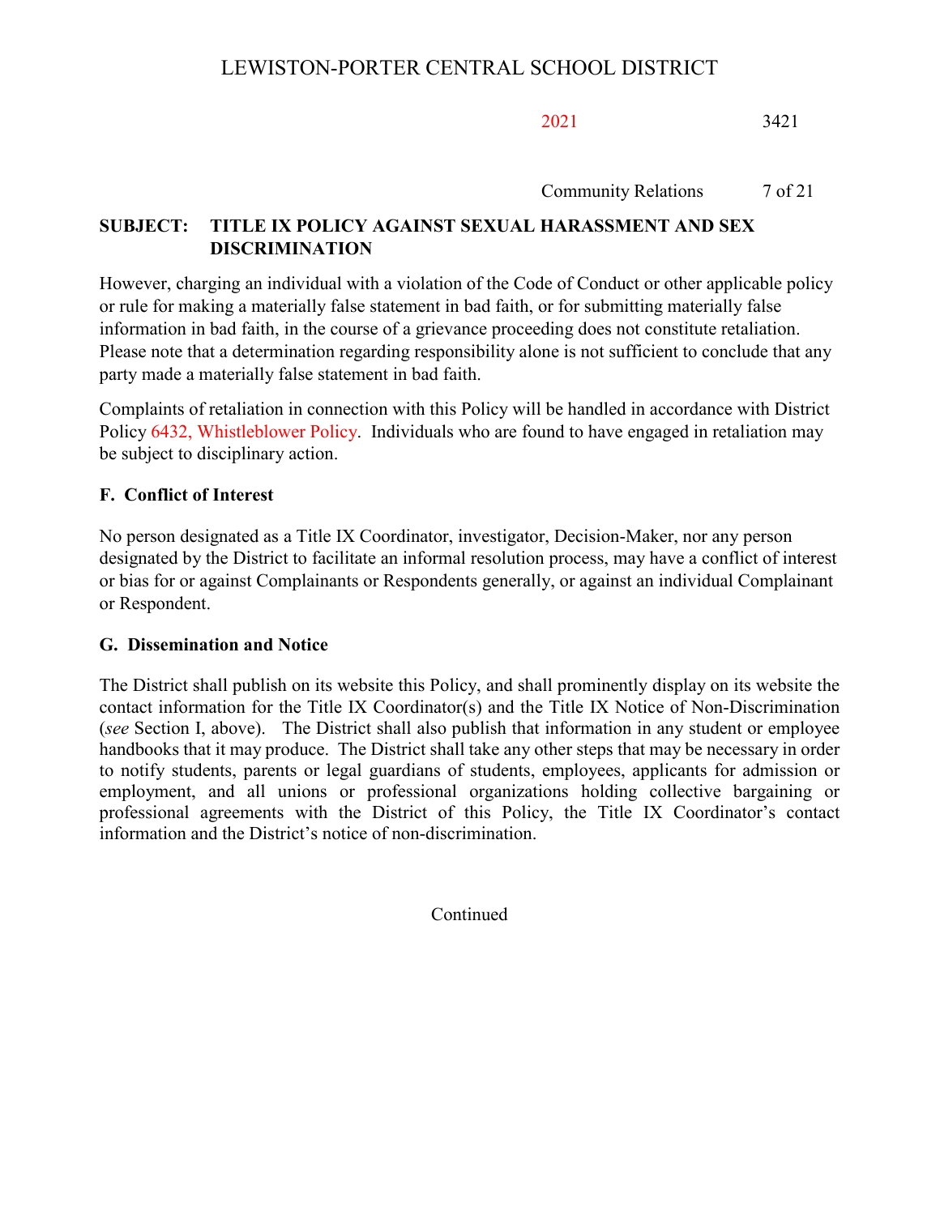However, charging an individual with a violation of the Code of Conduct or other applicable policy or rule for making a materially false statement in bad faith, or for submitting materially false information in bad faith, in the course of a grievance proceeding does not constitute retaliation. Please note that a determination regarding responsibility alone is not sufficient to conclude that any party made a materially false statement in bad faith.

Complaints of retaliation in connection with this Policy will be handled in accordance with District Policy 6432, Whistleblower Policy. Individuals who are found to have engaged in retaliation may be subject to disciplinary action.

### F. Conflict of Interest

No person designated as a Title IX Coordinator, investigator, Decision-Maker, nor any person designated by the District to facilitate an informal resolution process, may have a conflict of interest or bias for or against Complainants or Respondents generally, or against an individual Complainant or Respondent.

### G. Dissemination and Notice

The District shall publish on its website this Policy, and shall prominently display on its website the contact information for the Title IX Coordinator(s) and the Title IX Notice of Non-Discrimination (*see* Section I, above). The District shall also publish that information in any student or employee handbooks that it may produce. The District shall take any other steps that may be necessary in order to notify students, parents or legal guardians of students, employees, applicants for admission or employment, and all unions or professional organizations holding collective bargaining or professional agreements with the District of this Policy, the Title IX Coordinator's contact information and the District's notice of non-discrimination.

Continued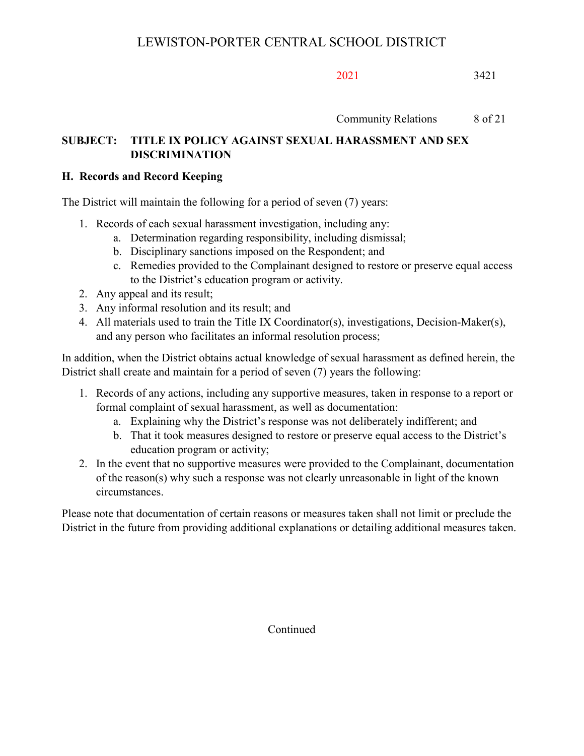**SUBJECT: TITLE IX POLICY AGAINST SEXUAL HARASSMENT AND SEX DISCRIMINATION**

**H. Records and Record Keeping**

The District will maintain the following for a period of seven (7) years:

1. Records of each sexual harassment investigation, including any:
    a. Determination regarding responsibility, including dismissal;
    b. Disciplinary sanctions imposed on the Respondent; and
    c. Remedies provided to the Complainant designed to restore or preserve equal access to the District's education program or activity.
2. Any appeal and its result;
3. Any informal resolution and its result; and
4. All materials used to train the Title IX Coordinator(s), investigations, Decision-Maker(s), and any person who facilitates an informal resolution process;

In addition, when the District obtains actual knowledge of sexual harassment as defined herein, the District shall create and maintain for a period of seven (7) years the following:

1. Records of any actions, including any supportive measures, taken in response to a report or formal complaint of sexual harassment, as well as documentation:
    a. Explaining why the District's response was not deliberately indifferent; and
    b. That it took measures designed to restore or preserve equal access to the District's education program or activity;
2. In the event that no supportive measures were provided to the Complainant, documentation of the reason(s) why such a response was not clearly unreasonable in light of the known circumstances.

Please note that documentation of certain reasons or measures taken shall not limit or preclude the District in the future from providing additional explanations or detailing additional measures taken.

Continued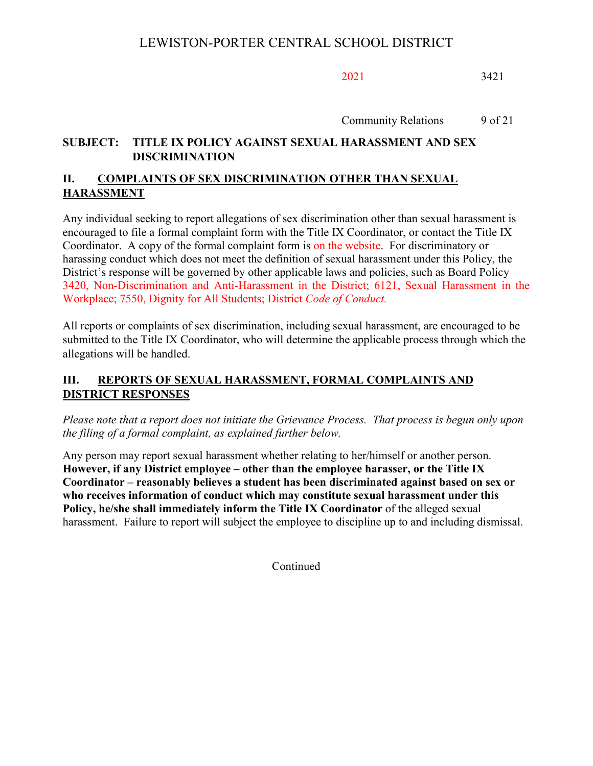## II. COMPLAINTS OF SEX DISCRIMINATION OTHER THAN SEXUAL HARASSMENT

Any individual seeking to report allegations of sex discrimination other than sexual harassment is encouraged to file a formal complaint form with the Title IX Coordinator, or contact the Title IX Coordinator. A copy of the formal complaint form is on the website. For discriminatory or harassing conduct which does not meet the definition of sexual harassment under this Policy, the District's response will be governed by other applicable laws and policies, such as Board Policy 3420, Non-Discrimination and Anti-Harassment in the District; 6121, Sexual Harassment in the Workplace; 7550, Dignity for All Students; District *Code of Conduct.*

All reports or complaints of sex discrimination, including sexual harassment, are encouraged to be submitted to the Title IX Coordinator, who will determine the applicable process through which the allegations will be handled.

## III. REPORTS OF SEXUAL HARASSMENT, FORMAL COMPLAINTS AND DISTRICT RESPONSES

*Please note that a report does not initiate the Grievance Process. That process is begun only upon the filing of a formal complaint, as explained further below.*

Any person may report sexual harassment whether relating to her/himself or another person. **However, if any District employee – other than the employee harasser, or the Title IX Coordinator – reasonably believes a student has been discriminated against based on sex or who receives information of conduct which may constitute sexual harassment under this Policy, he/she shall immediately inform the Title IX Coordinator** of the alleged sexual harassment. Failure to report will subject the employee to discipline up to and including dismissal.

Continued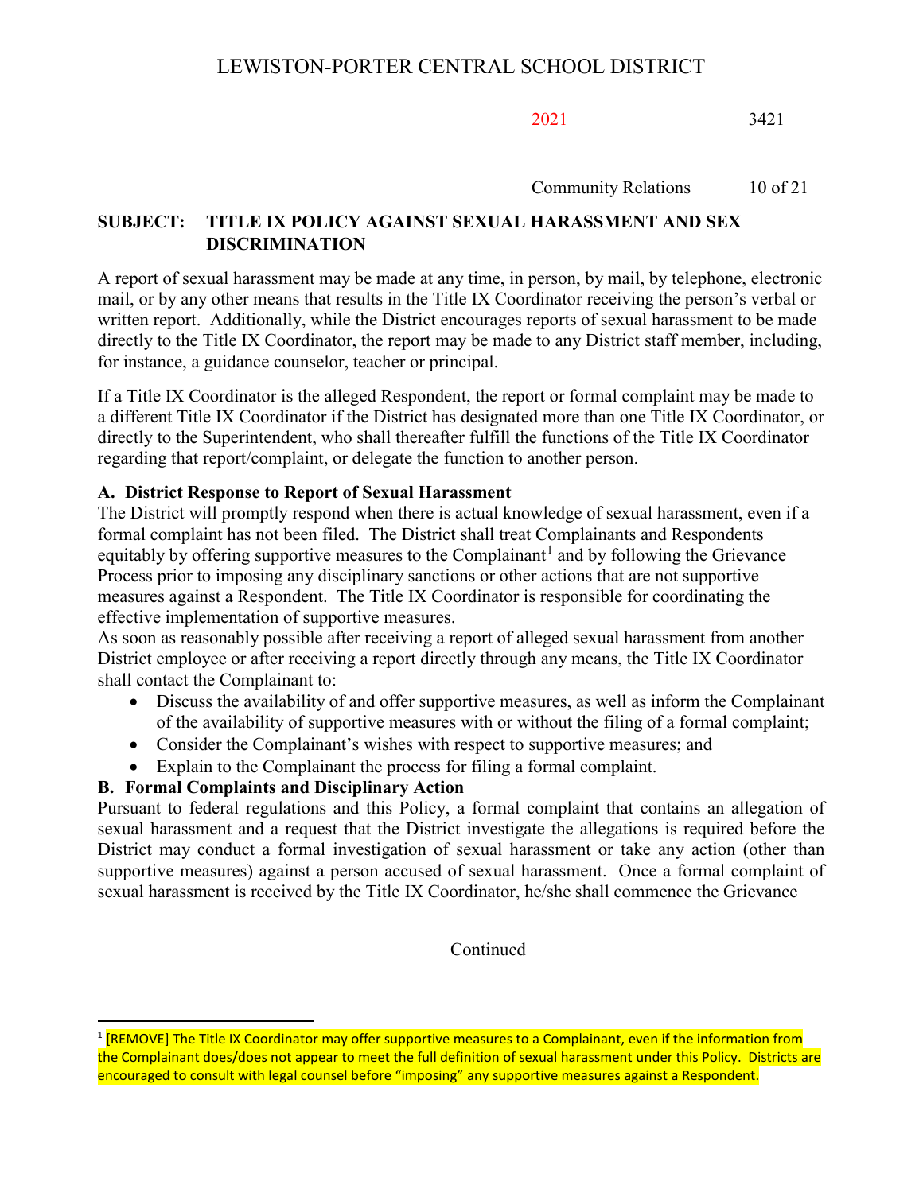A report of sexual harassment may be made at any time, in person, by mail, by telephone, electronic mail, or by any other means that results in the Title IX Coordinator receiving the person's verbal or written report. Additionally, while the District encourages reports of sexual harassment to be made directly to the Title IX Coordinator, the report may be made to any District staff member, including, for instance, a guidance counselor, teacher or principal.

If a Title IX Coordinator is the alleged Respondent, the report or formal complaint may be made to a different Title IX Coordinator if the District has designated more than one Title IX Coordinator, or directly to the Superintendent, who shall thereafter fulfill the functions of the Title IX Coordinator regarding that report/complaint, or delegate the function to another person.

**A. District Response to Report of Sexual Harassment**

The District will promptly respond when there is actual knowledge of sexual harassment, even if a formal complaint has not been filed. The District shall treat Complainants and Respondents equitably by offering supportive measures to the Complainant[1] and by following the Grievance Process prior to imposing any disciplinary sanctions or other actions that are not supportive measures against a Respondent. The Title IX Coordinator is responsible for coordinating the effective implementation of supportive measures.

As soon as reasonably possible after receiving a report of alleged sexual harassment from another District employee or after receiving a report directly through any means, the Title IX Coordinator shall contact the Complainant to:

- Discuss the availability of and offer supportive measures, as well as inform the Complainant of the availability of supportive measures with or without the filing of a formal complaint;
- Consider the Complainant's wishes with respect to supportive measures; and
- Explain to the Complainant the process for filing a formal complaint.

**B. Formal Complaints and Disciplinary Action**

Pursuant to federal regulations and this Policy, a formal complaint that contains an allegation of sexual harassment and a request that the District investigate the allegations is required before the District may conduct a formal investigation of sexual harassment or take any action (other than supportive measures) against a person accused of sexual harassment. Once a formal complaint of sexual harassment is received by the Title IX Coordinator, he/she shall commence the Grievance

Continued

[1] [REMOVE] The Title IX Coordinator may offer supportive measures to a Complainant, even if the information from the Complainant does/does not appear to meet the full definition of sexual harassment under this Policy. Districts are encouraged to consult with legal counsel before "imposing" any supportive measures against a Respondent.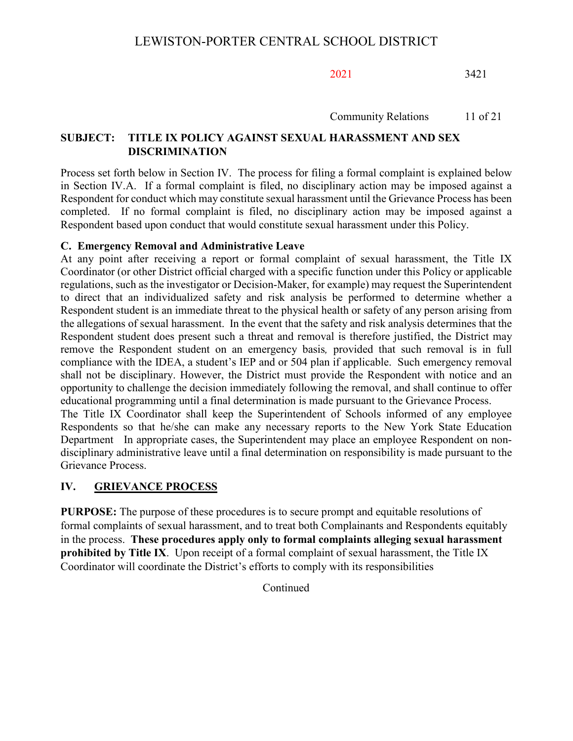Process set forth below in Section IV. The process for filing a formal complaint is explained below in Section IV.A. If a formal complaint is filed, no disciplinary action may be imposed against a Respondent for conduct which may constitute sexual harassment until the Grievance Process has been completed. If no formal complaint is filed, no disciplinary action may be imposed against a Respondent based upon conduct that would constitute sexual harassment under this Policy.

**C. Emergency Removal and Administrative Leave**

At any point after receiving a report or formal complaint of sexual harassment, the Title IX Coordinator (or other District official charged with a specific function under this Policy or applicable regulations, such as the investigator or Decision-Maker, for example) may request the Superintendent to direct that an individualized safety and risk analysis be performed to determine whether a Respondent student is an immediate threat to the physical health or safety of any person arising from the allegations of sexual harassment. In the event that the safety and risk analysis determines that the Respondent student does present such a threat and removal is therefore justified, the District may remove the Respondent student on an emergency basis*,* provided that such removal is in full compliance with the IDEA, a student's IEP and or 504 plan if applicable. Such emergency removal shall not be disciplinary. However, the District must provide the Respondent with notice and an opportunity to challenge the decision immediately following the removal, and shall continue to offer educational programming until a final determination is made pursuant to the Grievance Process.

The Title IX Coordinator shall keep the Superintendent of Schools informed of any employee Respondents so that he/she can make any necessary reports to the New York State Education Department In appropriate cases, the Superintendent may place an employee Respondent on non-disciplinary administrative leave until a final determination on responsibility is made pursuant to the Grievance Process.

## IV. GRIEVANCE PROCESS

**PURPOSE:** The purpose of these procedures is to secure prompt and equitable resolutions of formal complaints of sexual harassment, and to treat both Complainants and Respondents equitably in the process. **These procedures apply only to formal complaints alleging sexual harassment prohibited by Title IX**. Upon receipt of a formal complaint of sexual harassment, the Title IX Coordinator will coordinate the District's efforts to comply with its responsibilities

Continued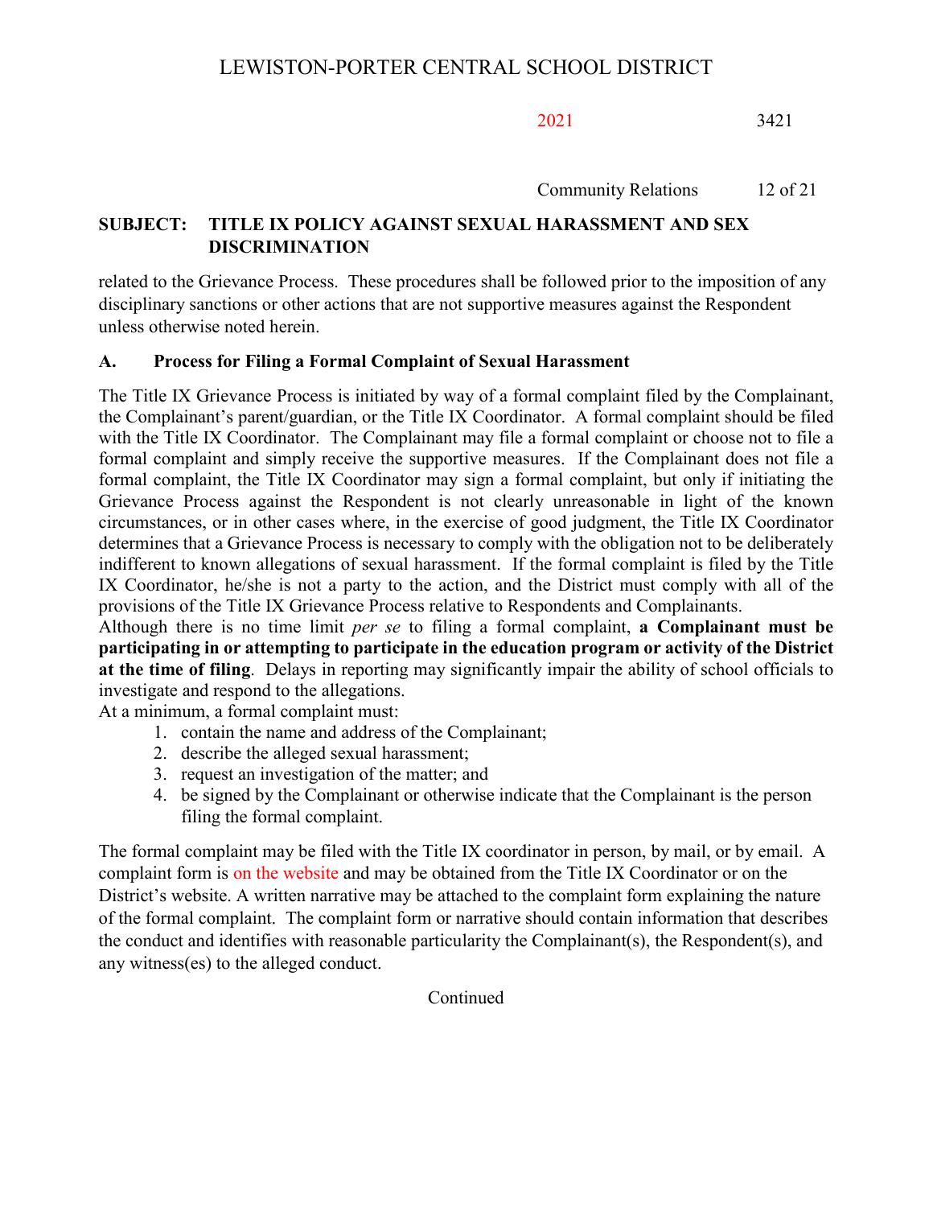related to the Grievance Process. These procedures shall be followed prior to the imposition of any disciplinary sanctions or other actions that are not supportive measures against the Respondent unless otherwise noted herein.

**A. Process for Filing a Formal Complaint of Sexual Harassment**

The Title IX Grievance Process is initiated by way of a formal complaint filed by the Complainant, the Complainant's parent/guardian, or the Title IX Coordinator. A formal complaint should be filed with the Title IX Coordinator. The Complainant may file a formal complaint or choose not to file a formal complaint and simply receive the supportive measures. If the Complainant does not file a formal complaint, the Title IX Coordinator may sign a formal complaint, but only if initiating the Grievance Process against the Respondent is not clearly unreasonable in light of the known circumstances, or in other cases where, in the exercise of good judgment, the Title IX Coordinator determines that a Grievance Process is necessary to comply with the obligation not to be deliberately indifferent to known allegations of sexual harassment. If the formal complaint is filed by the Title IX Coordinator, he/she is not a party to the action, and the District must comply with all of the provisions of the Title IX Grievance Process relative to Respondents and Complainants.

Although there is no time limit *per se* to filing a formal complaint, **a Complainant must be participating in or attempting to participate in the education program or activity of the District at the time of filing**. Delays in reporting may significantly impair the ability of school officials to investigate and respond to the allegations.

At a minimum, a formal complaint must:

1. contain the name and address of the Complainant;
2. describe the alleged sexual harassment;
3. request an investigation of the matter; and
4. be signed by the Complainant or otherwise indicate that the Complainant is the person filing the formal complaint.

The formal complaint may be filed with the Title IX coordinator in person, by mail, or by email. A complaint form is on the website and may be obtained from the Title IX Coordinator or on the District's website. A written narrative may be attached to the complaint form explaining the nature of the formal complaint. The complaint form or narrative should contain information that describes the conduct and identifies with reasonable particularity the Complainant(s), the Respondent(s), and any witness(es) to the alleged conduct.

Continued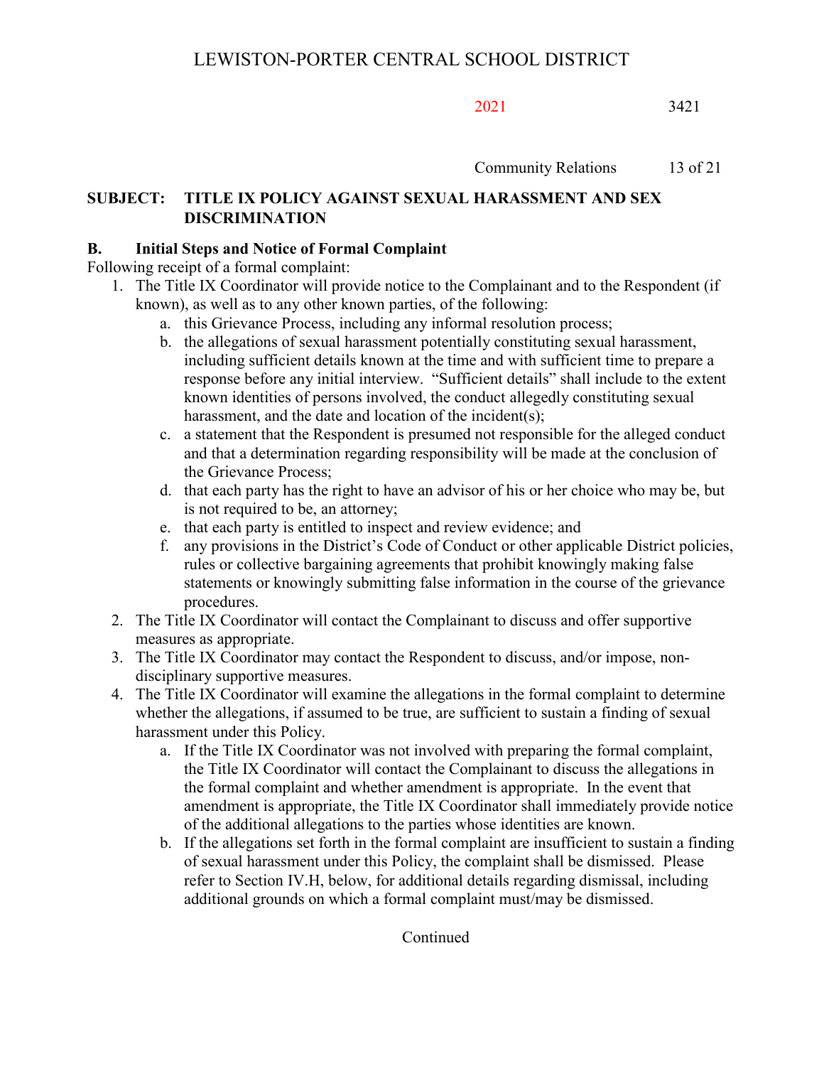## B. Initial Steps and Notice of Formal Complaint

Following receipt of a formal complaint:

1. The Title IX Coordinator will provide notice to the Complainant and to the Respondent (if known), as well as to any other known parties, of the following:
   a. this Grievance Process, including any informal resolution process;
   b. the allegations of sexual harassment potentially constituting sexual harassment, including sufficient details known at the time and with sufficient time to prepare a response before any initial interview. "Sufficient details" shall include to the extent known identities of persons involved, the conduct allegedly constituting sexual harassment, and the date and location of the incident(s);
   c. a statement that the Respondent is presumed not responsible for the alleged conduct and that a determination regarding responsibility will be made at the conclusion of the Grievance Process;
   d. that each party has the right to have an advisor of his or her choice who may be, but is not required to be, an attorney;
   e. that each party is entitled to inspect and review evidence; and
   f. any provisions in the District's Code of Conduct or other applicable District policies, rules or collective bargaining agreements that prohibit knowingly making false statements or knowingly submitting false information in the course of the grievance procedures.
2. The Title IX Coordinator will contact the Complainant to discuss and offer supportive measures as appropriate.
3. The Title IX Coordinator may contact the Respondent to discuss, and/or impose, non-disciplinary supportive measures.
4. The Title IX Coordinator will examine the allegations in the formal complaint to determine whether the allegations, if assumed to be true, are sufficient to sustain a finding of sexual harassment under this Policy.
   a. If the Title IX Coordinator was not involved with preparing the formal complaint, the Title IX Coordinator will contact the Complainant to discuss the allegations in the formal complaint and whether amendment is appropriate. In the event that amendment is appropriate, the Title IX Coordinator shall immediately provide notice of the additional allegations to the parties whose identities are known.
   b. If the allegations set forth in the formal complaint are insufficient to sustain a finding of sexual harassment under this Policy, the complaint shall be dismissed. Please refer to Section IV.H, below, for additional details regarding dismissal, including additional grounds on which a formal complaint must/may be dismissed.

Continued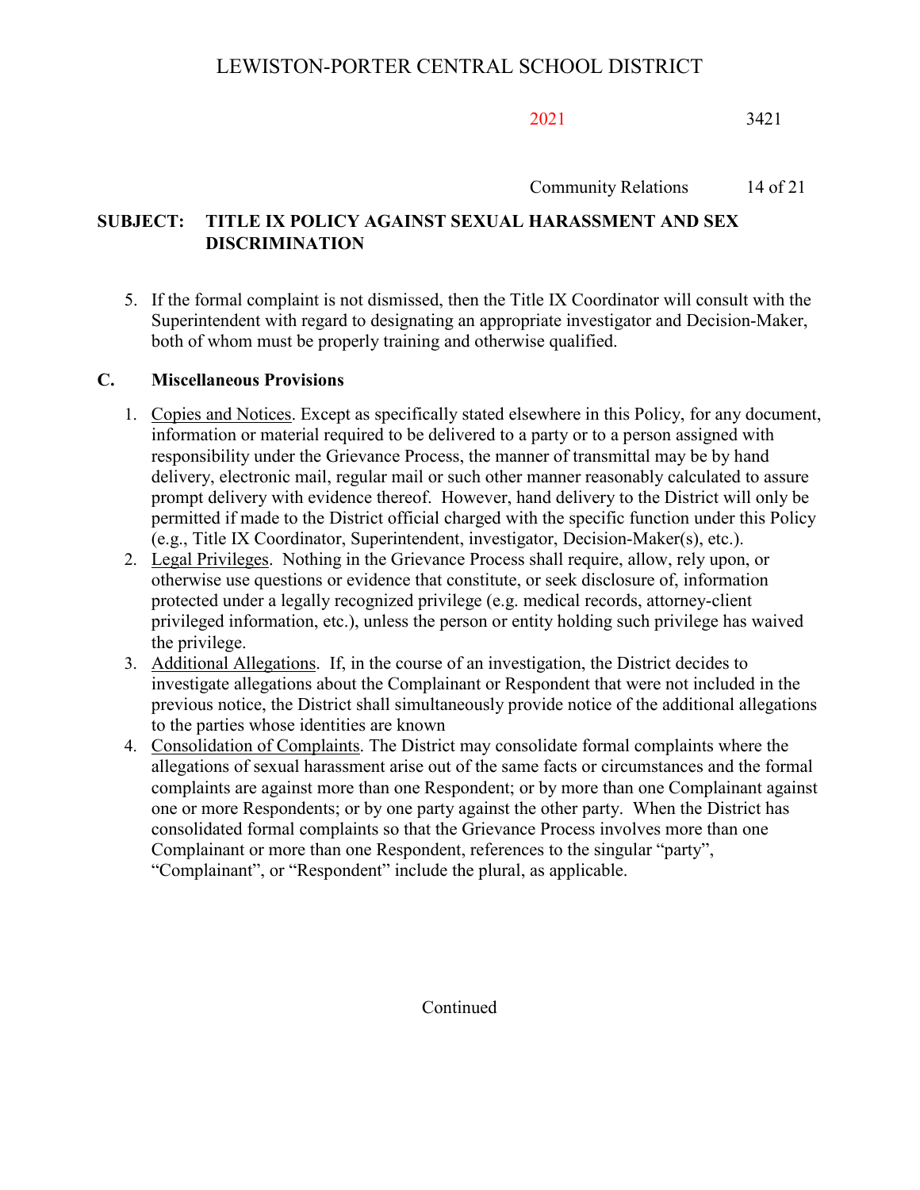5. If the formal complaint is not dismissed, then the Title IX Coordinator will consult with the Superintendent with regard to designating an appropriate investigator and Decision-Maker, both of whom must be properly training and otherwise qualified.

## C. Miscellaneous Provisions

1. Copies and Notices. Except as specifically stated elsewhere in this Policy, for any document, information or material required to be delivered to a party or to a person assigned with responsibility under the Grievance Process, the manner of transmittal may be by hand delivery, electronic mail, regular mail or such other manner reasonably calculated to assure prompt delivery with evidence thereof. However, hand delivery to the District will only be permitted if made to the District official charged with the specific function under this Policy (e.g., Title IX Coordinator, Superintendent, investigator, Decision-Maker(s), etc.).
2. Legal Privileges. Nothing in the Grievance Process shall require, allow, rely upon, or otherwise use questions or evidence that constitute, or seek disclosure of, information protected under a legally recognized privilege (e.g. medical records, attorney-client privileged information, etc.), unless the person or entity holding such privilege has waived the privilege.
3. Additional Allegations. If, in the course of an investigation, the District decides to investigate allegations about the Complainant or Respondent that were not included in the previous notice, the District shall simultaneously provide notice of the additional allegations to the parties whose identities are known
4. Consolidation of Complaints. The District may consolidate formal complaints where the allegations of sexual harassment arise out of the same facts or circumstances and the formal complaints are against more than one Respondent; or by more than one Complainant against one or more Respondents; or by one party against the other party. When the District has consolidated formal complaints so that the Grievance Process involves more than one Complainant or more than one Respondent, references to the singular "party", "Complainant", or "Respondent" include the plural, as applicable.

Continued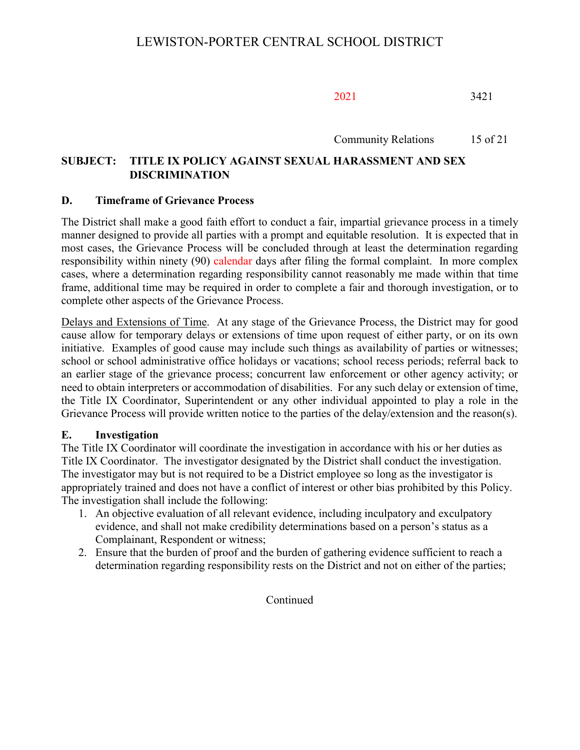## D. Timeframe of Grievance Process

The District shall make a good faith effort to conduct a fair, impartial grievance process in a timely manner designed to provide all parties with a prompt and equitable resolution. It is expected that in most cases, the Grievance Process will be concluded through at least the determination regarding responsibility within ninety (90) calendar days after filing the formal complaint. In more complex cases, where a determination regarding responsibility cannot reasonably me made within that time frame, additional time may be required in order to complete a fair and thorough investigation, or to complete other aspects of the Grievance Process.

Delays and Extensions of Time. At any stage of the Grievance Process, the District may for good cause allow for temporary delays or extensions of time upon request of either party, or on its own initiative. Examples of good cause may include such things as availability of parties or witnesses; school or school administrative office holidays or vacations; school recess periods; referral back to an earlier stage of the grievance process; concurrent law enforcement or other agency activity; or need to obtain interpreters or accommodation of disabilities. For any such delay or extension of time, the Title IX Coordinator, Superintendent or any other individual appointed to play a role in the Grievance Process will provide written notice to the parties of the delay/extension and the reason(s).

## E. Investigation

The Title IX Coordinator will coordinate the investigation in accordance with his or her duties as Title IX Coordinator. The investigator designated by the District shall conduct the investigation. The investigator may but is not required to be a District employee so long as the investigator is appropriately trained and does not have a conflict of interest or other bias prohibited by this Policy. The investigation shall include the following:

1. An objective evaluation of all relevant evidence, including inculpatory and exculpatory evidence, and shall not make credibility determinations based on a person's status as a Complainant, Respondent or witness;
2. Ensure that the burden of proof and the burden of gathering evidence sufficient to reach a determination regarding responsibility rests on the District and not on either of the parties;

Continued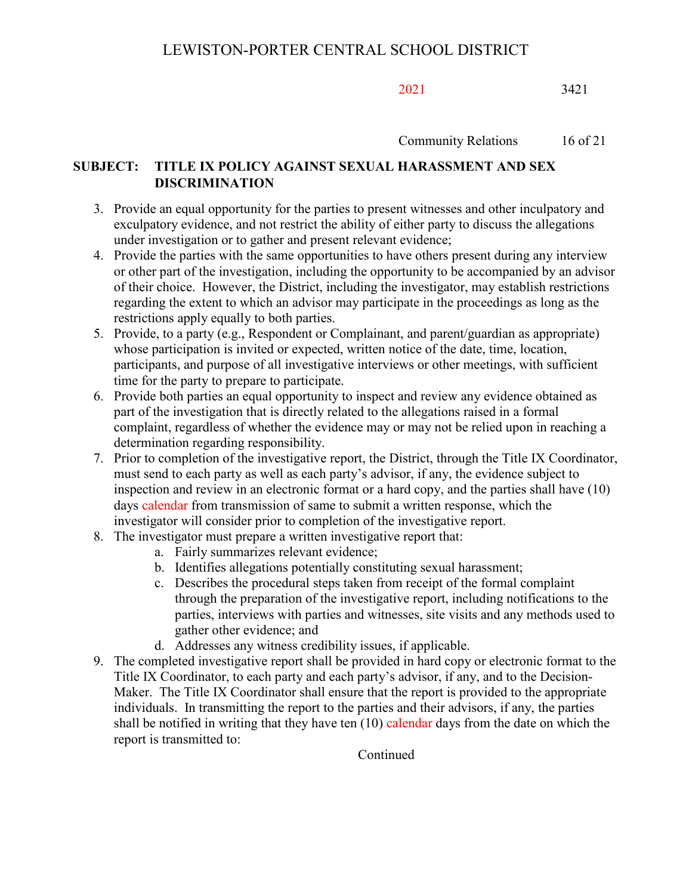3. Provide an equal opportunity for the parties to present witnesses and other inculpatory and exculpatory evidence, and not restrict the ability of either party to discuss the allegations under investigation or to gather and present relevant evidence;
4. Provide the parties with the same opportunities to have others present during any interview or other part of the investigation, including the opportunity to be accompanied by an advisor of their choice. However, the District, including the investigator, may establish restrictions regarding the extent to which an advisor may participate in the proceedings as long as the restrictions apply equally to both parties.
5. Provide, to a party (e.g., Respondent or Complainant, and parent/guardian as appropriate) whose participation is invited or expected, written notice of the date, time, location, participants, and purpose of all investigative interviews or other meetings, with sufficient time for the party to prepare to participate.
6. Provide both parties an equal opportunity to inspect and review any evidence obtained as part of the investigation that is directly related to the allegations raised in a formal complaint, regardless of whether the evidence may or may not be relied upon in reaching a determination regarding responsibility.
7. Prior to completion of the investigative report, the District, through the Title IX Coordinator, must send to each party as well as each party's advisor, if any, the evidence subject to inspection and review in an electronic format or a hard copy, and the parties shall have (10) days calendar from transmission of same to submit a written response, which the investigator will consider prior to completion of the investigative report.
8. The investigator must prepare a written investigative report that:
   a. Fairly summarizes relevant evidence;
   b. Identifies allegations potentially constituting sexual harassment;
   c. Describes the procedural steps taken from receipt of the formal complaint through the preparation of the investigative report, including notifications to the parties, interviews with parties and witnesses, site visits and any methods used to gather other evidence; and
   d. Addresses any witness credibility issues, if applicable.
9. The completed investigative report shall be provided in hard copy or electronic format to the Title IX Coordinator, to each party and each party's advisor, if any, and to the Decision-Maker. The Title IX Coordinator shall ensure that the report is provided to the appropriate individuals. In transmitting the report to the parties and their advisors, if any, the parties shall be notified in writing that they have ten (10) calendar days from the date on which the report is transmitted to:

Continued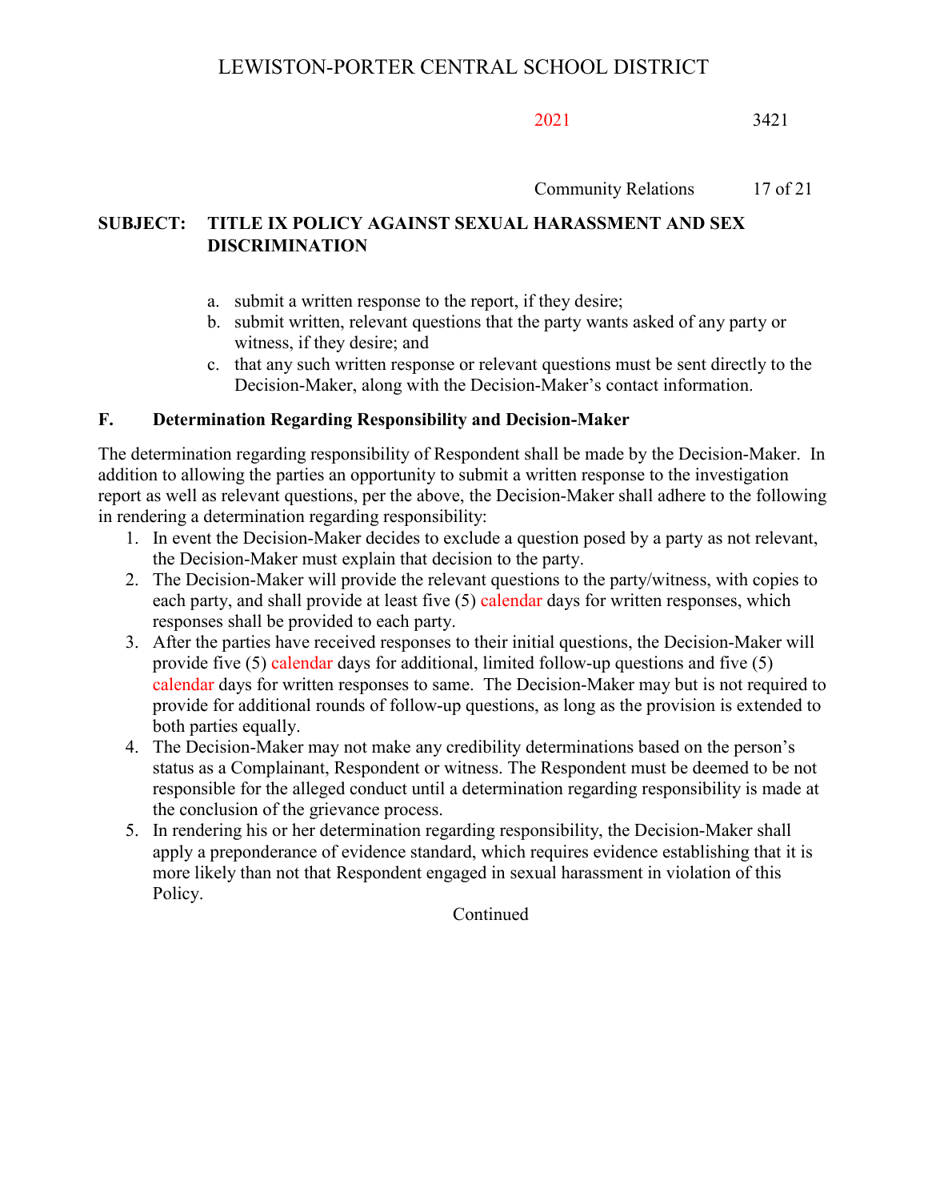**SUBJECT: TITLE IX POLICY AGAINST SEXUAL HARASSMENT AND SEX DISCRIMINATION**

a. submit a written response to the report, if they desire;
b. submit written, relevant questions that the party wants asked of any party or witness, if they desire; and
c. that any such written response or relevant questions must be sent directly to the Decision-Maker, along with the Decision-Maker's contact information.

## F. Determination Regarding Responsibility and Decision-Maker

The determination regarding responsibility of Respondent shall be made by the Decision-Maker. In addition to allowing the parties an opportunity to submit a written response to the investigation report as well as relevant questions, per the above, the Decision-Maker shall adhere to the following in rendering a determination regarding responsibility:

1. In event the Decision-Maker decides to exclude a question posed by a party as not relevant, the Decision-Maker must explain that decision to the party.
2. The Decision-Maker will provide the relevant questions to the party/witness, with copies to each party, and shall provide at least five (5) calendar days for written responses, which responses shall be provided to each party.
3. After the parties have received responses to their initial questions, the Decision-Maker will provide five (5) calendar days for additional, limited follow-up questions and five (5) calendar days for written responses to same. The Decision-Maker may but is not required to provide for additional rounds of follow-up questions, as long as the provision is extended to both parties equally.
4. The Decision-Maker may not make any credibility determinations based on the person's status as a Complainant, Respondent or witness. The Respondent must be deemed to be not responsible for the alleged conduct until a determination regarding responsibility is made at the conclusion of the grievance process.
5. In rendering his or her determination regarding responsibility, the Decision-Maker shall apply a preponderance of evidence standard, which requires evidence establishing that it is more likely than not that Respondent engaged in sexual harassment in violation of this Policy.

Continued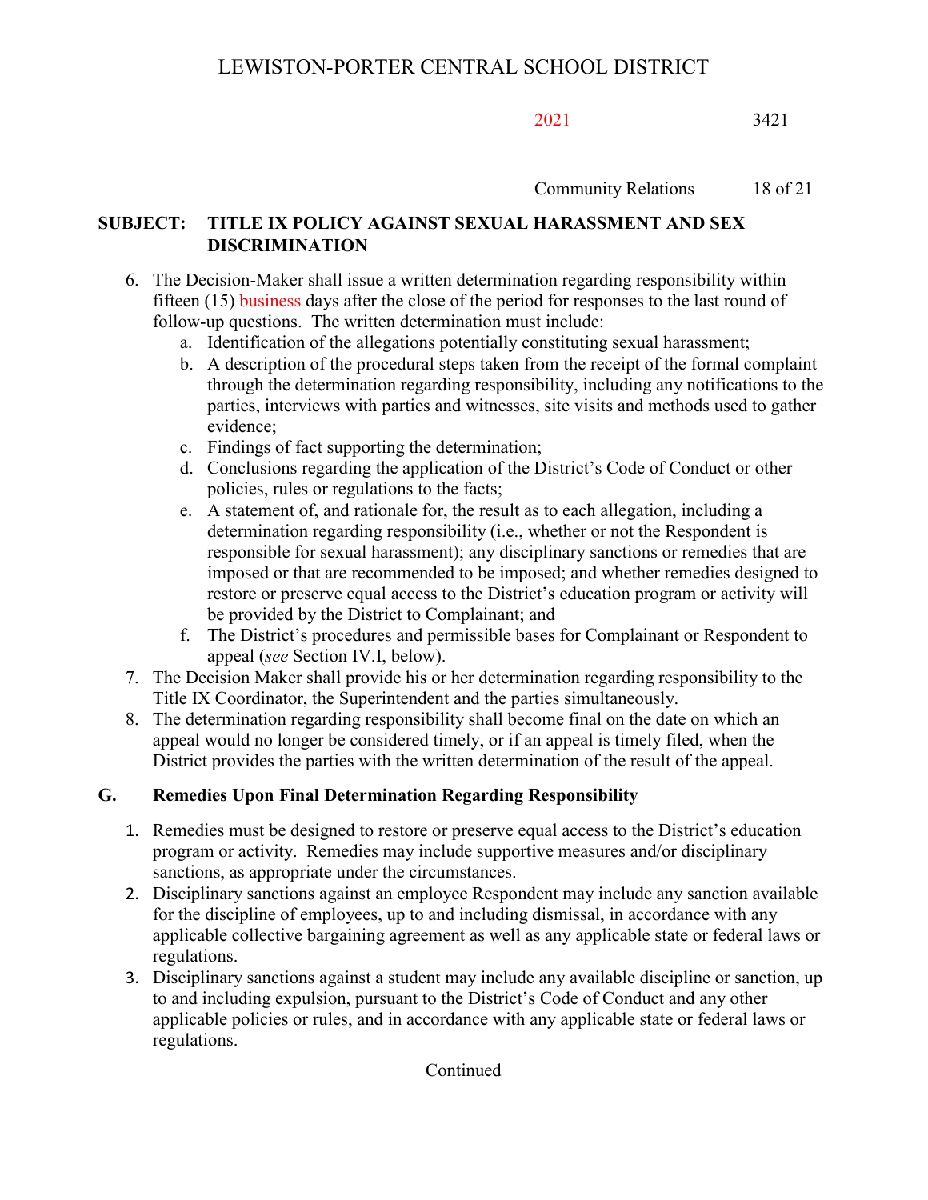6. The Decision-Maker shall issue a written determination regarding responsibility within fifteen (15) business days after the close of the period for responses to the last round of follow-up questions. The written determination must include:
   a. Identification of the allegations potentially constituting sexual harassment;
   b. A description of the procedural steps taken from the receipt of the formal complaint through the determination regarding responsibility, including any notifications to the parties, interviews with parties and witnesses, site visits and methods used to gather evidence;
   c. Findings of fact supporting the determination;
   d. Conclusions regarding the application of the District's Code of Conduct or other policies, rules or regulations to the facts;
   e. A statement of, and rationale for, the result as to each allegation, including a determination regarding responsibility (i.e., whether or not the Respondent is responsible for sexual harassment); any disciplinary sanctions or remedies that are imposed or that are recommended to be imposed; and whether remedies designed to restore or preserve equal access to the District's education program or activity will be provided by the District to Complainant; and
   f. The District's procedures and permissible bases for Complainant or Respondent to appeal (*see* Section IV.I, below).
7. The Decision Maker shall provide his or her determination regarding responsibility to the Title IX Coordinator, the Superintendent and the parties simultaneously.
8. The determination regarding responsibility shall become final on the date on which an appeal would no longer be considered timely, or if an appeal is timely filed, when the District provides the parties with the written determination of the result of the appeal.

## G. Remedies Upon Final Determination Regarding Responsibility

1. Remedies must be designed to restore or preserve equal access to the District's education program or activity. Remedies may include supportive measures and/or disciplinary sanctions, as appropriate under the circumstances.
2. Disciplinary sanctions against an employee Respondent may include any sanction available for the discipline of employees, up to and including dismissal, in accordance with any applicable collective bargaining agreement as well as any applicable state or federal laws or regulations.
3. Disciplinary sanctions against a student may include any available discipline or sanction, up to and including expulsion, pursuant to the District's Code of Conduct and any other applicable policies or rules, and in accordance with any applicable state or federal laws or regulations.

Continued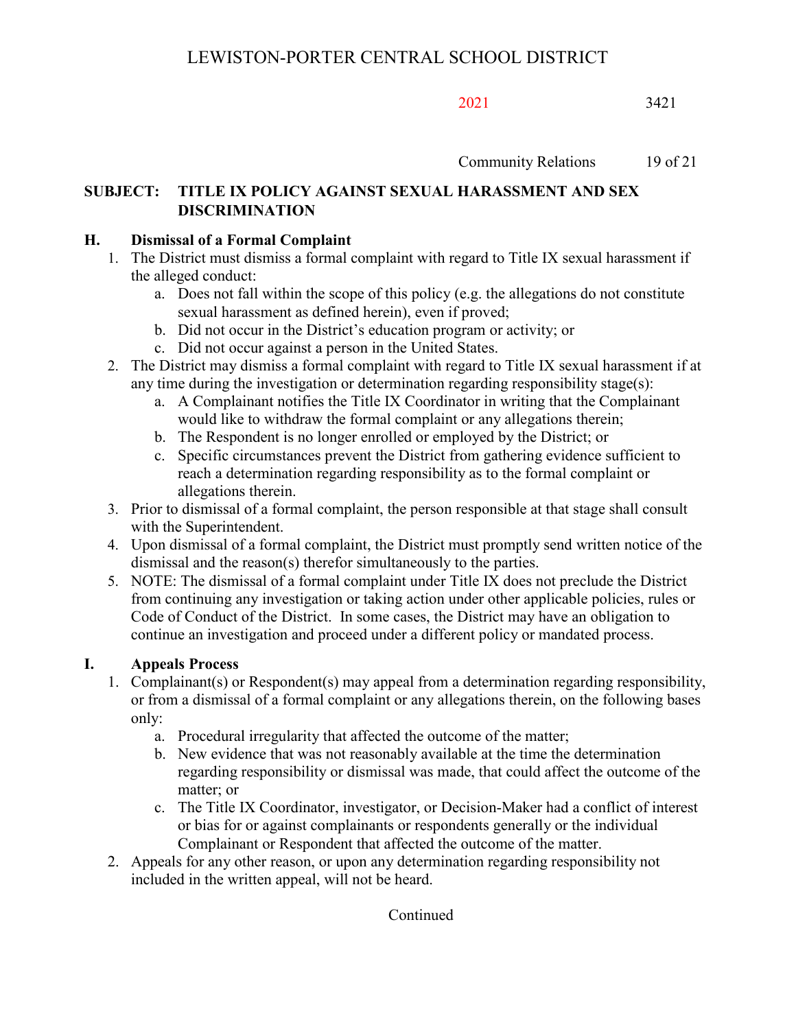## H. Dismissal of a Formal Complaint

1. The District must dismiss a formal complaint with regard to Title IX sexual harassment if the alleged conduct:
   a. Does not fall within the scope of this policy (e.g. the allegations do not constitute sexual harassment as defined herein), even if proved;
   b. Did not occur in the District's education program or activity; or
   c. Did not occur against a person in the United States.
2. The District may dismiss a formal complaint with regard to Title IX sexual harassment if at any time during the investigation or determination regarding responsibility stage(s):
   a. A Complainant notifies the Title IX Coordinator in writing that the Complainant would like to withdraw the formal complaint or any allegations therein;
   b. The Respondent is no longer enrolled or employed by the District; or
   c. Specific circumstances prevent the District from gathering evidence sufficient to reach a determination regarding responsibility as to the formal complaint or allegations therein.
3. Prior to dismissal of a formal complaint, the person responsible at that stage shall consult with the Superintendent.
4. Upon dismissal of a formal complaint, the District must promptly send written notice of the dismissal and the reason(s) therefor simultaneously to the parties.
5. NOTE: The dismissal of a formal complaint under Title IX does not preclude the District from continuing any investigation or taking action under other applicable policies, rules or Code of Conduct of the District. In some cases, the District may have an obligation to continue an investigation and proceed under a different policy or mandated process.

## I. Appeals Process

1. Complainant(s) or Respondent(s) may appeal from a determination regarding responsibility, or from a dismissal of a formal complaint or any allegations therein, on the following bases only:
   a. Procedural irregularity that affected the outcome of the matter;
   b. New evidence that was not reasonably available at the time the determination regarding responsibility or dismissal was made, that could affect the outcome of the matter; or
   c. The Title IX Coordinator, investigator, or Decision-Maker had a conflict of interest or bias for or against complainants or respondents generally or the individual Complainant or Respondent that affected the outcome of the matter.
2. Appeals for any other reason, or upon any determination regarding responsibility not included in the written appeal, will not be heard.

Continued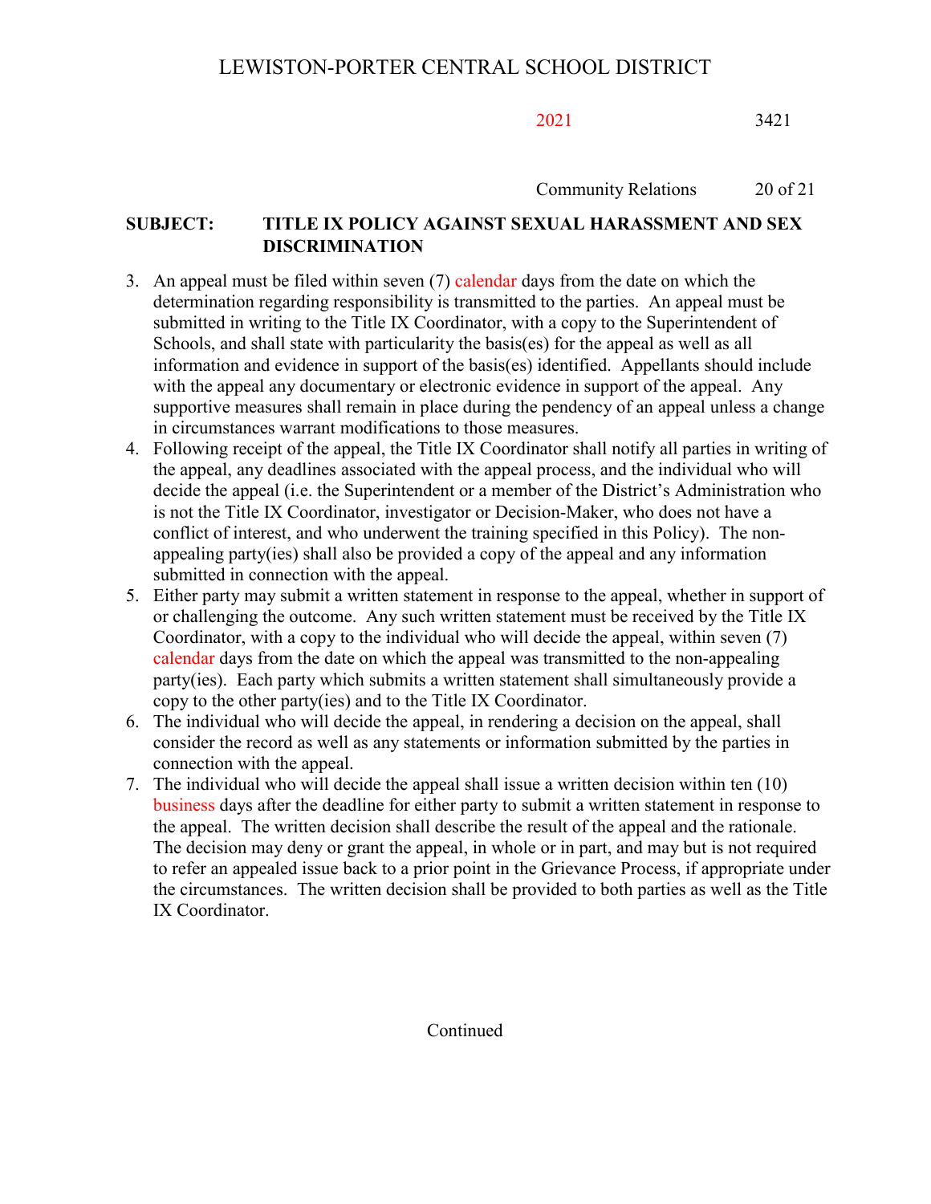**SUBJECT: TITLE IX POLICY AGAINST SEXUAL HARASSMENT AND SEX DISCRIMINATION**

3. An appeal must be filed within seven (7) calendar days from the date on which the determination regarding responsibility is transmitted to the parties. An appeal must be submitted in writing to the Title IX Coordinator, with a copy to the Superintendent of Schools, and shall state with particularity the basis(es) for the appeal as well as all information and evidence in support of the basis(es) identified. Appellants should include with the appeal any documentary or electronic evidence in support of the appeal. Any supportive measures shall remain in place during the pendency of an appeal unless a change in circumstances warrant modifications to those measures.
4. Following receipt of the appeal, the Title IX Coordinator shall notify all parties in writing of the appeal, any deadlines associated with the appeal process, and the individual who will decide the appeal (i.e. the Superintendent or a member of the District's Administration who is not the Title IX Coordinator, investigator or Decision-Maker, who does not have a conflict of interest, and who underwent the training specified in this Policy). The non-appealing party(ies) shall also be provided a copy of the appeal and any information submitted in connection with the appeal.
5. Either party may submit a written statement in response to the appeal, whether in support of or challenging the outcome. Any such written statement must be received by the Title IX Coordinator, with a copy to the individual who will decide the appeal, within seven (7) calendar days from the date on which the appeal was transmitted to the non-appealing party(ies). Each party which submits a written statement shall simultaneously provide a copy to the other party(ies) and to the Title IX Coordinator.
6. The individual who will decide the appeal, in rendering a decision on the appeal, shall consider the record as well as any statements or information submitted by the parties in connection with the appeal.
7. The individual who will decide the appeal shall issue a written decision within ten (10) business days after the deadline for either party to submit a written statement in response to the appeal. The written decision shall describe the result of the appeal and the rationale. The decision may deny or grant the appeal, in whole or in part, and may but is not required to refer an appealed issue back to a prior point in the Grievance Process, if appropriate under the circumstances. The written decision shall be provided to both parties as well as the Title IX Coordinator.

Continued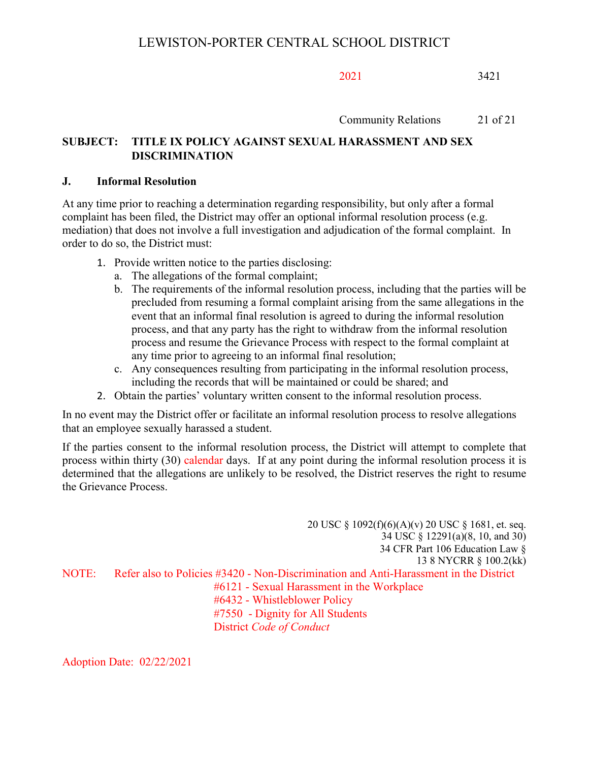**SUBJECT: TITLE IX POLICY AGAINST SEXUAL HARASSMENT AND SEX DISCRIMINATION**

### J. Informal Resolution

At any time prior to reaching a determination regarding responsibility, but only after a formal complaint has been filed, the District may offer an optional informal resolution process (e.g. mediation) that does not involve a full investigation and adjudication of the formal complaint. In order to do so, the District must:

1. Provide written notice to the parties disclosing:
   a. The allegations of the formal complaint;
   b. The requirements of the informal resolution process, including that the parties will be precluded from resuming a formal complaint arising from the same allegations in the event that an informal final resolution is agreed to during the informal resolution process, and that any party has the right to withdraw from the informal resolution process and resume the Grievance Process with respect to the formal complaint at any time prior to agreeing to an informal final resolution;
   c. Any consequences resulting from participating in the informal resolution process, including the records that will be maintained or could be shared; and
2. Obtain the parties' voluntary written consent to the informal resolution process.

In no event may the District offer or facilitate an informal resolution process to resolve allegations that an employee sexually harassed a student.

If the parties consent to the informal resolution process, the District will attempt to complete that process within thirty (30) calendar days. If at any point during the informal resolution process it is determined that the allegations are unlikely to be resolved, the District reserves the right to resume the Grievance Process.

20 USC § 1092(f)(6)(A)(v) 20 USC § 1681, et. seq.
34 USC § 12291(a)(8, 10, and 30)
34 CFR Part 106 Education Law §
13 8 NYCRR § 100.2(kk)

NOTE: Refer also to Policies #3420 - Non-Discrimination and Anti-Harassment in the District
#6121 - Sexual Harassment in the Workplace
#6432 - Whistleblower Policy
#7550 - Dignity for All Students
District *Code of Conduct*

Adoption Date: 02/22/2021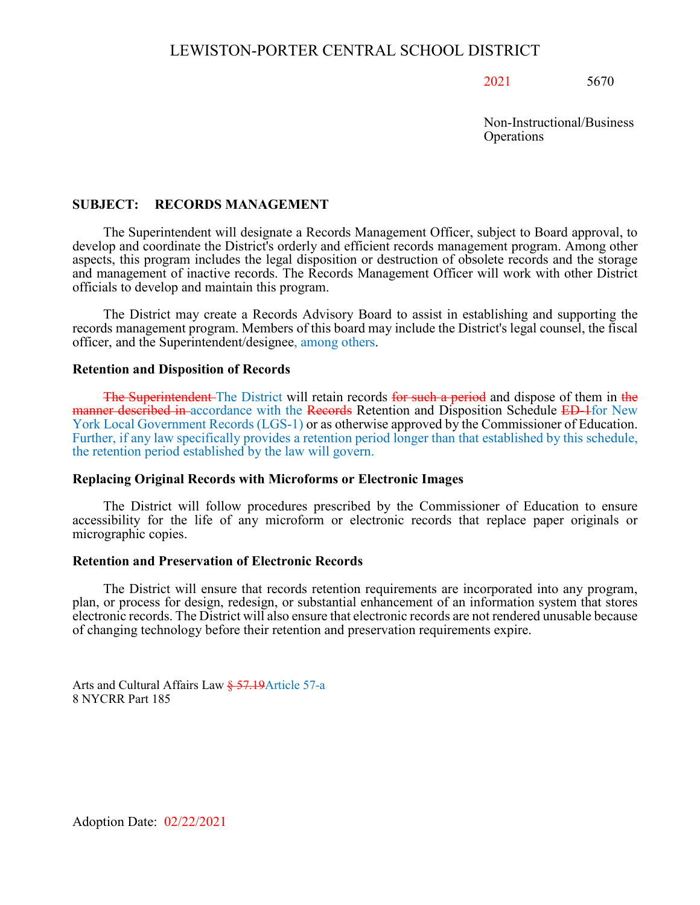LEWISTON-PORTER CENTRAL SCHOOL DISTRICT

2021 5670

Non-Instructional/Business Operations

**SUBJECT: RECORDS MANAGEMENT**

The Superintendent will designate a Records Management Officer, subject to Board approval, to develop and coordinate the District's orderly and efficient records management program. Among other aspects, this program includes the legal disposition or destruction of obsolete records and the storage and management of inactive records. The Records Management Officer will work with other District officials to develop and maintain this program.

The District may create a Records Advisory Board to assist in establishing and supporting the records management program. Members of this board may include the District's legal counsel, the fiscal officer, and the Superintendent/designee, among others.

**Retention and Disposition of Records**

~~The Superintendent~~ The District will retain records ~~for such a period~~ and dispose of them in ~~the manner described in~~ accordance with the ~~Records~~ Retention and Disposition Schedule ~~ED-1~~ for New York Local Government Records (LGS-1) or as otherwise approved by the Commissioner of Education. Further, if any law specifically provides a retention period longer than that established by this schedule, the retention period established by the law will govern.

**Replacing Original Records with Microforms or Electronic Images**

The District will follow procedures prescribed by the Commissioner of Education to ensure accessibility for the life of any microform or electronic records that replace paper originals or micrographic copies.

**Retention and Preservation of Electronic Records**

The District will ensure that records retention requirements are incorporated into any program, plan, or process for design, redesign, or substantial enhancement of an information system that stores electronic records. The District will also ensure that electronic records are not rendered unusable because of changing technology before their retention and preservation requirements expire.

Arts and Cultural Affairs Law ~~§ 57.19~~ Article 57-a
8 NYCRR Part 185

Adoption Date: 02/22/2021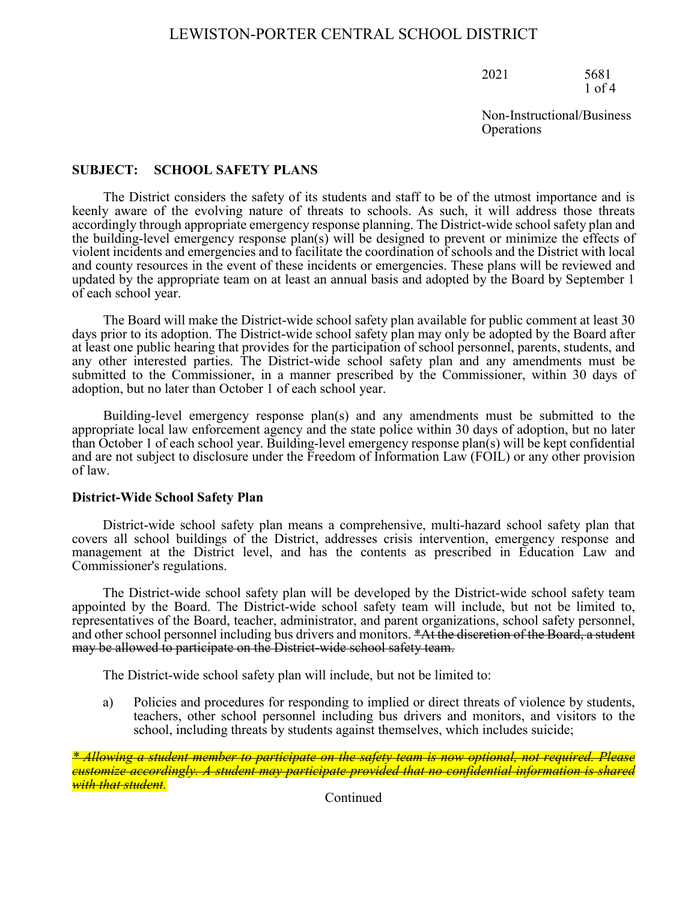# LEWISTON-PORTER CENTRAL SCHOOL DISTRICT

2021 5681

Non-Instructional/Business Operations

## SUBJECT: SCHOOL SAFETY PLANS

The District considers the safety of its students and staff to be of the utmost importance and is keenly aware of the evolving nature of threats to schools. As such, it will address those threats accordingly through appropriate emergency response planning. The District-wide school safety plan and the building-level emergency response plan(s) will be designed to prevent or minimize the effects of violent incidents and emergencies and to facilitate the coordination of schools and the District with local and county resources in the event of these incidents or emergencies. These plans will be reviewed and updated by the appropriate team on at least an annual basis and adopted by the Board by September 1 of each school year.

The Board will make the District-wide school safety plan available for public comment at least 30 days prior to its adoption. The District-wide school safety plan may only be adopted by the Board after at least one public hearing that provides for the participation of school personnel, parents, students, and any other interested parties. The District-wide school safety plan and any amendments must be submitted to the Commissioner, in a manner prescribed by the Commissioner, within 30 days of adoption, but no later than October 1 of each school year.

Building-level emergency response plan(s) and any amendments must be submitted to the appropriate local law enforcement agency and the state police within 30 days of adoption, but no later than October 1 of each school year. Building-level emergency response plan(s) will be kept confidential and are not subject to disclosure under the Freedom of Information Law (FOIL) or any other provision of law.

### District-Wide School Safety Plan

District-wide school safety plan means a comprehensive, multi-hazard school safety plan that covers all school buildings of the District, addresses crisis intervention, emergency response and management at the District level, and has the contents as prescribed in Education Law and Commissioner's regulations.

The District-wide school safety plan will be developed by the District-wide school safety team appointed by the Board. The District-wide school safety team will include, but not be limited to, representatives of the Board, teacher, administrator, and parent organizations, school safety personnel, and other school personnel including bus drivers and monitors. ~~*At the discretion of the Board, a student may be allowed to participate on the District-wide school safety team.~~

The District-wide school safety plan will include, but not be limited to:

a) Policies and procedures for responding to implied or direct threats of violence by students, teachers, other school personnel including bus drivers and monitors, and visitors to the school, including threats by students against themselves, which includes suicide;

~~*\* Allowing a student member to participate on the safety team is now optional, not required. Please customize accordingly. A student may participate provided that no confidential information is shared with that student.*~~

Continued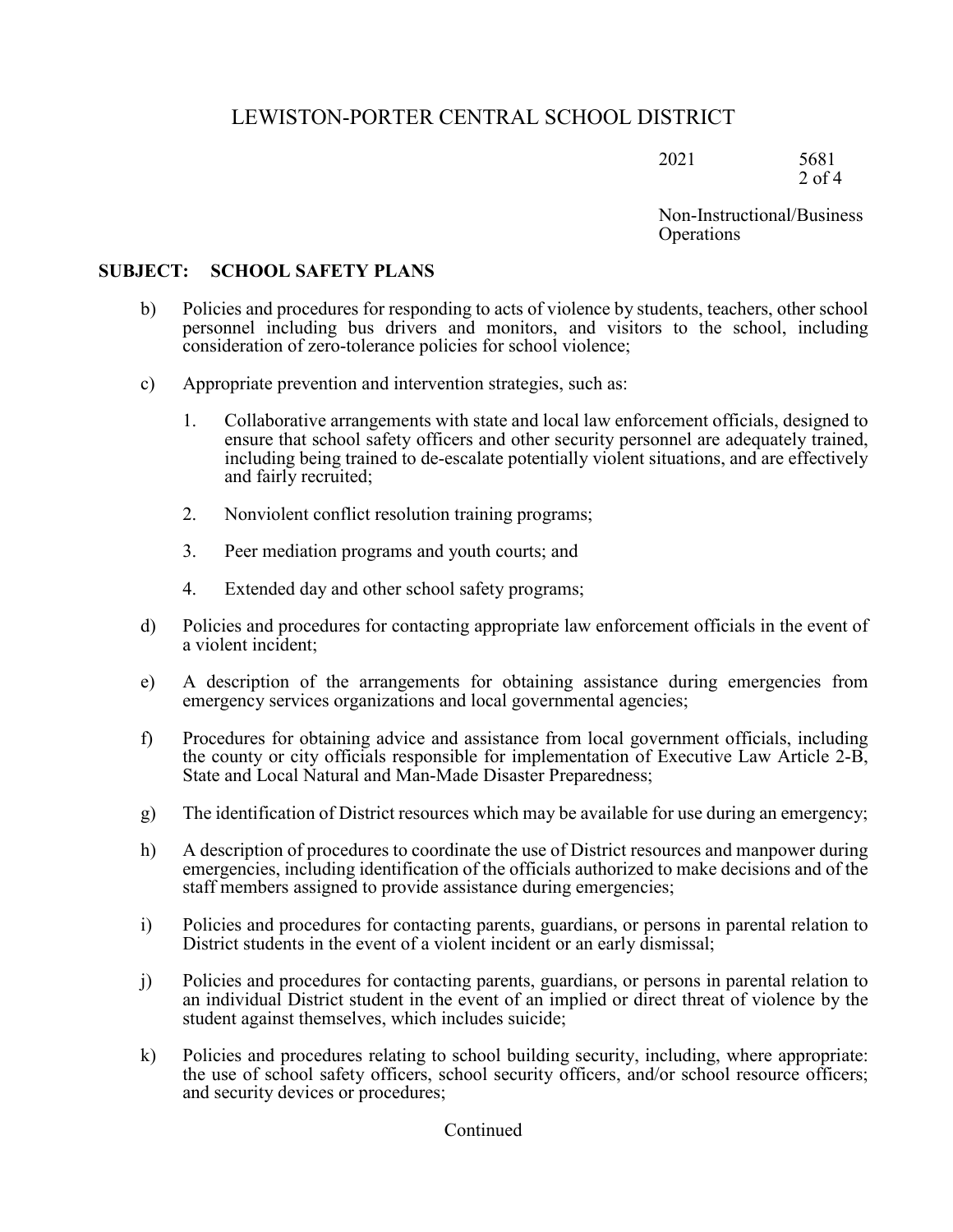**SUBJECT: SCHOOL SAFETY PLANS**

b) Policies and procedures for responding to acts of violence by students, teachers, other school personnel including bus drivers and monitors, and visitors to the school, including consideration of zero-tolerance policies for school violence;

c) Appropriate prevention and intervention strategies, such as:

   1. Collaborative arrangements with state and local law enforcement officials, designed to ensure that school safety officers and other security personnel are adequately trained, including being trained to de-escalate potentially violent situations, and are effectively and fairly recruited;

   2. Nonviolent conflict resolution training programs;

   3. Peer mediation programs and youth courts; and

   4. Extended day and other school safety programs;

d) Policies and procedures for contacting appropriate law enforcement officials in the event of a violent incident;

e) A description of the arrangements for obtaining assistance during emergencies from emergency services organizations and local governmental agencies;

f) Procedures for obtaining advice and assistance from local government officials, including the county or city officials responsible for implementation of Executive Law Article 2-B, State and Local Natural and Man-Made Disaster Preparedness;

g) The identification of District resources which may be available for use during an emergency;

h) A description of procedures to coordinate the use of District resources and manpower during emergencies, including identification of the officials authorized to make decisions and of the staff members assigned to provide assistance during emergencies;

i) Policies and procedures for contacting parents, guardians, or persons in parental relation to District students in the event of a violent incident or an early dismissal;

j) Policies and procedures for contacting parents, guardians, or persons in parental relation to an individual District student in the event of an implied or direct threat of violence by the student against themselves, which includes suicide;

k) Policies and procedures relating to school building security, including, where appropriate: the use of school safety officers, school security officers, and/or school resource officers; and security devices or procedures;

Continued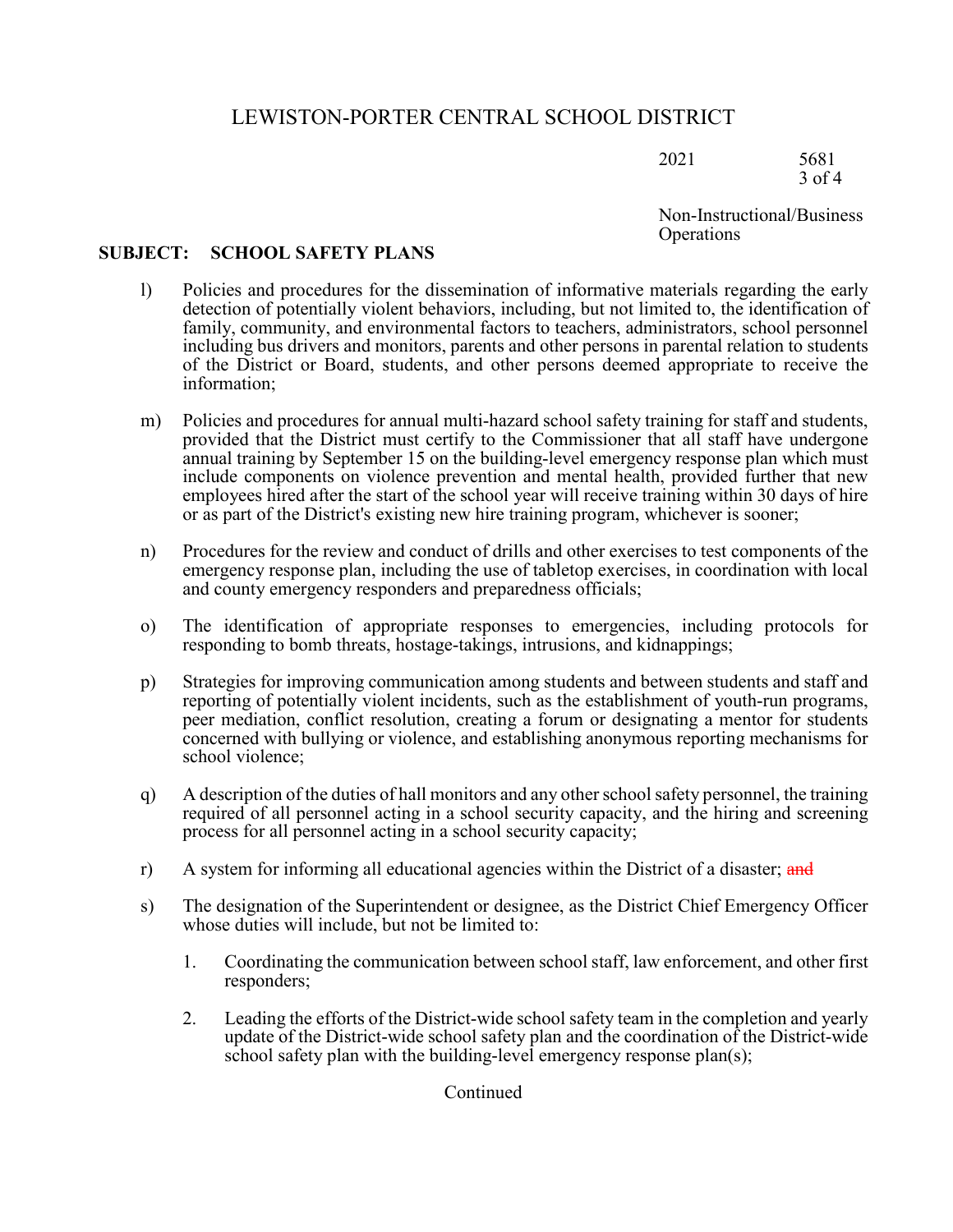l) Policies and procedures for the dissemination of informative materials regarding the early detection of potentially violent behaviors, including, but not limited to, the identification of family, community, and environmental factors to teachers, administrators, school personnel including bus drivers and monitors, parents and other persons in parental relation to students of the District or Board, students, and other persons deemed appropriate to receive the information;

m) Policies and procedures for annual multi-hazard school safety training for staff and students, provided that the District must certify to the Commissioner that all staff have undergone annual training by September 15 on the building-level emergency response plan which must include components on violence prevention and mental health, provided further that new employees hired after the start of the school year will receive training within 30 days of hire or as part of the District's existing new hire training program, whichever is sooner;

n) Procedures for the review and conduct of drills and other exercises to test components of the emergency response plan, including the use of tabletop exercises, in coordination with local and county emergency responders and preparedness officials;

o) The identification of appropriate responses to emergencies, including protocols for responding to bomb threats, hostage-takings, intrusions, and kidnappings;

p) Strategies for improving communication among students and between students and staff and reporting of potentially violent incidents, such as the establishment of youth-run programs, peer mediation, conflict resolution, creating a forum or designating a mentor for students concerned with bullying or violence, and establishing anonymous reporting mechanisms for school violence;

q) A description of the duties of hall monitors and any other school safety personnel, the training required of all personnel acting in a school security capacity, and the hiring and screening process for all personnel acting in a school security capacity;

r) A system for informing all educational agencies within the District of a disaster; ~~and~~

s) The designation of the Superintendent or designee, as the District Chief Emergency Officer whose duties will include, but not be limited to:

   1. Coordinating the communication between school staff, law enforcement, and other first responders;

   2. Leading the efforts of the District-wide school safety team in the completion and yearly update of the District-wide school safety plan and the coordination of the District-wide school safety plan with the building-level emergency response plan(s);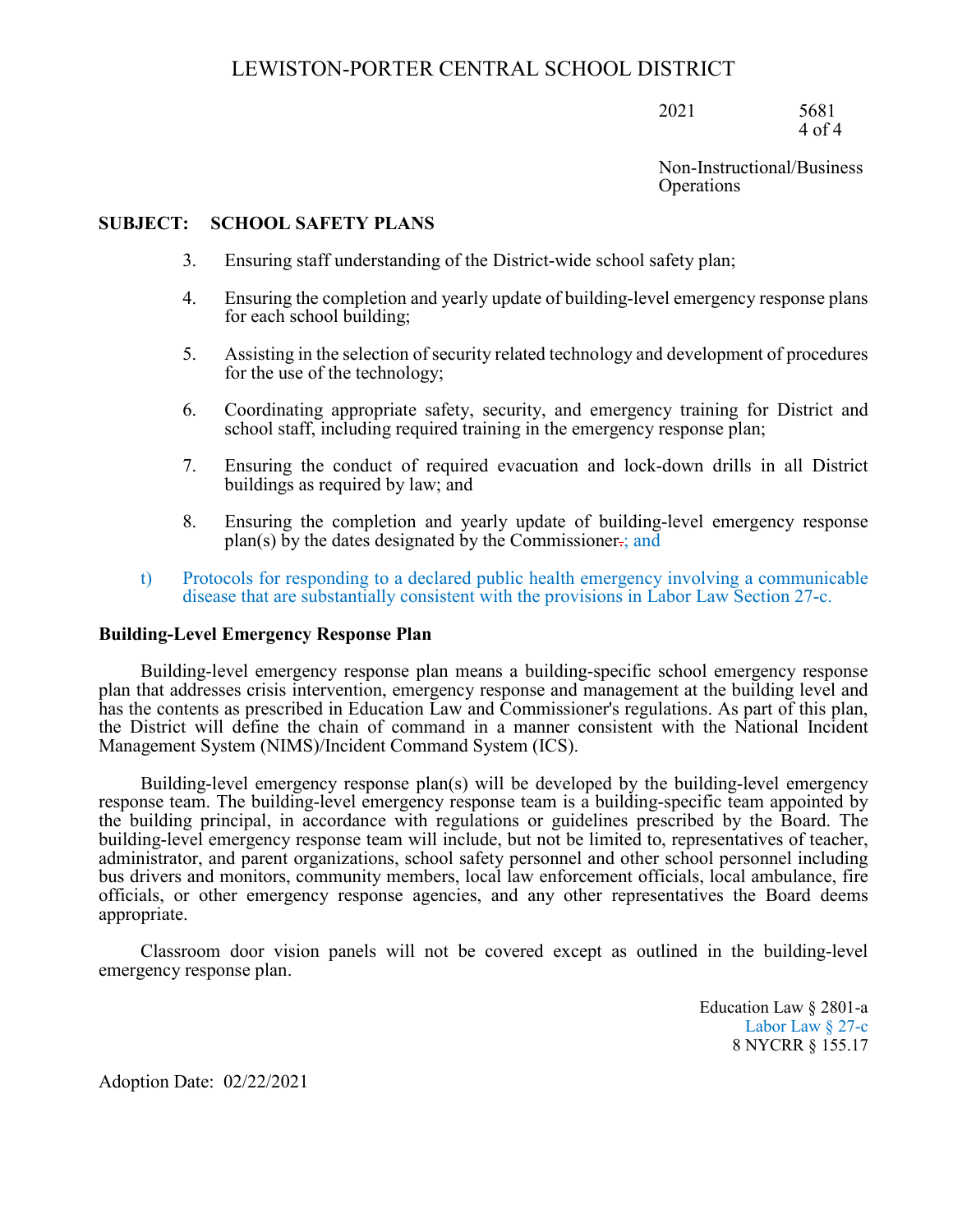**SUBJECT: SCHOOL SAFETY PLANS**

3. Ensuring staff understanding of the District-wide school safety plan;

4. Ensuring the completion and yearly update of building-level emergency response plans for each school building;

5. Assisting in the selection of security related technology and development of procedures for the use of the technology;

6. Coordinating appropriate safety, security, and emergency training for District and school staff, including required training in the emergency response plan;

7. Ensuring the conduct of required evacuation and lock-down drills in all District buildings as required by law; and

8. Ensuring the completion and yearly update of building-level emergency response plan(s) by the dates designated by the Commissioner.; and

t) Protocols for responding to a declared public health emergency involving a communicable disease that are substantially consistent with the provisions in Labor Law Section 27-c.

**Building-Level Emergency Response Plan**

Building-level emergency response plan means a building-specific school emergency response plan that addresses crisis intervention, emergency response and management at the building level and has the contents as prescribed in Education Law and Commissioner's regulations. As part of this plan, the District will define the chain of command in a manner consistent with the National Incident Management System (NIMS)/Incident Command System (ICS).

Building-level emergency response plan(s) will be developed by the building-level emergency response team. The building-level emergency response team is a building-specific team appointed by the building principal, in accordance with regulations or guidelines prescribed by the Board. The building-level emergency response team will include, but not be limited to, representatives of teacher, administrator, and parent organizations, school safety personnel and other school personnel including bus drivers and monitors, community members, local law enforcement officials, local ambulance, fire officials, or other emergency response agencies, and any other representatives the Board deems appropriate.

Classroom door vision panels will not be covered except as outlined in the building-level emergency response plan.

Education Law § 2801-a
Labor Law § 27-c
8 NYCRR § 155.17

Adoption Date: 02/22/2021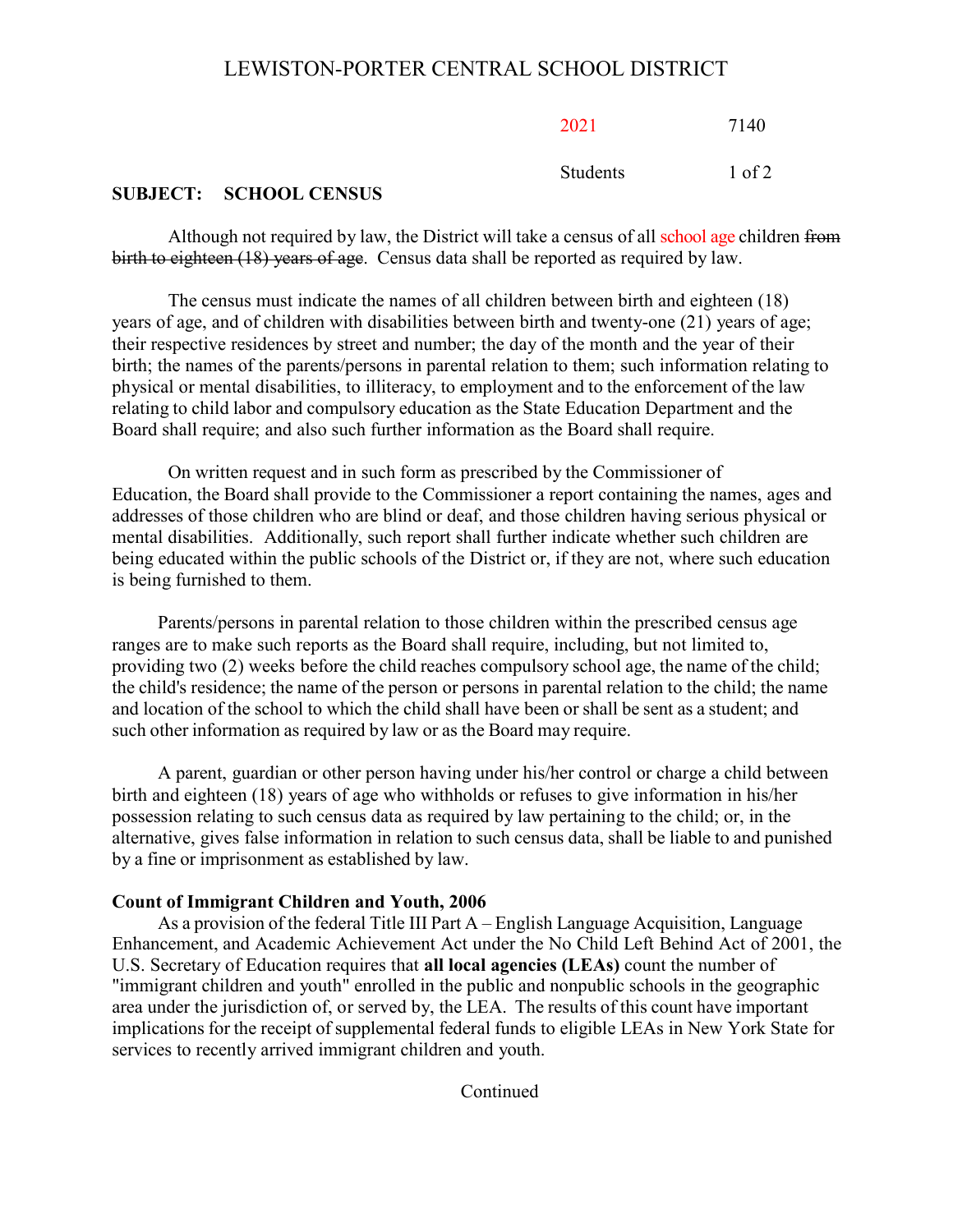# LEWISTON-PORTER CENTRAL SCHOOL DISTRICT

2021 7140

Students

## SUBJECT: SCHOOL CENSUS

Although not required by law, the District will take a census of all school age children ~~from birth to eighteen (18) years of age~~. Census data shall be reported as required by law.

The census must indicate the names of all children between birth and eighteen (18) years of age, and of children with disabilities between birth and twenty-one (21) years of age; their respective residences by street and number; the day of the month and the year of their birth; the names of the parents/persons in parental relation to them; such information relating to physical or mental disabilities, to illiteracy, to employment and to the enforcement of the law relating to child labor and compulsory education as the State Education Department and the Board shall require; and also such further information as the Board shall require.

On written request and in such form as prescribed by the Commissioner of Education, the Board shall provide to the Commissioner a report containing the names, ages and addresses of those children who are blind or deaf, and those children having serious physical or mental disabilities. Additionally, such report shall further indicate whether such children are being educated within the public schools of the District or, if they are not, where such education is being furnished to them.

Parents/persons in parental relation to those children within the prescribed census age ranges are to make such reports as the Board shall require, including, but not limited to, providing two (2) weeks before the child reaches compulsory school age, the name of the child; the child's residence; the name of the person or persons in parental relation to the child; the name and location of the school to which the child shall have been or shall be sent as a student; and such other information as required by law or as the Board may require.

A parent, guardian or other person having under his/her control or charge a child between birth and eighteen (18) years of age who withholds or refuses to give information in his/her possession relating to such census data as required by law pertaining to the child; or, in the alternative, gives false information in relation to such census data, shall be liable to and punished by a fine or imprisonment as established by law.

**Count of Immigrant Children and Youth, 2006**

As a provision of the federal Title III Part A – English Language Acquisition, Language Enhancement, and Academic Achievement Act under the No Child Left Behind Act of 2001, the U.S. Secretary of Education requires that **all local agencies (LEAs)** count the number of "immigrant children and youth" enrolled in the public and nonpublic schools in the geographic area under the jurisdiction of, or served by, the LEA. The results of this count have important implications for the receipt of supplemental federal funds to eligible LEAs in New York State for services to recently arrived immigrant children and youth.

Continued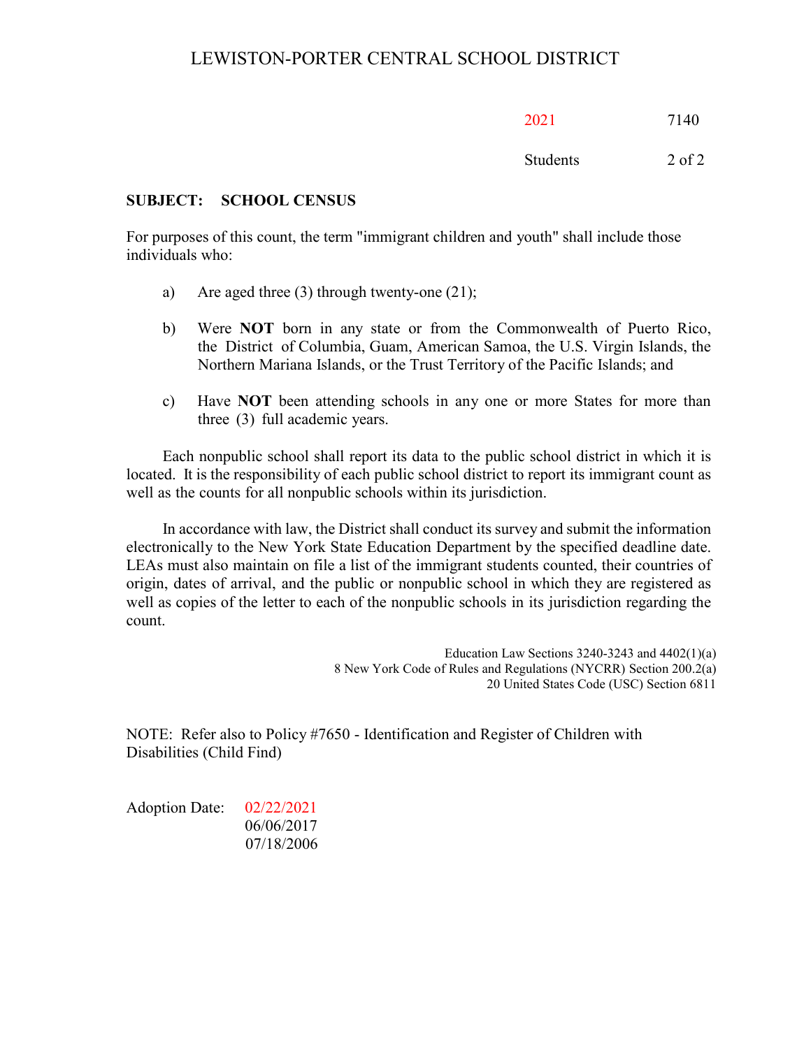**SUBJECT: SCHOOL CENSUS**

For purposes of this count, the term "immigrant children and youth" shall include those individuals who:

a) Are aged three (3) through twenty-one (21);

b) Were **NOT** born in any state or from the Commonwealth of Puerto Rico, the District of Columbia, Guam, American Samoa, the U.S. Virgin Islands, the Northern Mariana Islands, or the Trust Territory of the Pacific Islands; and

c) Have **NOT** been attending schools in any one or more States for more than three (3) full academic years.

Each nonpublic school shall report its data to the public school district in which it is located. It is the responsibility of each public school district to report its immigrant count as well as the counts for all nonpublic schools within its jurisdiction.

In accordance with law, the District shall conduct its survey and submit the information electronically to the New York State Education Department by the specified deadline date. LEAs must also maintain on file a list of the immigrant students counted, their countries of origin, dates of arrival, and the public or nonpublic school in which they are registered as well as copies of the letter to each of the nonpublic schools in its jurisdiction regarding the count.

Education Law Sections 3240-3243 and 4402(1)(a)
8 New York Code of Rules and Regulations (NYCRR) Section 200.2(a)
20 United States Code (USC) Section 6811

NOTE: Refer also to Policy #7650 - Identification and Register of Children with Disabilities (Child Find)

Adoption Date: 02/22/2021
06/06/2017
07/18/2006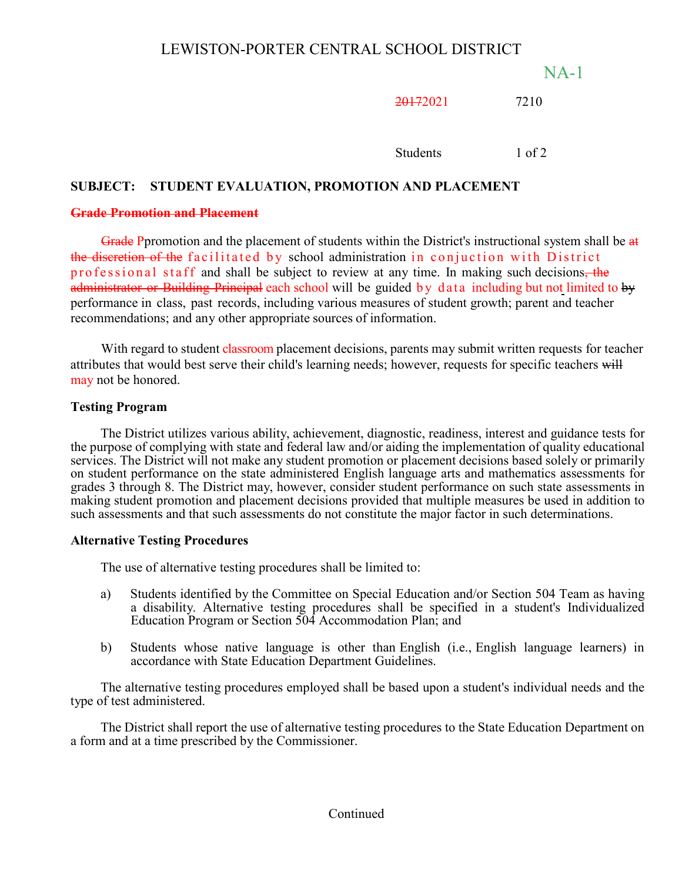# LEWISTON-PORTER CENTRAL SCHOOL DISTRICT

NA-1

~~2017~~2021 7210

Students

## SUBJECT: STUDENT EVALUATION, PROMOTION AND PLACEMENT

~~**Grade Promotion and Placement**~~

~~Grade~~ Ppromotion and the placement of students within the District's instructional system shall be ~~at the discretion of the~~ facilitated by school administration in conjuction with District professional staff and shall be subject to review at any time. In making such decisions~~, the administrator or Building Principal~~ each school will be guided by data including but not limited to ~~by~~ performance in class, past records, including various measures of student growth; parent and teacher recommendations; and any other appropriate sources of information.

With regard to student classroom placement decisions, parents may submit written requests for teacher attributes that would best serve their child's learning needs; however, requests for specific teachers ~~will~~ may not be honored.

### Testing Program

The District utilizes various ability, achievement, diagnostic, readiness, interest and guidance tests for the purpose of complying with state and federal law and/or aiding the implementation of quality educational services. The District will not make any student promotion or placement decisions based solely or primarily on student performance on the state administered English language arts and mathematics assessments for grades 3 through 8. The District may, however, consider student performance on such state assessments in making student promotion and placement decisions provided that multiple measures be used in addition to such assessments and that such assessments do not constitute the major factor in such determinations.

### Alternative Testing Procedures

The use of alternative testing procedures shall be limited to:

a) Students identified by the Committee on Special Education and/or Section 504 Team as having a disability. Alternative testing procedures shall be specified in a student's Individualized Education Program or Section 504 Accommodation Plan; and

b) Students whose native language is other than English (i.e., English language learners) in accordance with State Education Department Guidelines.

The alternative testing procedures employed shall be based upon a student's individual needs and the type of test administered.

The District shall report the use of alternative testing procedures to the State Education Department on a form and at a time prescribed by the Commissioner.

Continued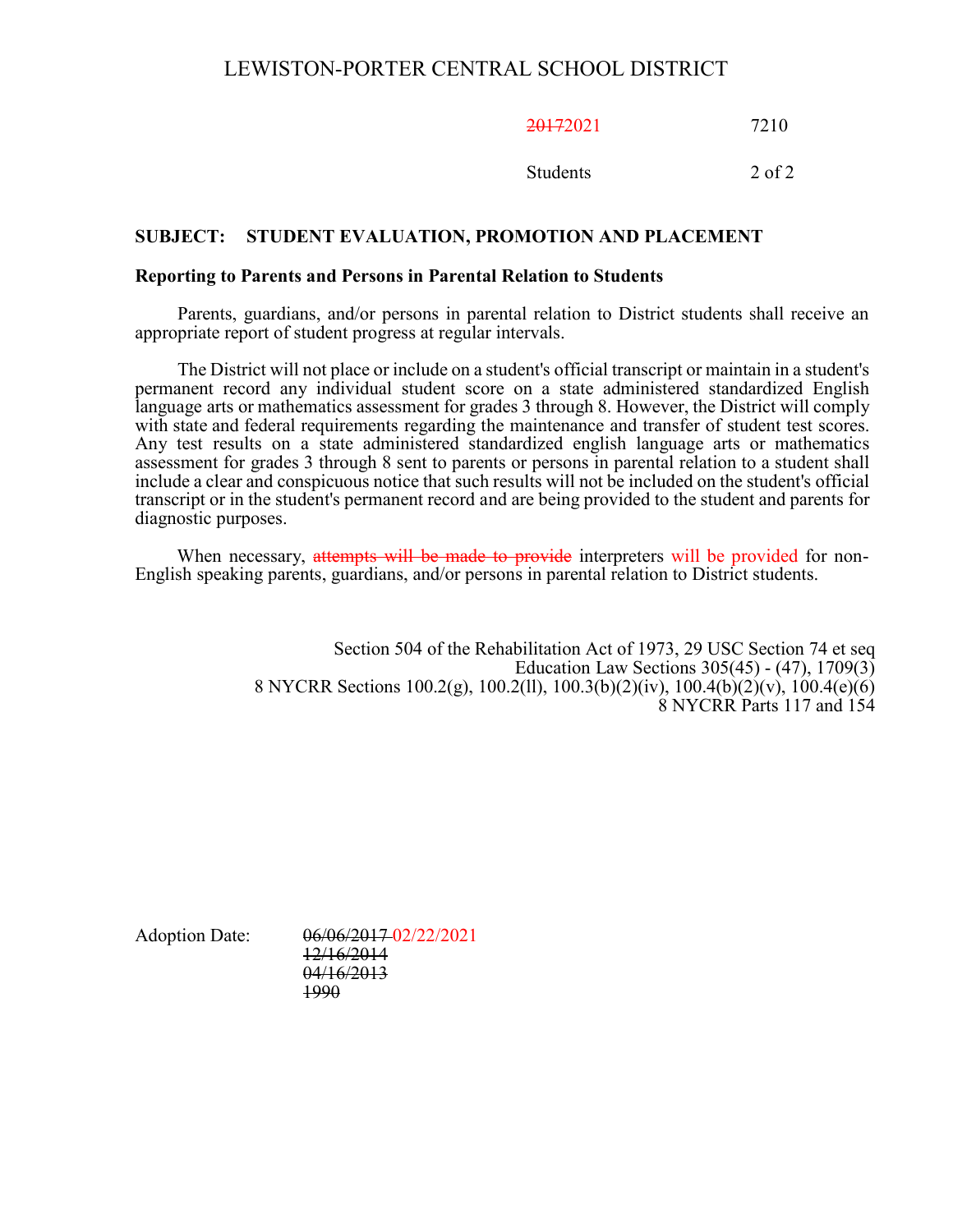# LEWISTON-PORTER CENTRAL SCHOOL DISTRICT

~~2017~~2021 7210

Students

## SUBJECT: STUDENT EVALUATION, PROMOTION AND PLACEMENT

**Reporting to Parents and Persons in Parental Relation to Students**

Parents, guardians, and/or persons in parental relation to District students shall receive an appropriate report of student progress at regular intervals.

The District will not place or include on a student's official transcript or maintain in a student's permanent record any individual student score on a state administered standardized English language arts or mathematics assessment for grades 3 through 8. However, the District will comply with state and federal requirements regarding the maintenance and transfer of student test scores. Any test results on a state administered standardized english language arts or mathematics assessment for grades 3 through 8 sent to parents or persons in parental relation to a student shall include a clear and conspicuous notice that such results will not be included on the student's official transcript or in the student's permanent record and are being provided to the student and parents for diagnostic purposes.

When necessary, ~~attempts will be made to provide~~ interpreters will be provided for non-English speaking parents, guardians, and/or persons in parental relation to District students.

Section 504 of the Rehabilitation Act of 1973, 29 USC Section 74 et seq
Education Law Sections 305(45) - (47), 1709(3)
8 NYCRR Sections 100.2(g), 100.2(ll), 100.3(b)(2)(iv), 100.4(b)(2)(v), 100.4(e)(6)
8 NYCRR Parts 117 and 154

Adoption Date: ~~06/06/2017~~ 02/22/2021
~~12/16/2014~~
~~04/16/2013~~
~~1990~~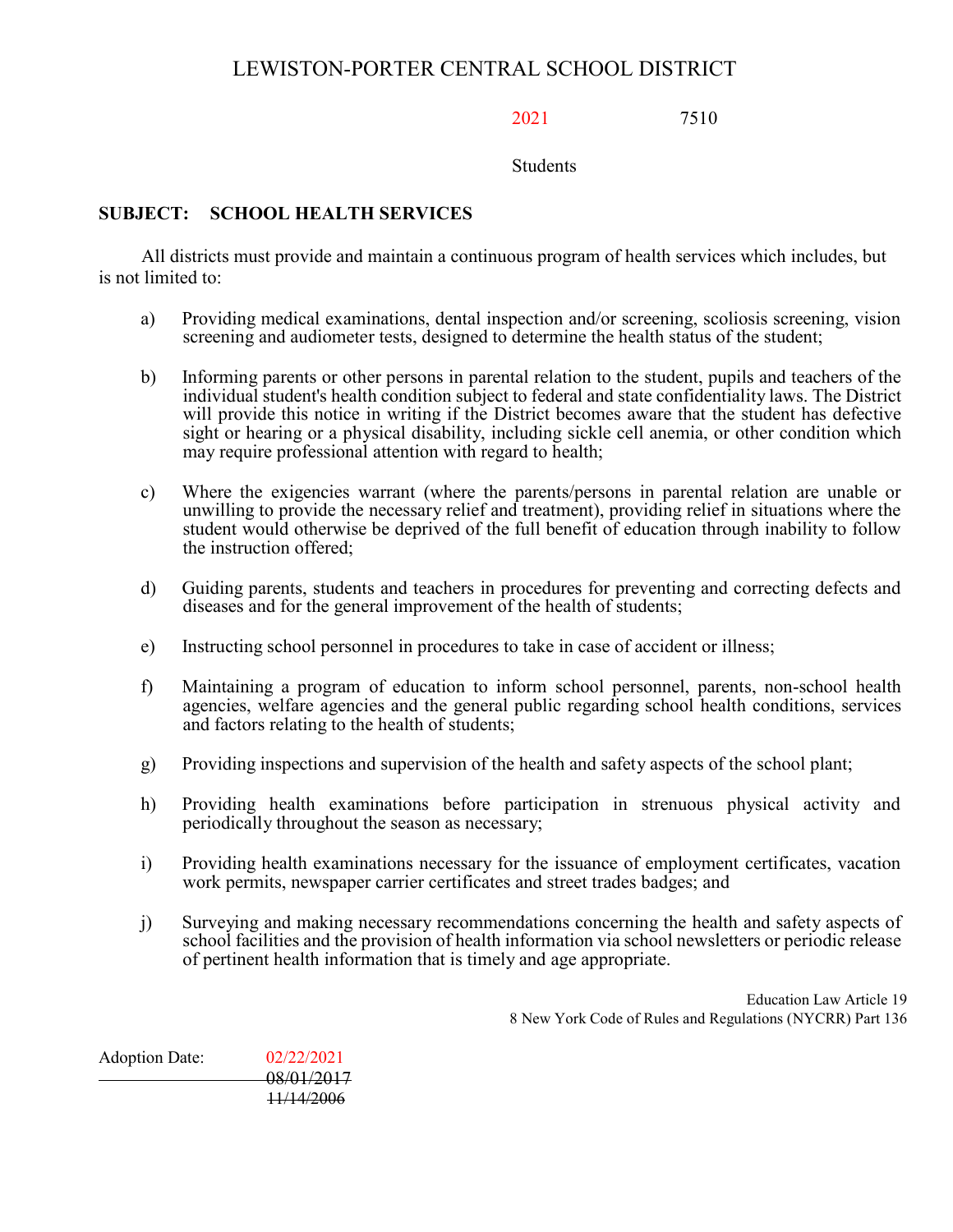LEWISTON-PORTER CENTRAL SCHOOL DISTRICT

2021 7510

Students

**SUBJECT: SCHOOL HEALTH SERVICES**

All districts must provide and maintain a continuous program of health services which includes, but is not limited to:

a) Providing medical examinations, dental inspection and/or screening, scoliosis screening, vision screening and audiometer tests, designed to determine the health status of the student;

b) Informing parents or other persons in parental relation to the student, pupils and teachers of the individual student's health condition subject to federal and state confidentiality laws. The District will provide this notice in writing if the District becomes aware that the student has defective sight or hearing or a physical disability, including sickle cell anemia, or other condition which may require professional attention with regard to health;

c) Where the exigencies warrant (where the parents/persons in parental relation are unable or unwilling to provide the necessary relief and treatment), providing relief in situations where the student would otherwise be deprived of the full benefit of education through inability to follow the instruction offered;

d) Guiding parents, students and teachers in procedures for preventing and correcting defects and diseases and for the general improvement of the health of students;

e) Instructing school personnel in procedures to take in case of accident or illness;

f) Maintaining a program of education to inform school personnel, parents, non-school health agencies, welfare agencies and the general public regarding school health conditions, services and factors relating to the health of students;

g) Providing inspections and supervision of the health and safety aspects of the school plant;

h) Providing health examinations before participation in strenuous physical activity and periodically throughout the season as necessary;

i) Providing health examinations necessary for the issuance of employment certificates, vacation work permits, newspaper carrier certificates and street trades badges; and

j) Surveying and making necessary recommendations concerning the health and safety aspects of school facilities and the provision of health information via school newsletters or periodic release of pertinent health information that is timely and age appropriate.

Education Law Article 19
8 New York Code of Rules and Regulations (NYCRR) Part 136

Adoption Date: 02/22/2021
~~08/01/2017~~
~~11/14/2006~~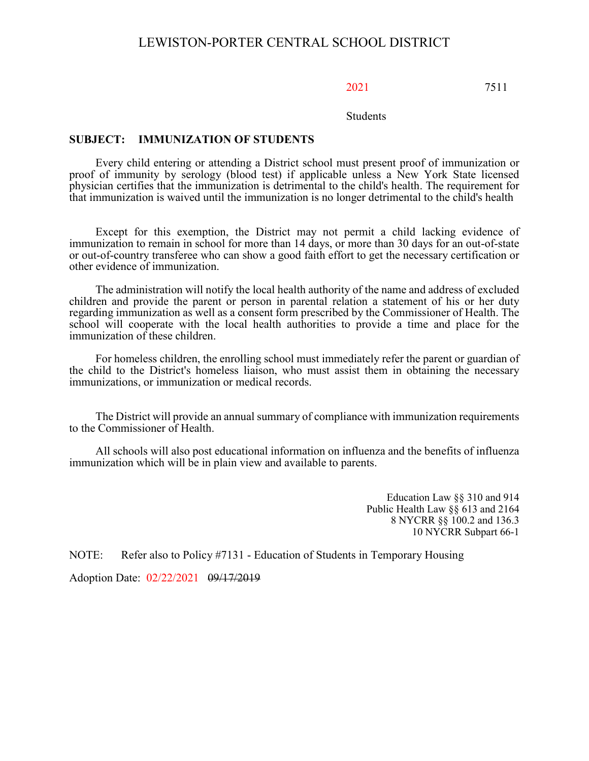# LEWISTON-PORTER CENTRAL SCHOOL DISTRICT

2021 7511

Students

**SUBJECT: IMMUNIZATION OF STUDENTS**

Every child entering or attending a District school must present proof of immunization or proof of immunity by serology (blood test) if applicable unless a New York State licensed physician certifies that the immunization is detrimental to the child's health. The requirement for that immunization is waived until the immunization is no longer detrimental to the child's health

Except for this exemption, the District may not permit a child lacking evidence of immunization to remain in school for more than 14 days, or more than 30 days for an out-of-state or out-of-country transferee who can show a good faith effort to get the necessary certification or other evidence of immunization.

The administration will notify the local health authority of the name and address of excluded children and provide the parent or person in parental relation a statement of his or her duty regarding immunization as well as a consent form prescribed by the Commissioner of Health. The school will cooperate with the local health authorities to provide a time and place for the immunization of these children.

For homeless children, the enrolling school must immediately refer the parent or guardian of the child to the District's homeless liaison, who must assist them in obtaining the necessary immunizations, or immunization or medical records.

The District will provide an annual summary of compliance with immunization requirements to the Commissioner of Health.

All schools will also post educational information on influenza and the benefits of influenza immunization which will be in plain view and available to parents.

Education Law §§ 310 and 914
Public Health Law §§ 613 and 2164
8 NYCRR §§ 100.2 and 136.3
10 NYCRR Subpart 66-1

NOTE: Refer also to Policy #7131 - Education of Students in Temporary Housing

Adoption Date: 02/22/2021 ~~09/17/2019~~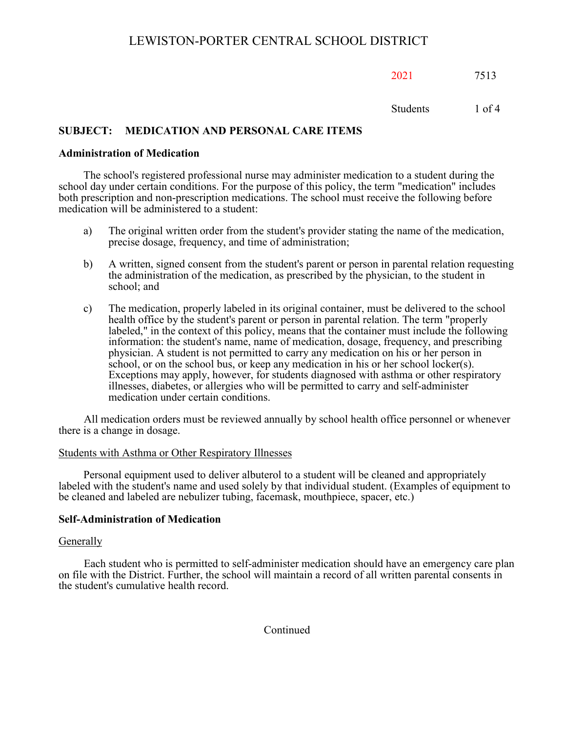# LEWISTON-PORTER CENTRAL SCHOOL DISTRICT

2021 7513

Students

## SUBJECT: MEDICATION AND PERSONAL CARE ITEMS

### Administration of Medication

The school's registered professional nurse may administer medication to a student during the school day under certain conditions. For the purpose of this policy, the term "medication" includes both prescription and non-prescription medications. The school must receive the following before medication will be administered to a student:

a) The original written order from the student's provider stating the name of the medication, precise dosage, frequency, and time of administration;

b) A written, signed consent from the student's parent or person in parental relation requesting the administration of the medication, as prescribed by the physician, to the student in school; and

c) The medication, properly labeled in its original container, must be delivered to the school health office by the student's parent or person in parental relation. The term "properly labeled," in the context of this policy, means that the container must include the following information: the student's name, name of medication, dosage, frequency, and prescribing physician. A student is not permitted to carry any medication on his or her person in school, or on the school bus, or keep any medication in his or her school locker(s). Exceptions may apply, however, for students diagnosed with asthma or other respiratory illnesses, diabetes, or allergies who will be permitted to carry and self-administer medication under certain conditions.

All medication orders must be reviewed annually by school health office personnel or whenever there is a change in dosage.

Students with Asthma or Other Respiratory Illnesses

Personal equipment used to deliver albuterol to a student will be cleaned and appropriately labeled with the student's name and used solely by that individual student. (Examples of equipment to be cleaned and labeled are nebulizer tubing, facemask, mouthpiece, spacer, etc.)

### Self-Administration of Medication

Generally

Each student who is permitted to self-administer medication should have an emergency care plan on file with the District. Further, the school will maintain a record of all written parental consents in the student's cumulative health record.

Continued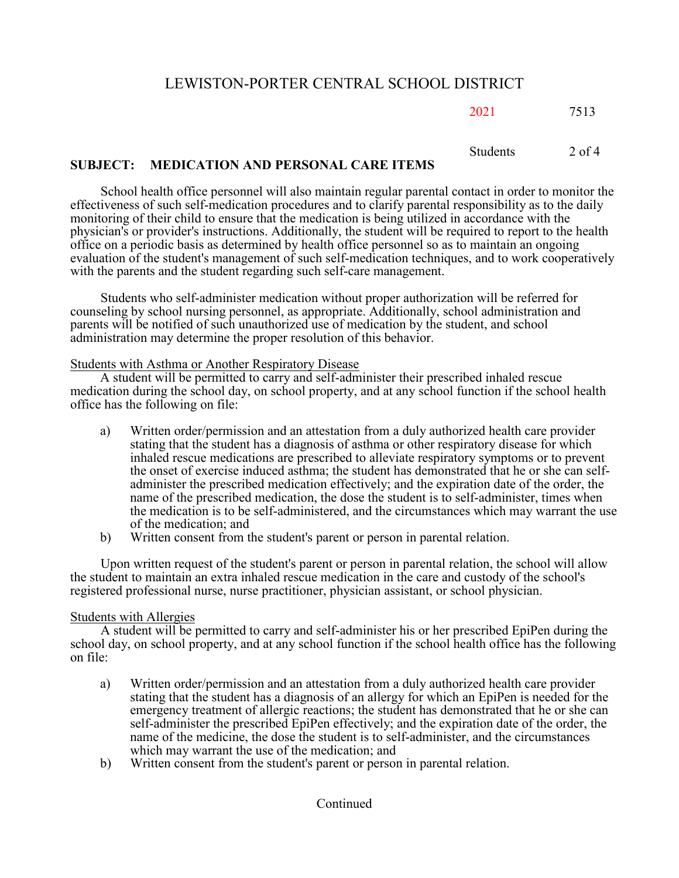School health office personnel will also maintain regular parental contact in order to monitor the effectiveness of such self-medication procedures and to clarify parental responsibility as to the daily monitoring of their child to ensure that the medication is being utilized in accordance with the physician's or provider's instructions. Additionally, the student will be required to report to the health office on a periodic basis as determined by health office personnel so as to maintain an ongoing evaluation of the student's management of such self-medication techniques, and to work cooperatively with the parents and the student regarding such self-care management.

Students who self-administer medication without proper authorization will be referred for counseling by school nursing personnel, as appropriate. Additionally, school administration and parents will be notified of such unauthorized use of medication by the student, and school administration may determine the proper resolution of this behavior.

Students with Asthma or Another Respiratory Disease

A student will be permitted to carry and self-administer their prescribed inhaled rescue medication during the school day, on school property, and at any school function if the school health office has the following on file:

a) Written order/permission and an attestation from a duly authorized health care provider stating that the student has a diagnosis of asthma or other respiratory disease for which inhaled rescue medications are prescribed to alleviate respiratory symptoms or to prevent the onset of exercise induced asthma; the student has demonstrated that he or she can self-administer the prescribed medication effectively; and the expiration date of the order, the name of the prescribed medication, the dose the student is to self-administer, times when the medication is to be self-administered, and the circumstances which may warrant the use of the medication; and
b) Written consent from the student's parent or person in parental relation.

Upon written request of the student's parent or person in parental relation, the school will allow the student to maintain an extra inhaled rescue medication in the care and custody of the school's registered professional nurse, nurse practitioner, physician assistant, or school physician.

Students with Allergies

A student will be permitted to carry and self-administer his or her prescribed EpiPen during the school day, on school property, and at any school function if the school health office has the following on file:

a) Written order/permission and an attestation from a duly authorized health care provider stating that the student has a diagnosis of an allergy for which an EpiPen is needed for the emergency treatment of allergic reactions; the student has demonstrated that he or she can self-administer the prescribed EpiPen effectively; and the expiration date of the order, the name of the medicine, the dose the student is to self-administer, and the circumstances which may warrant the use of the medication; and
b) Written consent from the student's parent or person in parental relation.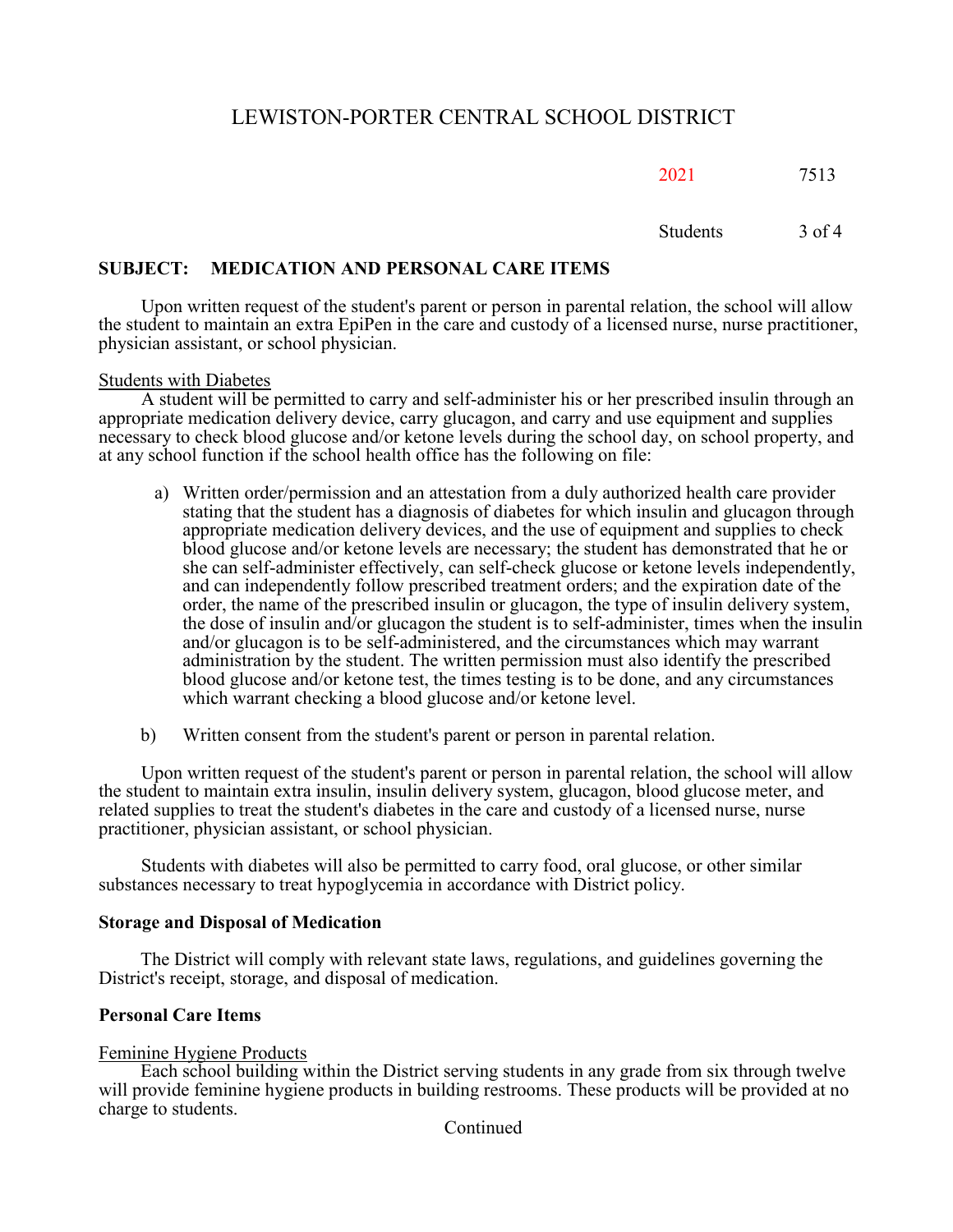**SUBJECT: MEDICATION AND PERSONAL CARE ITEMS**

Upon written request of the student's parent or person in parental relation, the school will allow the student to maintain an extra EpiPen in the care and custody of a licensed nurse, nurse practitioner, physician assistant, or school physician.

Students with Diabetes

A student will be permitted to carry and self-administer his or her prescribed insulin through an appropriate medication delivery device, carry glucagon, and carry and use equipment and supplies necessary to check blood glucose and/or ketone levels during the school day, on school property, and at any school function if the school health office has the following on file:

a) Written order/permission and an attestation from a duly authorized health care provider stating that the student has a diagnosis of diabetes for which insulin and glucagon through appropriate medication delivery devices, and the use of equipment and supplies to check blood glucose and/or ketone levels are necessary; the student has demonstrated that he or she can self-administer effectively, can self-check glucose or ketone levels independently, and can independently follow prescribed treatment orders; and the expiration date of the order, the name of the prescribed insulin or glucagon, the type of insulin delivery system, the dose of insulin and/or glucagon the student is to self-administer, times when the insulin and/or glucagon is to be self-administered, and the circumstances which may warrant administration by the student. The written permission must also identify the prescribed blood glucose and/or ketone test, the times testing is to be done, and any circumstances which warrant checking a blood glucose and/or ketone level.

b) Written consent from the student's parent or person in parental relation.

Upon written request of the student's parent or person in parental relation, the school will allow the student to maintain extra insulin, insulin delivery system, glucagon, blood glucose meter, and related supplies to treat the student's diabetes in the care and custody of a licensed nurse, nurse practitioner, physician assistant, or school physician.

Students with diabetes will also be permitted to carry food, oral glucose, or other similar substances necessary to treat hypoglycemia in accordance with District policy.

**Storage and Disposal of Medication**

The District will comply with relevant state laws, regulations, and guidelines governing the District's receipt, storage, and disposal of medication.

**Personal Care Items**

Feminine Hygiene Products

Each school building within the District serving students in any grade from six through twelve will provide feminine hygiene products in building restrooms. These products will be provided at no charge to students.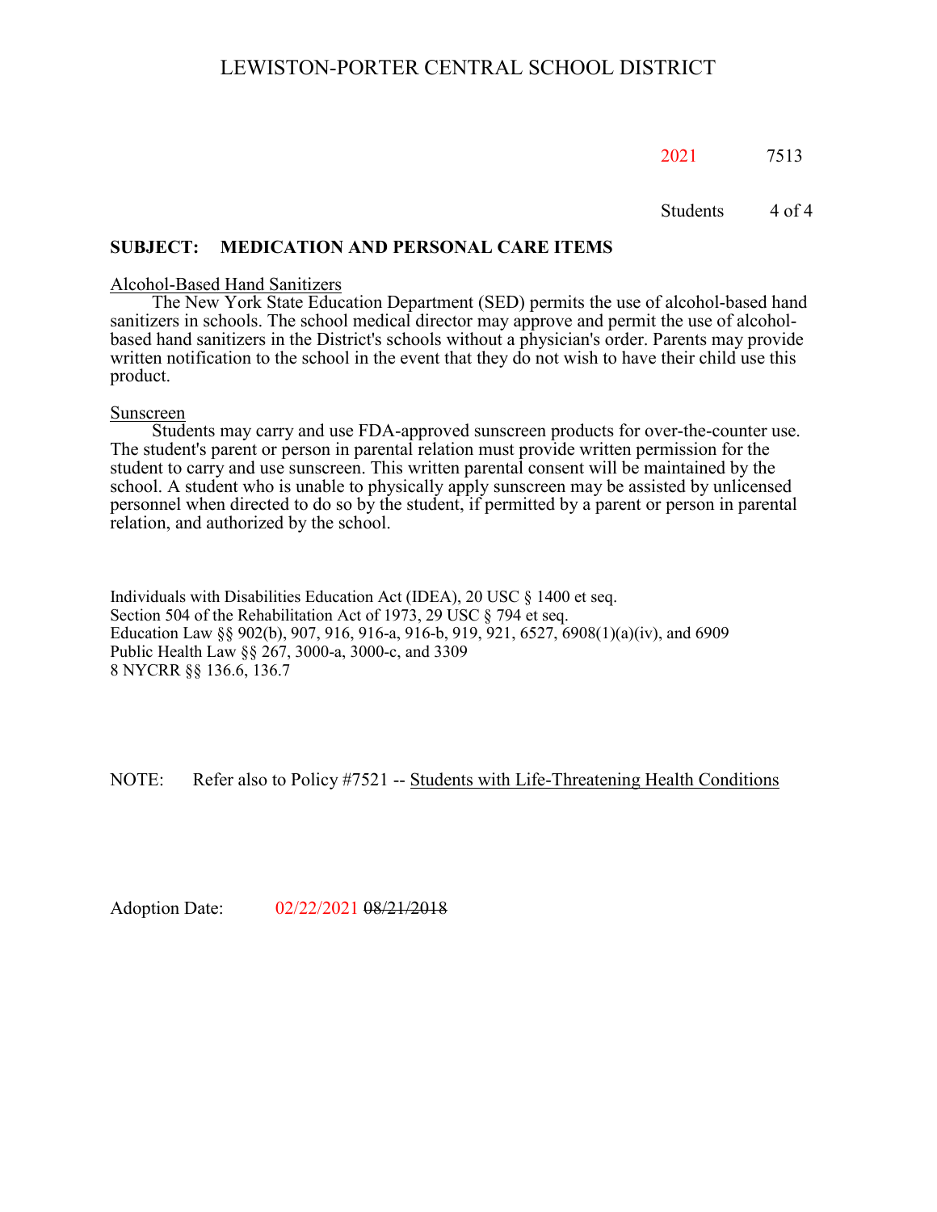## SUBJECT: MEDICATION AND PERSONAL CARE ITEMS

### Alcohol-Based Hand Sanitizers

The New York State Education Department (SED) permits the use of alcohol-based hand sanitizers in schools. The school medical director may approve and permit the use of alcohol-based hand sanitizers in the District's schools without a physician's order. Parents may provide written notification to the school in the event that they do not wish to have their child use this product.

### Sunscreen

Students may carry and use FDA-approved sunscreen products for over-the-counter use. The student's parent or person in parental relation must provide written permission for the student to carry and use sunscreen. This written parental consent will be maintained by the school. A student who is unable to physically apply sunscreen may be assisted by unlicensed personnel when directed to do so by the student, if permitted by a parent or person in parental relation, and authorized by the school.

Individuals with Disabilities Education Act (IDEA), 20 USC § 1400 et seq.
Section 504 of the Rehabilitation Act of 1973, 29 USC § 794 et seq.
Education Law §§ 902(b), 907, 916, 916-a, 916-b, 919, 921, 6527, 6908(1)(a)(iv), and 6909
Public Health Law §§ 267, 3000-a, 3000-c, and 3309
8 NYCRR §§ 136.6, 136.7

NOTE: Refer also to Policy #7521 -- Students with Life-Threatening Health Conditions

Adoption Date: 02/22/2021 ~~08/21/2018~~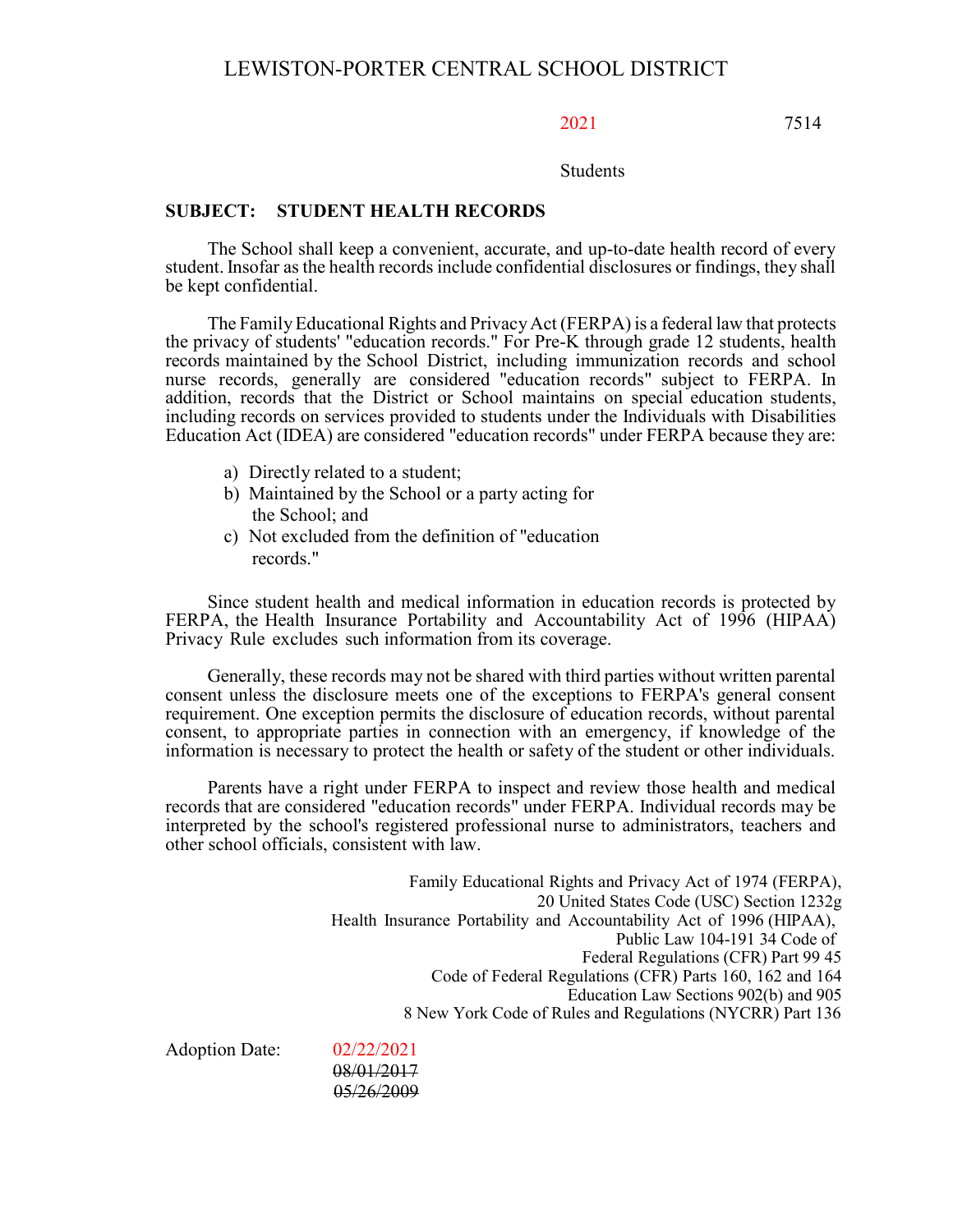2021 7514

Students

**SUBJECT: STUDENT HEALTH RECORDS**

The School shall keep a convenient, accurate, and up-to-date health record of every student. Insofar as the health records include confidential disclosures or findings, they shall be kept confidential.

The Family Educational Rights and Privacy Act (FERPA) is a federal law that protects the privacy of students' "education records." For Pre-K through grade 12 students, health records maintained by the School District, including immunization records and school nurse records, generally are considered "education records" subject to FERPA. In addition, records that the District or School maintains on special education students, including records on services provided to students under the Individuals with Disabilities Education Act (IDEA) are considered "education records" under FERPA because they are:

a) Directly related to a student;
b) Maintained by the School or a party acting for the School; and
c) Not excluded from the definition of "education records."

Since student health and medical information in education records is protected by FERPA, the Health Insurance Portability and Accountability Act of 1996 (HIPAA) Privacy Rule excludes such information from its coverage.

Generally, these records may not be shared with third parties without written parental consent unless the disclosure meets one of the exceptions to FERPA's general consent requirement. One exception permits the disclosure of education records, without parental consent, to appropriate parties in connection with an emergency, if knowledge of the information is necessary to protect the health or safety of the student or other individuals.

Parents have a right under FERPA to inspect and review those health and medical records that are considered "education records" under FERPA. Individual records may be interpreted by the school's registered professional nurse to administrators, teachers and other school officials, consistent with law.

Family Educational Rights and Privacy Act of 1974 (FERPA),
20 United States Code (USC) Section 1232g
Health Insurance Portability and Accountability Act of 1996 (HIPAA),
Public Law 104-191 34 Code of
Federal Regulations (CFR) Part 99 45
Code of Federal Regulations (CFR) Parts 160, 162 and 164
Education Law Sections 902(b) and 905
8 New York Code of Rules and Regulations (NYCRR) Part 136

Adoption Date: 02/22/2021
~~08/01/2017~~
~~05/26/2009~~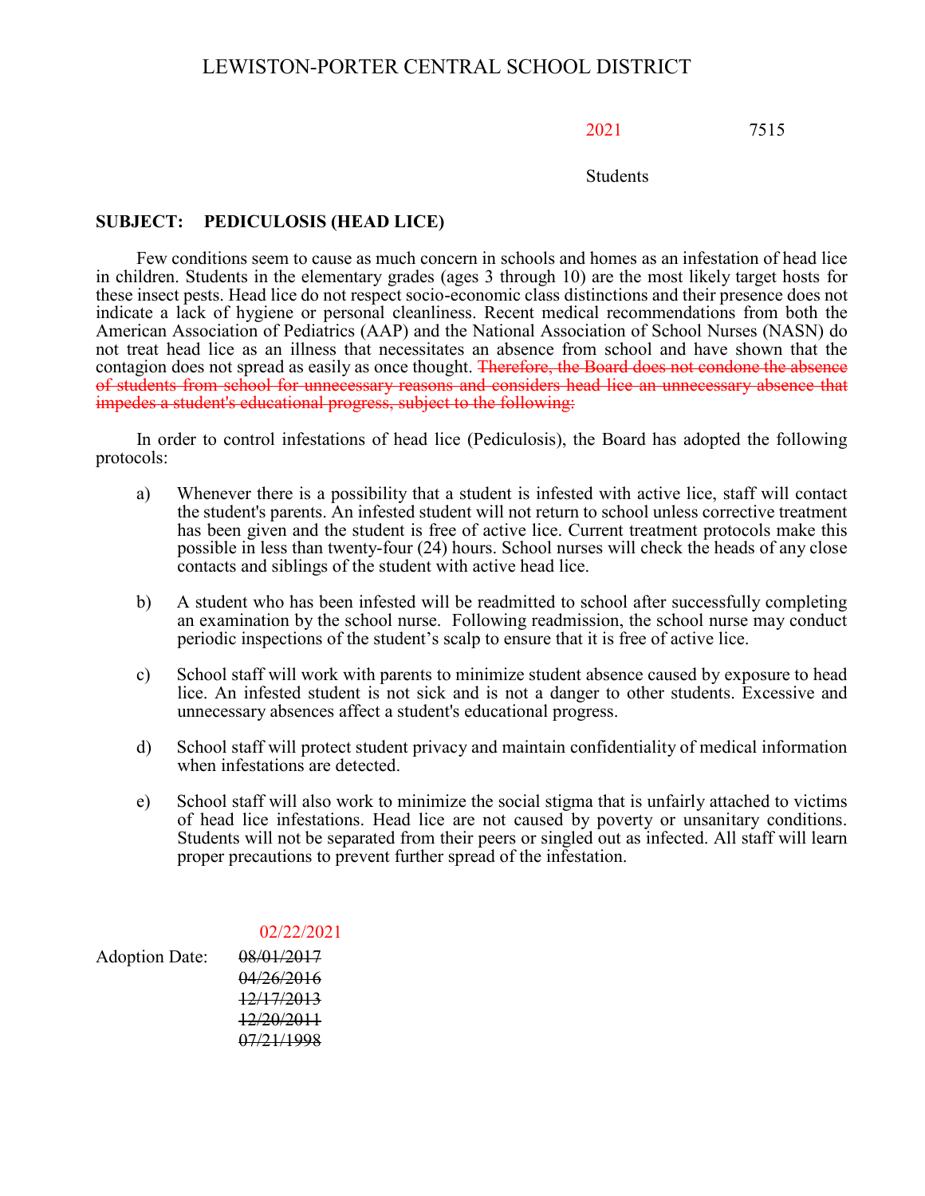# LEWISTON-PORTER CENTRAL SCHOOL DISTRICT

2021 7515

Students

**SUBJECT: PEDICULOSIS (HEAD LICE)**

Few conditions seem to cause as much concern in schools and homes as an infestation of head lice in children. Students in the elementary grades (ages 3 through 10) are the most likely target hosts for these insect pests. Head lice do not respect socio-economic class distinctions and their presence does not indicate a lack of hygiene or personal cleanliness. Recent medical recommendations from both the American Association of Pediatrics (AAP) and the National Association of School Nurses (NASN) do not treat head lice as an illness that necessitates an absence from school and have shown that the contagion does not spread as easily as once thought. ~~Therefore, the Board does not condone the absence of students from school for unnecessary reasons and considers head lice an unnecessary absence that impedes a student's educational progress, subject to the following:~~

In order to control infestations of head lice (Pediculosis), the Board has adopted the following protocols:

a) Whenever there is a possibility that a student is infested with active lice, staff will contact the student's parents. An infested student will not return to school unless corrective treatment has been given and the student is free of active lice. Current treatment protocols make this possible in less than twenty-four (24) hours. School nurses will check the heads of any close contacts and siblings of the student with active head lice.

b) A student who has been infested will be readmitted to school after successfully completing an examination by the school nurse. Following readmission, the school nurse may conduct periodic inspections of the student's scalp to ensure that it is free of active lice.

c) School staff will work with parents to minimize student absence caused by exposure to head lice. An infested student is not sick and is not a danger to other students. Excessive and unnecessary absences affect a student's educational progress.

d) School staff will protect student privacy and maintain confidentiality of medical information when infestations are detected.

e) School staff will also work to minimize the social stigma that is unfairly attached to victims of head lice infestations. Head lice are not caused by poverty or unsanitary conditions. Students will not be separated from their peers or singled out as infected. All staff will learn proper precautions to prevent further spread of the infestation.

Adoption Date: 02/22/2021
~~08/01/2017~~
~~04/26/2016~~
~~12/17/2013~~
~~12/20/2011~~
~~07/21/1998~~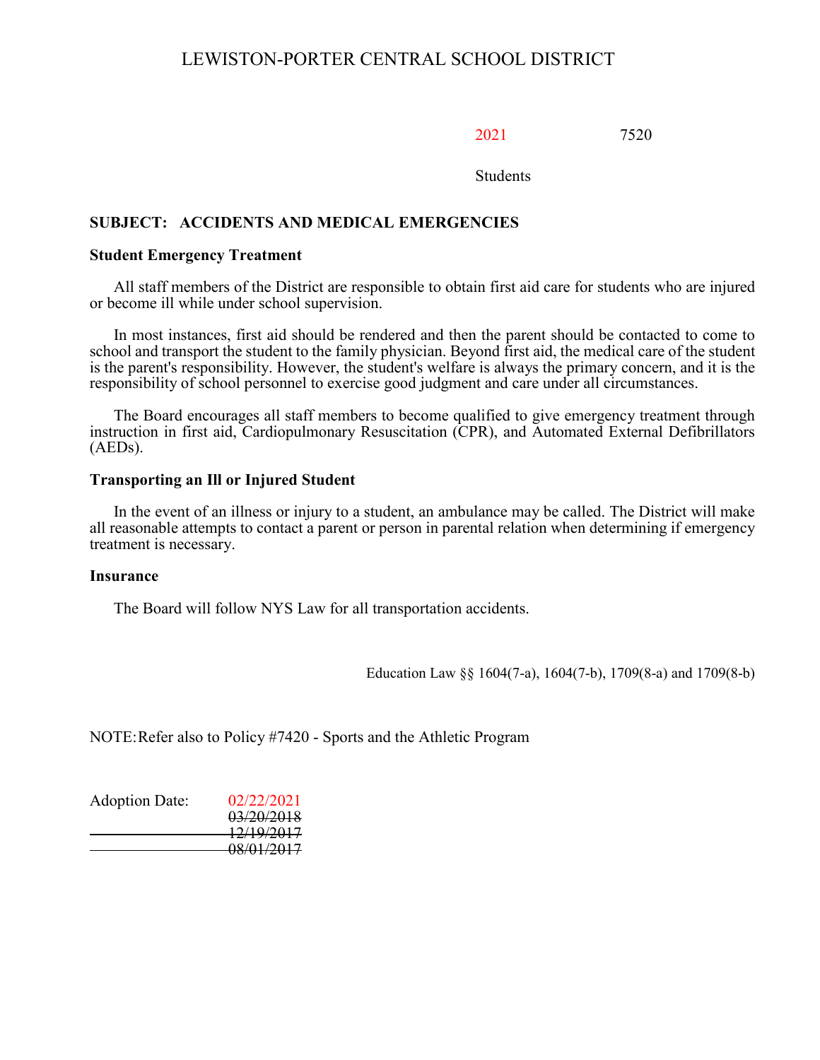LEWISTON-PORTER CENTRAL SCHOOL DISTRICT

2021 7520

Students

## SUBJECT: ACCIDENTS AND MEDICAL EMERGENCIES

### Student Emergency Treatment

All staff members of the District are responsible to obtain first aid care for students who are injured or become ill while under school supervision.

In most instances, first aid should be rendered and then the parent should be contacted to come to school and transport the student to the family physician. Beyond first aid, the medical care of the student is the parent's responsibility. However, the student's welfare is always the primary concern, and it is the responsibility of school personnel to exercise good judgment and care under all circumstances.

The Board encourages all staff members to become qualified to give emergency treatment through instruction in first aid, Cardiopulmonary Resuscitation (CPR), and Automated External Defibrillators (AEDs).

### Transporting an Ill or Injured Student

In the event of an illness or injury to a student, an ambulance may be called. The District will make all reasonable attempts to contact a parent or person in parental relation when determining if emergency treatment is necessary.

### Insurance

The Board will follow NYS Law for all transportation accidents.

Education Law §§ 1604(7-a), 1604(7-b), 1709(8-a) and 1709(8-b)

NOTE: Refer also to Policy #7420 - Sports and the Athletic Program

Adoption Date: 02/22/2021
~~03/20/2018~~
~~12/19/2017~~
~~08/01/2017~~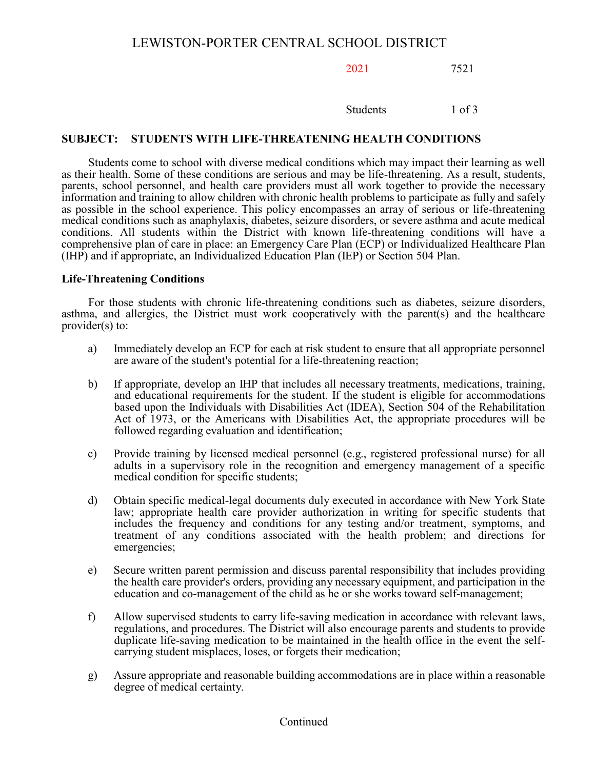# LEWISTON-PORTER CENTRAL SCHOOL DISTRICT

2021 7521

Students

## SUBJECT: STUDENTS WITH LIFE-THREATENING HEALTH CONDITIONS

Students come to school with diverse medical conditions which may impact their learning as well as their health. Some of these conditions are serious and may be life-threatening. As a result, students, parents, school personnel, and health care providers must all work together to provide the necessary information and training to allow children with chronic health problems to participate as fully and safely as possible in the school experience. This policy encompasses an array of serious or life-threatening medical conditions such as anaphylaxis, diabetes, seizure disorders, or severe asthma and acute medical conditions. All students within the District with known life-threatening conditions will have a comprehensive plan of care in place: an Emergency Care Plan (ECP) or Individualized Healthcare Plan (IHP) and if appropriate, an Individualized Education Plan (IEP) or Section 504 Plan.

### Life-Threatening Conditions

For those students with chronic life-threatening conditions such as diabetes, seizure disorders, asthma, and allergies, the District must work cooperatively with the parent(s) and the healthcare provider(s) to:

a) Immediately develop an ECP for each at risk student to ensure that all appropriate personnel are aware of the student's potential for a life-threatening reaction;

b) If appropriate, develop an IHP that includes all necessary treatments, medications, training, and educational requirements for the student. If the student is eligible for accommodations based upon the Individuals with Disabilities Act (IDEA), Section 504 of the Rehabilitation Act of 1973, or the Americans with Disabilities Act, the appropriate procedures will be followed regarding evaluation and identification;

c) Provide training by licensed medical personnel (e.g., registered professional nurse) for all adults in a supervisory role in the recognition and emergency management of a specific medical condition for specific students;

d) Obtain specific medical-legal documents duly executed in accordance with New York State law; appropriate health care provider authorization in writing for specific students that includes the frequency and conditions for any testing and/or treatment, symptoms, and treatment of any conditions associated with the health problem; and directions for emergencies;

e) Secure written parent permission and discuss parental responsibility that includes providing the health care provider's orders, providing any necessary equipment, and participation in the education and co-management of the child as he or she works toward self-management;

f) Allow supervised students to carry life-saving medication in accordance with relevant laws, regulations, and procedures. The District will also encourage parents and students to provide duplicate life-saving medication to be maintained in the health office in the event the self-carrying student misplaces, loses, or forgets their medication;

g) Assure appropriate and reasonable building accommodations are in place within a reasonable degree of medical certainty.

Continued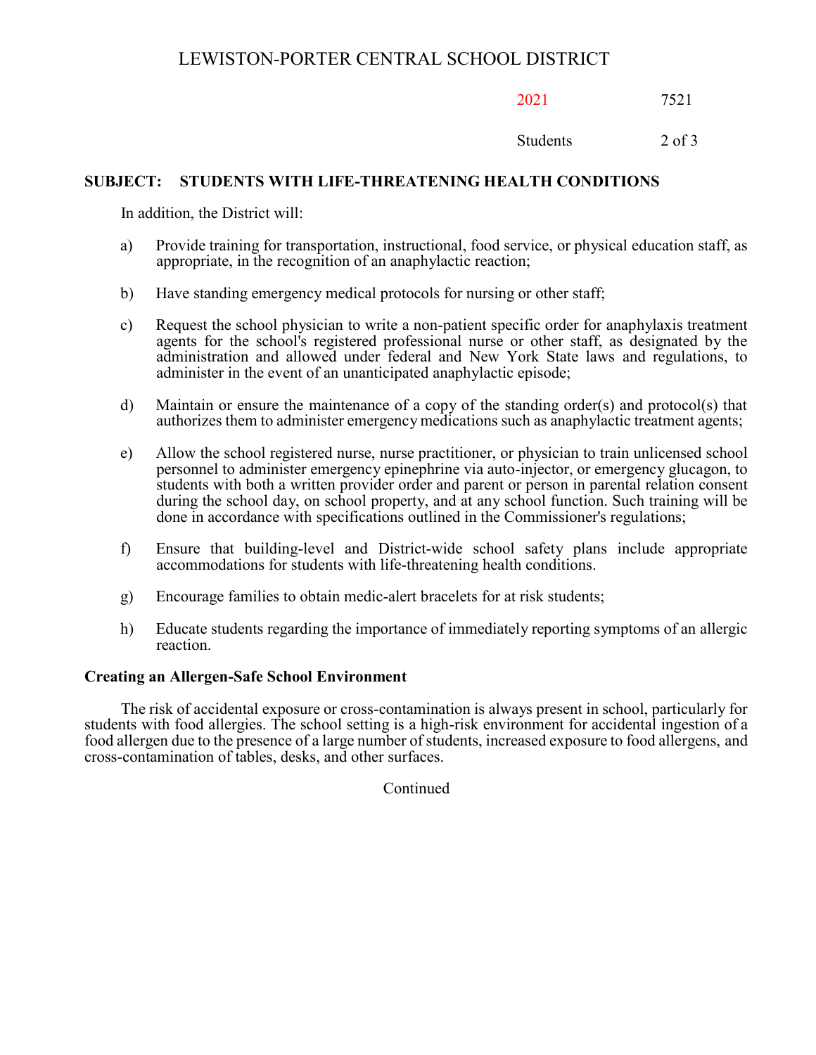**SUBJECT: STUDENTS WITH LIFE-THREATENING HEALTH CONDITIONS**

In addition, the District will:

a) Provide training for transportation, instructional, food service, or physical education staff, as appropriate, in the recognition of an anaphylactic reaction;

b) Have standing emergency medical protocols for nursing or other staff;

c) Request the school physician to write a non-patient specific order for anaphylaxis treatment agents for the school's registered professional nurse or other staff, as designated by the administration and allowed under federal and New York State laws and regulations, to administer in the event of an unanticipated anaphylactic episode;

d) Maintain or ensure the maintenance of a copy of the standing order(s) and protocol(s) that authorizes them to administer emergency medications such as anaphylactic treatment agents;

e) Allow the school registered nurse, nurse practitioner, or physician to train unlicensed school personnel to administer emergency epinephrine via auto-injector, or emergency glucagon, to students with both a written provider order and parent or person in parental relation consent during the school day, on school property, and at any school function. Such training will be done in accordance with specifications outlined in the Commissioner's regulations;

f) Ensure that building-level and District-wide school safety plans include appropriate accommodations for students with life-threatening health conditions.

g) Encourage families to obtain medic-alert bracelets for at risk students;

h) Educate students regarding the importance of immediately reporting symptoms of an allergic reaction.

**Creating an Allergen-Safe School Environment**

The risk of accidental exposure or cross-contamination is always present in school, particularly for students with food allergies. The school setting is a high-risk environment for accidental ingestion of a food allergen due to the presence of a large number of students, increased exposure to food allergens, and cross-contamination of tables, desks, and other surfaces.

Continued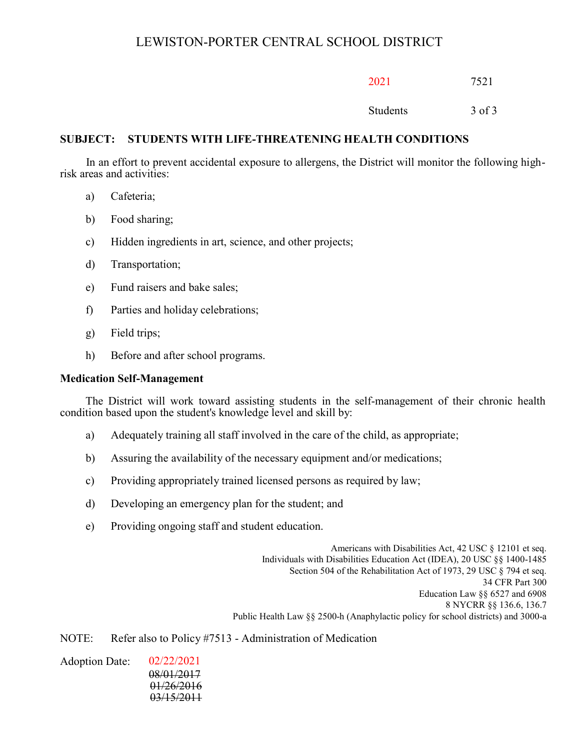## SUBJECT: STUDENTS WITH LIFE-THREATENING HEALTH CONDITIONS

In an effort to prevent accidental exposure to allergens, the District will monitor the following high-risk areas and activities:

a) Cafeteria;

b) Food sharing;

c) Hidden ingredients in art, science, and other projects;

d) Transportation;

e) Fund raisers and bake sales;

f) Parties and holiday celebrations;

g) Field trips;

h) Before and after school programs.

### Medication Self-Management

The District will work toward assisting students in the self-management of their chronic health condition based upon the student's knowledge level and skill by:

a) Adequately training all staff involved in the care of the child, as appropriate;

b) Assuring the availability of the necessary equipment and/or medications;

c) Providing appropriately trained licensed persons as required by law;

d) Developing an emergency plan for the student; and

e) Providing ongoing staff and student education.

Americans with Disabilities Act, 42 USC § 12101 et seq.
Individuals with Disabilities Education Act (IDEA), 20 USC §§ 1400-1485
Section 504 of the Rehabilitation Act of 1973, 29 USC § 794 et seq.
34 CFR Part 300
Education Law §§ 6527 and 6908
8 NYCRR §§ 136.6, 136.7
Public Health Law §§ 2500-h (Anaphylactic policy for school districts) and 3000-a

NOTE: Refer also to Policy #7513 - Administration of Medication

Adoption Date: 02/22/2021
~~08/01/2017~~
~~01/26/2016~~
~~03/15/2011~~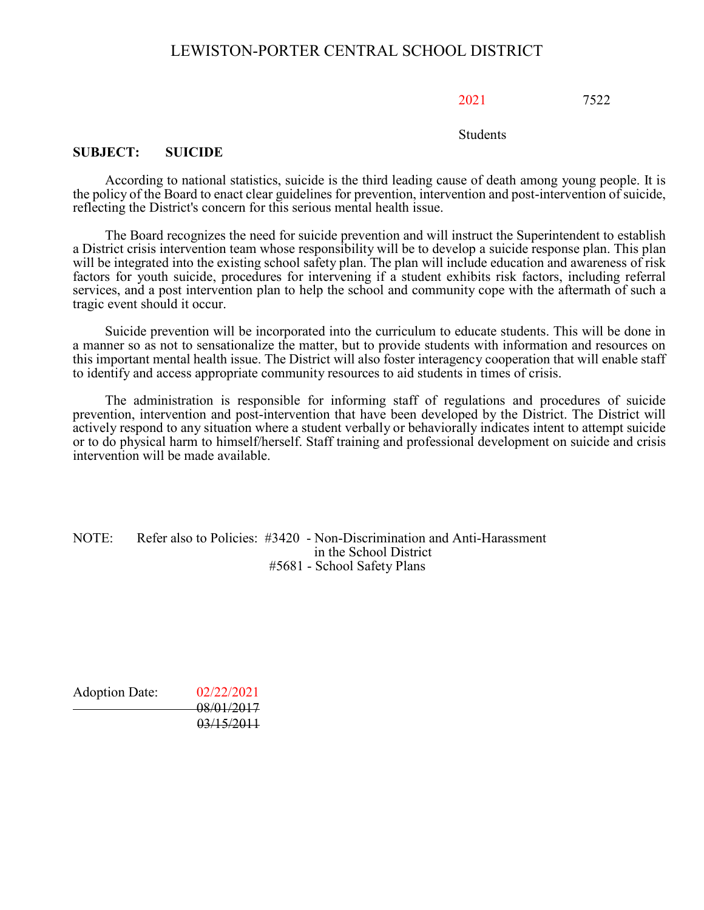# LEWISTON-PORTER CENTRAL SCHOOL DISTRICT

2021 7522

Students

**SUBJECT: SUICIDE**

According to national statistics, suicide is the third leading cause of death among young people. It is the policy of the Board to enact clear guidelines for prevention, intervention and post-intervention of suicide, reflecting the District's concern for this serious mental health issue.

The Board recognizes the need for suicide prevention and will instruct the Superintendent to establish a District crisis intervention team whose responsibility will be to develop a suicide response plan. This plan will be integrated into the existing school safety plan. The plan will include education and awareness of risk factors for youth suicide, procedures for intervening if a student exhibits risk factors, including referral services, and a post intervention plan to help the school and community cope with the aftermath of such a tragic event should it occur.

Suicide prevention will be incorporated into the curriculum to educate students. This will be done in a manner so as not to sensationalize the matter, but to provide students with information and resources on this important mental health issue. The District will also foster interagency cooperation that will enable staff to identify and access appropriate community resources to aid students in times of crisis.

The administration is responsible for informing staff of regulations and procedures of suicide prevention, intervention and post-intervention that have been developed by the District. The District will actively respond to any situation where a student verbally or behaviorally indicates intent to attempt suicide or to do physical harm to himself/herself. Staff training and professional development on suicide and crisis intervention will be made available.

NOTE: Refer also to Policies: #3420 - Non-Discrimination and Anti-Harassment in the School District
#5681 - School Safety Plans

Adoption Date: 02/22/2021
~~08/01/2017~~
~~03/15/2011~~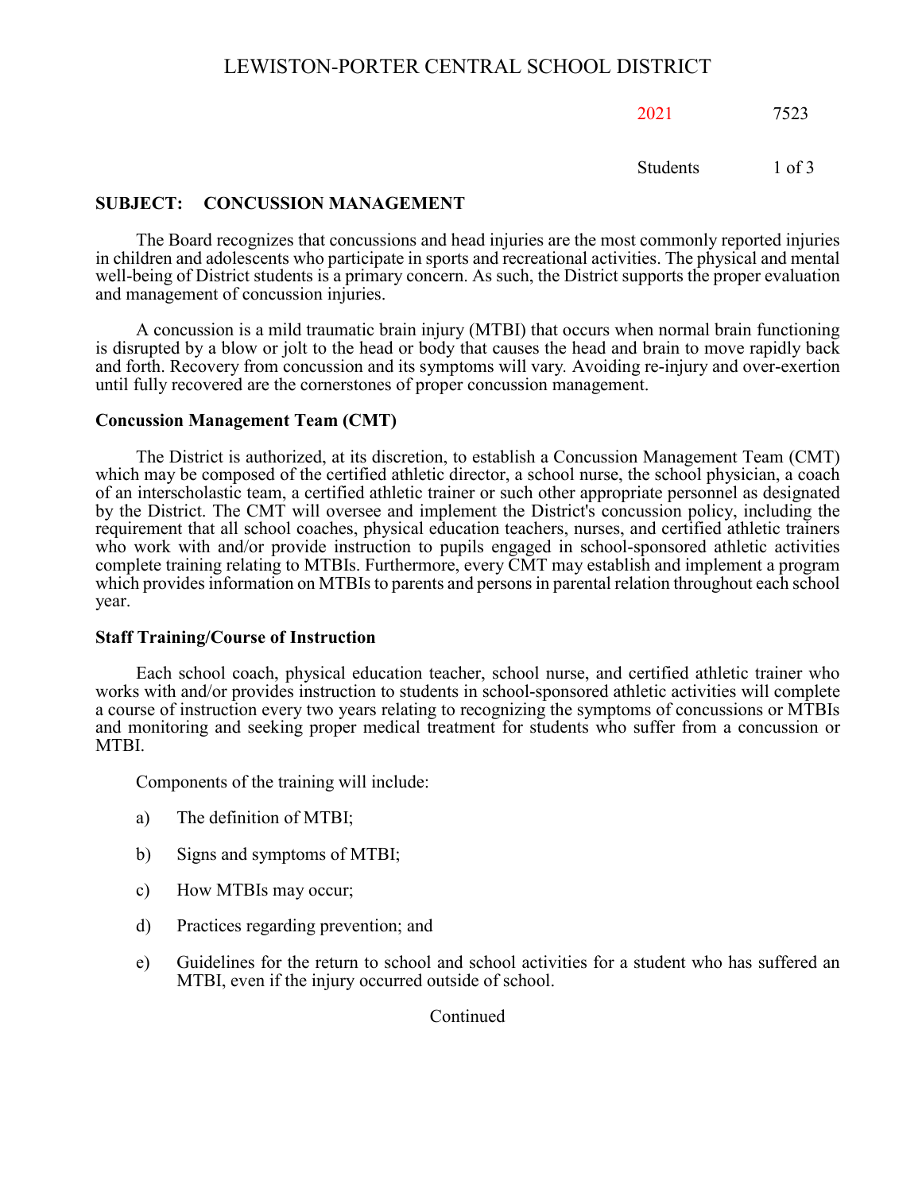# LEWISTON-PORTER CENTRAL SCHOOL DISTRICT

2021 7523

Students

## SUBJECT: CONCUSSION MANAGEMENT

The Board recognizes that concussions and head injuries are the most commonly reported injuries in children and adolescents who participate in sports and recreational activities. The physical and mental well-being of District students is a primary concern. As such, the District supports the proper evaluation and management of concussion injuries.

A concussion is a mild traumatic brain injury (MTBI) that occurs when normal brain functioning is disrupted by a blow or jolt to the head or body that causes the head and brain to move rapidly back and forth. Recovery from concussion and its symptoms will vary. Avoiding re-injury and over-exertion until fully recovered are the cornerstones of proper concussion management.

### Concussion Management Team (CMT)

The District is authorized, at its discretion, to establish a Concussion Management Team (CMT) which may be composed of the certified athletic director, a school nurse, the school physician, a coach of an interscholastic team, a certified athletic trainer or such other appropriate personnel as designated by the District. The CMT will oversee and implement the District's concussion policy, including the requirement that all school coaches, physical education teachers, nurses, and certified athletic trainers who work with and/or provide instruction to pupils engaged in school-sponsored athletic activities complete training relating to MTBIs. Furthermore, every CMT may establish and implement a program which provides information on MTBIs to parents and persons in parental relation throughout each school year.

### Staff Training/Course of Instruction

Each school coach, physical education teacher, school nurse, and certified athletic trainer who works with and/or provides instruction to students in school-sponsored athletic activities will complete a course of instruction every two years relating to recognizing the symptoms of concussions or MTBIs and monitoring and seeking proper medical treatment for students who suffer from a concussion or MTBI.

Components of the training will include:

a) The definition of MTBI;

b) Signs and symptoms of MTBI;

c) How MTBIs may occur;

d) Practices regarding prevention; and

e) Guidelines for the return to school and school activities for a student who has suffered an MTBI, even if the injury occurred outside of school.

Continued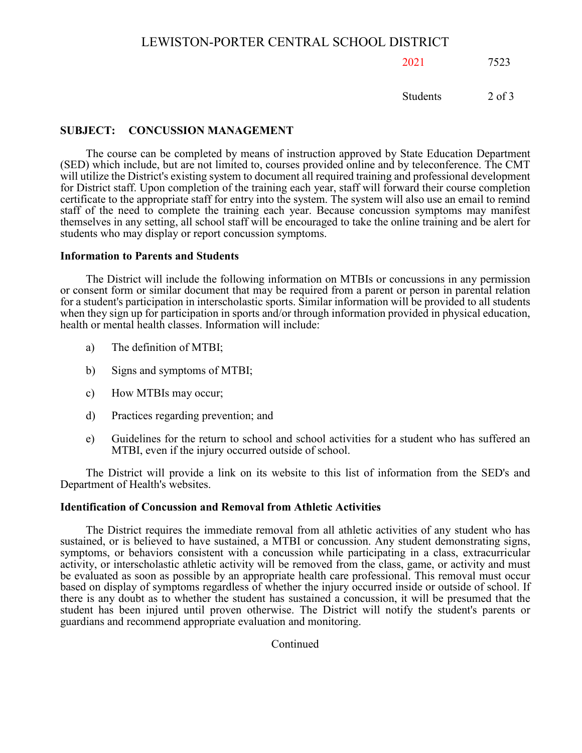## SUBJECT: CONCUSSION MANAGEMENT

The course can be completed by means of instruction approved by State Education Department (SED) which include, but are not limited to, courses provided online and by teleconference. The CMT will utilize the District's existing system to document all required training and professional development for District staff. Upon completion of the training each year, staff will forward their course completion certificate to the appropriate staff for entry into the system. The system will also use an email to remind staff of the need to complete the training each year. Because concussion symptoms may manifest themselves in any setting, all school staff will be encouraged to take the online training and be alert for students who may display or report concussion symptoms.

**Information to Parents and Students**

The District will include the following information on MTBIs or concussions in any permission or consent form or similar document that may be required from a parent or person in parental relation for a student's participation in interscholastic sports. Similar information will be provided to all students when they sign up for participation in sports and/or through information provided in physical education, health or mental health classes. Information will include:

a) The definition of MTBI;

b) Signs and symptoms of MTBI;

c) How MTBIs may occur;

d) Practices regarding prevention; and

e) Guidelines for the return to school and school activities for a student who has suffered an MTBI, even if the injury occurred outside of school.

The District will provide a link on its website to this list of information from the SED's and Department of Health's websites.

**Identification of Concussion and Removal from Athletic Activities**

The District requires the immediate removal from all athletic activities of any student who has sustained, or is believed to have sustained, a MTBI or concussion. Any student demonstrating signs, symptoms, or behaviors consistent with a concussion while participating in a class, extracurricular activity, or interscholastic athletic activity will be removed from the class, game, or activity and must be evaluated as soon as possible by an appropriate health care professional. This removal must occur based on display of symptoms regardless of whether the injury occurred inside or outside of school. If there is any doubt as to whether the student has sustained a concussion, it will be presumed that the student has been injured until proven otherwise. The District will notify the student's parents or guardians and recommend appropriate evaluation and monitoring.

Continued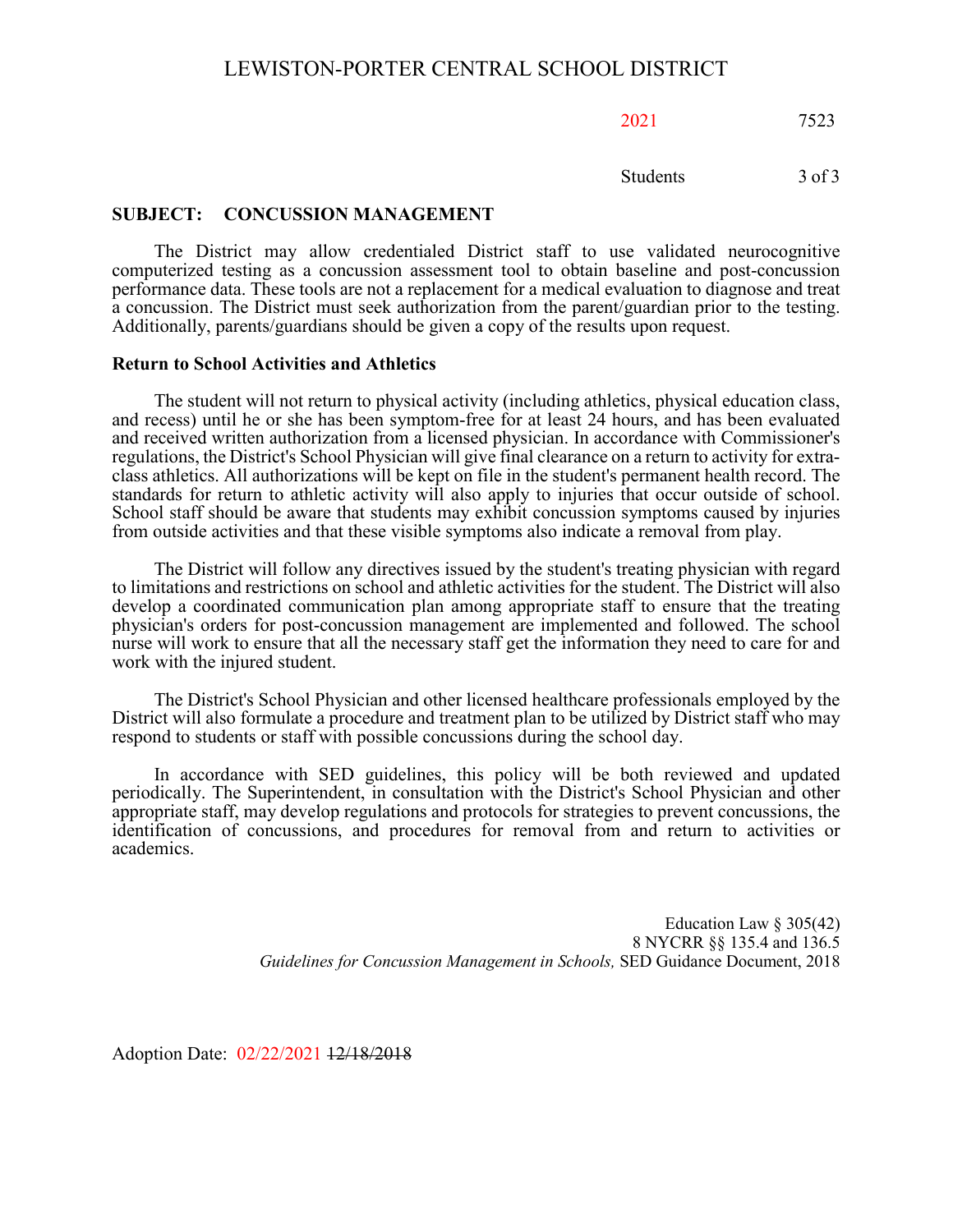**SUBJECT: CONCUSSION MANAGEMENT**

The District may allow credentialed District staff to use validated neurocognitive computerized testing as a concussion assessment tool to obtain baseline and post-concussion performance data. These tools are not a replacement for a medical evaluation to diagnose and treat a concussion. The District must seek authorization from the parent/guardian prior to the testing. Additionally, parents/guardians should be given a copy of the results upon request.

**Return to School Activities and Athletics**

The student will not return to physical activity (including athletics, physical education class, and recess) until he or she has been symptom-free for at least 24 hours, and has been evaluated and received written authorization from a licensed physician. In accordance with Commissioner's regulations, the District's School Physician will give final clearance on a return to activity for extra-class athletics. All authorizations will be kept on file in the student's permanent health record. The standards for return to athletic activity will also apply to injuries that occur outside of school. School staff should be aware that students may exhibit concussion symptoms caused by injuries from outside activities and that these visible symptoms also indicate a removal from play.

The District will follow any directives issued by the student's treating physician with regard to limitations and restrictions on school and athletic activities for the student. The District will also develop a coordinated communication plan among appropriate staff to ensure that the treating physician's orders for post-concussion management are implemented and followed. The school nurse will work to ensure that all the necessary staff get the information they need to care for and work with the injured student.

The District's School Physician and other licensed healthcare professionals employed by the District will also formulate a procedure and treatment plan to be utilized by District staff who may respond to students or staff with possible concussions during the school day.

In accordance with SED guidelines, this policy will be both reviewed and updated periodically. The Superintendent, in consultation with the District's School Physician and other appropriate staff, may develop regulations and protocols for strategies to prevent concussions, the identification of concussions, and procedures for removal from and return to activities or academics.

Education Law § 305(42)
8 NYCRR §§ 135.4 and 136.5
*Guidelines for Concussion Management in Schools,* SED Guidance Document, 2018

Adoption Date: 02/22/2021 ~~12/18/2018~~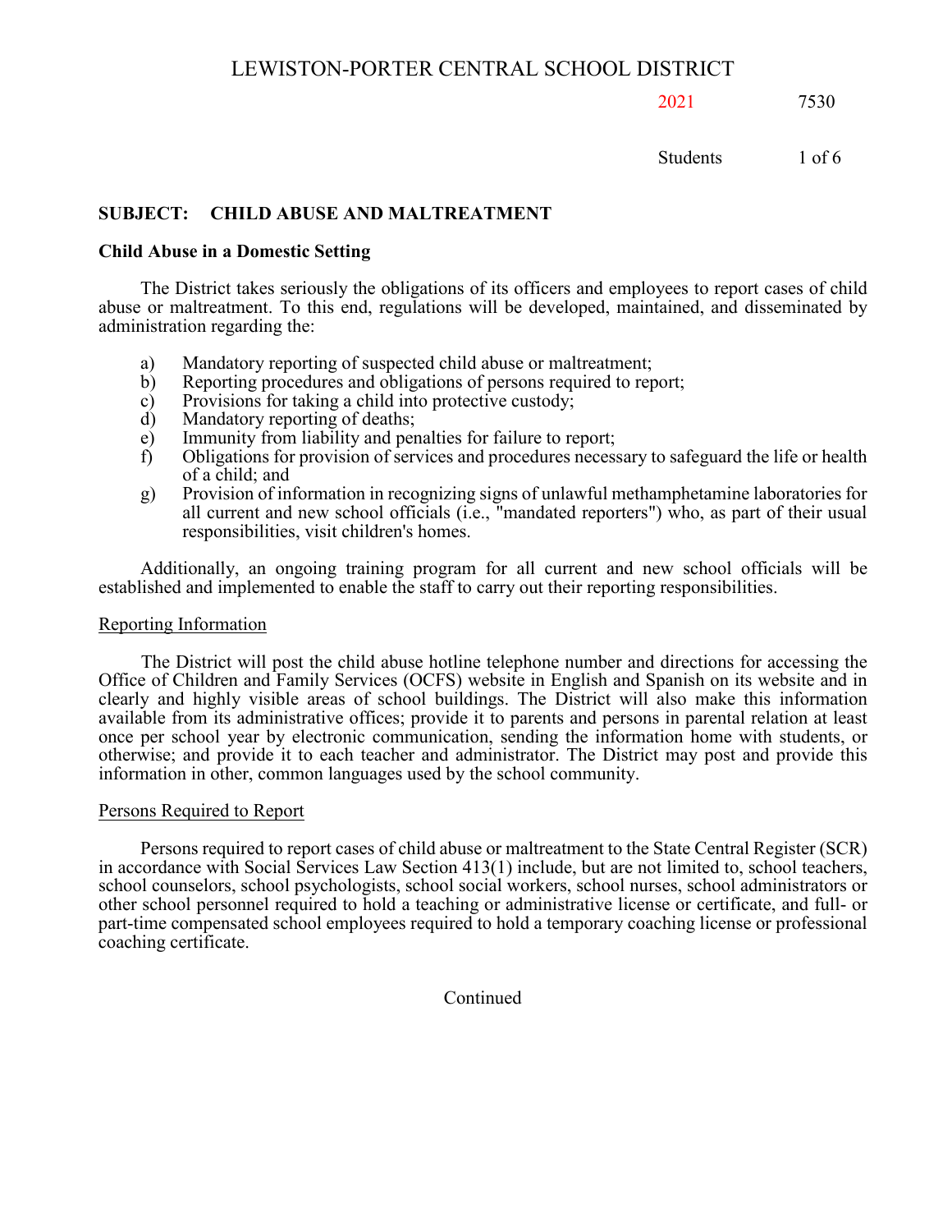# LEWISTON-PORTER CENTRAL SCHOOL DISTRICT

2021 7530

Students

## SUBJECT: CHILD ABUSE AND MALTREATMENT

### Child Abuse in a Domestic Setting

The District takes seriously the obligations of its officers and employees to report cases of child abuse or maltreatment. To this end, regulations will be developed, maintained, and disseminated by administration regarding the:

a) Mandatory reporting of suspected child abuse or maltreatment;
b) Reporting procedures and obligations of persons required to report;
c) Provisions for taking a child into protective custody;
d) Mandatory reporting of deaths;
e) Immunity from liability and penalties for failure to report;
f) Obligations for provision of services and procedures necessary to safeguard the life or health of a child; and
g) Provision of information in recognizing signs of unlawful methamphetamine laboratories for all current and new school officials (i.e., "mandated reporters") who, as part of their usual responsibilities, visit children's homes.

Additionally, an ongoing training program for all current and new school officials will be established and implemented to enable the staff to carry out their reporting responsibilities.

#### Reporting Information

The District will post the child abuse hotline telephone number and directions for accessing the Office of Children and Family Services (OCFS) website in English and Spanish on its website and in clearly and highly visible areas of school buildings. The District will also make this information available from its administrative offices; provide it to parents and persons in parental relation at least once per school year by electronic communication, sending the information home with students, or otherwise; and provide it to each teacher and administrator. The District may post and provide this information in other, common languages used by the school community.

#### Persons Required to Report

Persons required to report cases of child abuse or maltreatment to the State Central Register (SCR) in accordance with Social Services Law Section 413(1) include, but are not limited to, school teachers, school counselors, school psychologists, school social workers, school nurses, school administrators or other school personnel required to hold a teaching or administrative license or certificate, and full- or part-time compensated school employees required to hold a temporary coaching license or professional coaching certificate.

Continued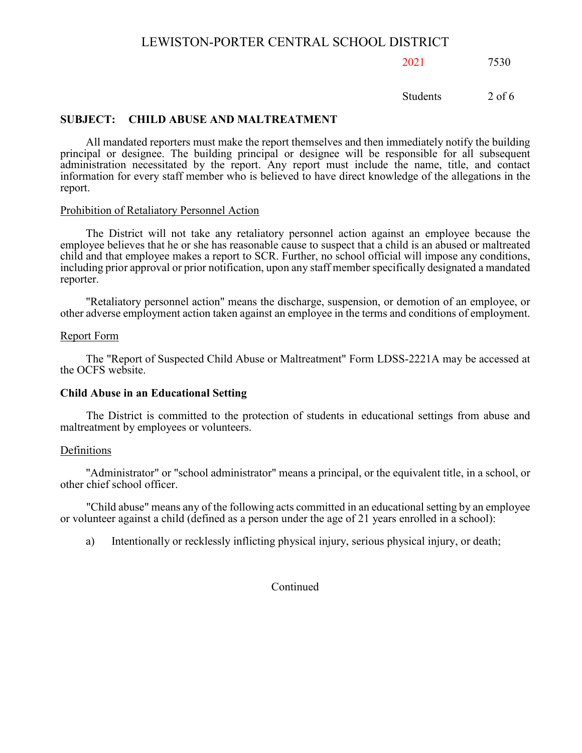## SUBJECT: CHILD ABUSE AND MALTREATMENT

All mandated reporters must make the report themselves and then immediately notify the building principal or designee. The building principal or designee will be responsible for all subsequent administration necessitated by the report. Any report must include the name, title, and contact information for every staff member who is believed to have direct knowledge of the allegations in the report.

### Prohibition of Retaliatory Personnel Action

The District will not take any retaliatory personnel action against an employee because the employee believes that he or she has reasonable cause to suspect that a child is an abused or maltreated child and that employee makes a report to SCR. Further, no school official will impose any conditions, including prior approval or prior notification, upon any staff member specifically designated a mandated reporter.

"Retaliatory personnel action" means the discharge, suspension, or demotion of an employee, or other adverse employment action taken against an employee in the terms and conditions of employment.

### Report Form

The "Report of Suspected Child Abuse or Maltreatment" Form LDSS-2221A may be accessed at the OCFS website.

### Child Abuse in an Educational Setting

The District is committed to the protection of students in educational settings from abuse and maltreatment by employees or volunteers.

### Definitions

"Administrator" or "school administrator" means a principal, or the equivalent title, in a school, or other chief school officer.

"Child abuse" means any of the following acts committed in an educational setting by an employee or volunteer against a child (defined as a person under the age of 21 years enrolled in a school):

a) Intentionally or recklessly inflicting physical injury, serious physical injury, or death;

Continued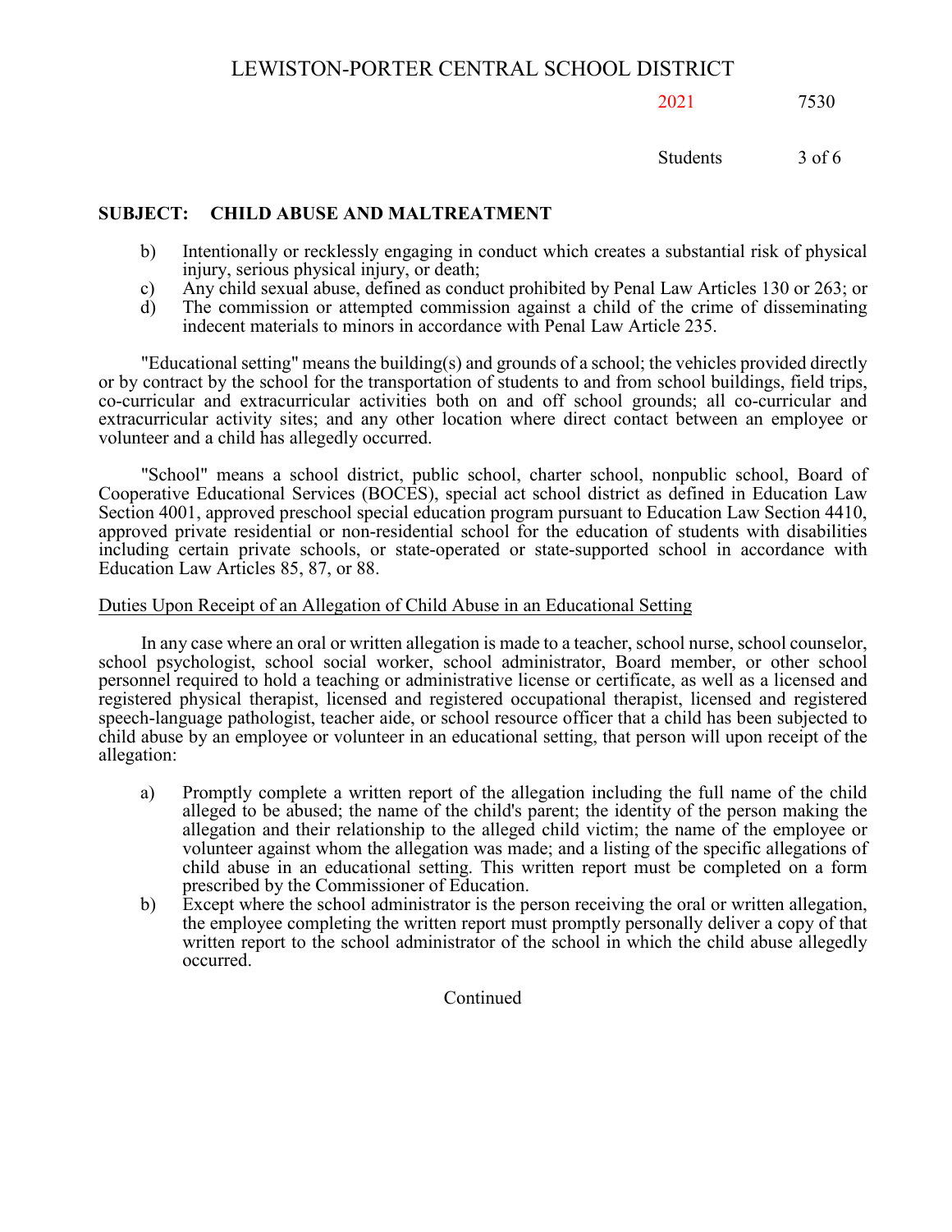**SUBJECT: CHILD ABUSE AND MALTREATMENT**

b) Intentionally or recklessly engaging in conduct which creates a substantial risk of physical injury, serious physical injury, or death;

c) Any child sexual abuse, defined as conduct prohibited by Penal Law Articles 130 or 263; or

d) The commission or attempted commission against a child of the crime of disseminating indecent materials to minors in accordance with Penal Law Article 235.

"Educational setting" means the building(s) and grounds of a school; the vehicles provided directly or by contract by the school for the transportation of students to and from school buildings, field trips, co-curricular and extracurricular activities both on and off school grounds; all co-curricular and extracurricular activity sites; and any other location where direct contact between an employee or volunteer and a child has allegedly occurred.

"School" means a school district, public school, charter school, nonpublic school, Board of Cooperative Educational Services (BOCES), special act school district as defined in Education Law Section 4001, approved preschool special education program pursuant to Education Law Section 4410, approved private residential or non-residential school for the education of students with disabilities including certain private schools, or state-operated or state-supported school in accordance with Education Law Articles 85, 87, or 88.

Duties Upon Receipt of an Allegation of Child Abuse in an Educational Setting

In any case where an oral or written allegation is made to a teacher, school nurse, school counselor, school psychologist, school social worker, school administrator, Board member, or other school personnel required to hold a teaching or administrative license or certificate, as well as a licensed and registered physical therapist, licensed and registered occupational therapist, licensed and registered speech-language pathologist, teacher aide, or school resource officer that a child has been subjected to child abuse by an employee or volunteer in an educational setting, that person will upon receipt of the allegation:

a) Promptly complete a written report of the allegation including the full name of the child alleged to be abused; the name of the child's parent; the identity of the person making the allegation and their relationship to the alleged child victim; the name of the employee or volunteer against whom the allegation was made; and a listing of the specific allegations of child abuse in an educational setting. This written report must be completed on a form prescribed by the Commissioner of Education.

b) Except where the school administrator is the person receiving the oral or written allegation, the employee completing the written report must promptly personally deliver a copy of that written report to the school administrator of the school in which the child abuse allegedly occurred.

Continued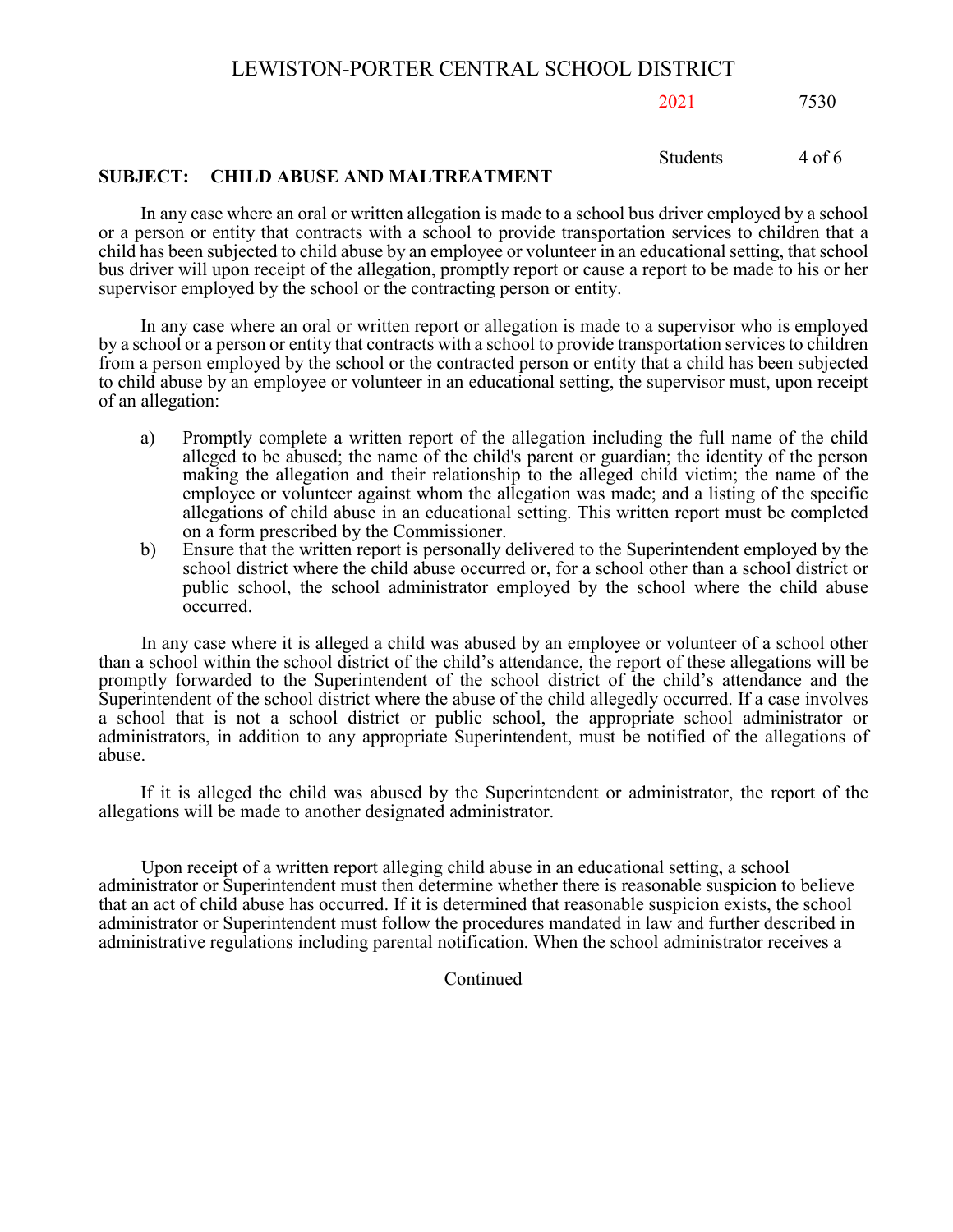**SUBJECT: CHILD ABUSE AND MALTREATMENT**

In any case where an oral or written allegation is made to a school bus driver employed by a school or a person or entity that contracts with a school to provide transportation services to children that a child has been subjected to child abuse by an employee or volunteer in an educational setting, that school bus driver will upon receipt of the allegation, promptly report or cause a report to be made to his or her supervisor employed by the school or the contracting person or entity.

In any case where an oral or written report or allegation is made to a supervisor who is employed by a school or a person or entity that contracts with a school to provide transportation services to children from a person employed by the school or the contracted person or entity that a child has been subjected to child abuse by an employee or volunteer in an educational setting, the supervisor must, upon receipt of an allegation:

a) Promptly complete a written report of the allegation including the full name of the child alleged to be abused; the name of the child's parent or guardian; the identity of the person making the allegation and their relationship to the alleged child victim; the name of the employee or volunteer against whom the allegation was made; and a listing of the specific allegations of child abuse in an educational setting. This written report must be completed on a form prescribed by the Commissioner.

b) Ensure that the written report is personally delivered to the Superintendent employed by the school district where the child abuse occurred or, for a school other than a school district or public school, the school administrator employed by the school where the child abuse occurred.

In any case where it is alleged a child was abused by an employee or volunteer of a school other than a school within the school district of the child's attendance, the report of these allegations will be promptly forwarded to the Superintendent of the school district of the child's attendance and the Superintendent of the school district where the abuse of the child allegedly occurred. If a case involves a school that is not a school district or public school, the appropriate school administrator or administrators, in addition to any appropriate Superintendent, must be notified of the allegations of abuse.

If it is alleged the child was abused by the Superintendent or administrator, the report of the allegations will be made to another designated administrator.

Upon receipt of a written report alleging child abuse in an educational setting, a school administrator or Superintendent must then determine whether there is reasonable suspicion to believe that an act of child abuse has occurred. If it is determined that reasonable suspicion exists, the school administrator or Superintendent must follow the procedures mandated in law and further described in administrative regulations including parental notification. When the school administrator receives a

Continued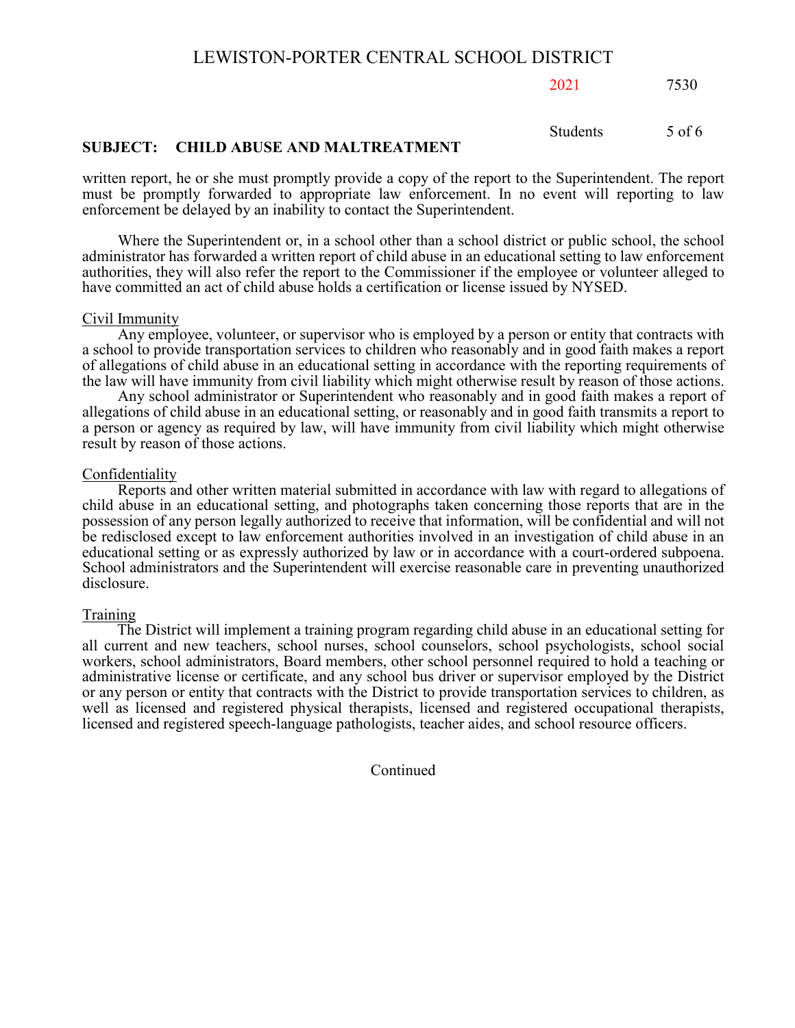written report, he or she must promptly provide a copy of the report to the Superintendent. The report must be promptly forwarded to appropriate law enforcement. In no event will reporting to law enforcement be delayed by an inability to contact the Superintendent.

Where the Superintendent or, in a school other than a school district or public school, the school administrator has forwarded a written report of child abuse in an educational setting to law enforcement authorities, they will also refer the report to the Commissioner if the employee or volunteer alleged to have committed an act of child abuse holds a certification or license issued by NYSED.

Civil Immunity

Any employee, volunteer, or supervisor who is employed by a person or entity that contracts with a school to provide transportation services to children who reasonably and in good faith makes a report of allegations of child abuse in an educational setting in accordance with the reporting requirements of the law will have immunity from civil liability which might otherwise result by reason of those actions.

Any school administrator or Superintendent who reasonably and in good faith makes a report of allegations of child abuse in an educational setting, or reasonably and in good faith transmits a report to a person or agency as required by law, will have immunity from civil liability which might otherwise result by reason of those actions.

Confidentiality

Reports and other written material submitted in accordance with law with regard to allegations of child abuse in an educational setting, and photographs taken concerning those reports that are in the possession of any person legally authorized to receive that information, will be confidential and will not be redisclosed except to law enforcement authorities involved in an investigation of child abuse in an educational setting or as expressly authorized by law or in accordance with a court-ordered subpoena. School administrators and the Superintendent will exercise reasonable care in preventing unauthorized disclosure.

Training

The District will implement a training program regarding child abuse in an educational setting for all current and new teachers, school nurses, school counselors, school psychologists, school social workers, school administrators, Board members, other school personnel required to hold a teaching or administrative license or certificate, and any school bus driver or supervisor employed by the District or any person or entity that contracts with the District to provide transportation services to children, as well as licensed and registered physical therapists, licensed and registered occupational therapists, licensed and registered speech-language pathologists, teacher aides, and school resource officers.

Continued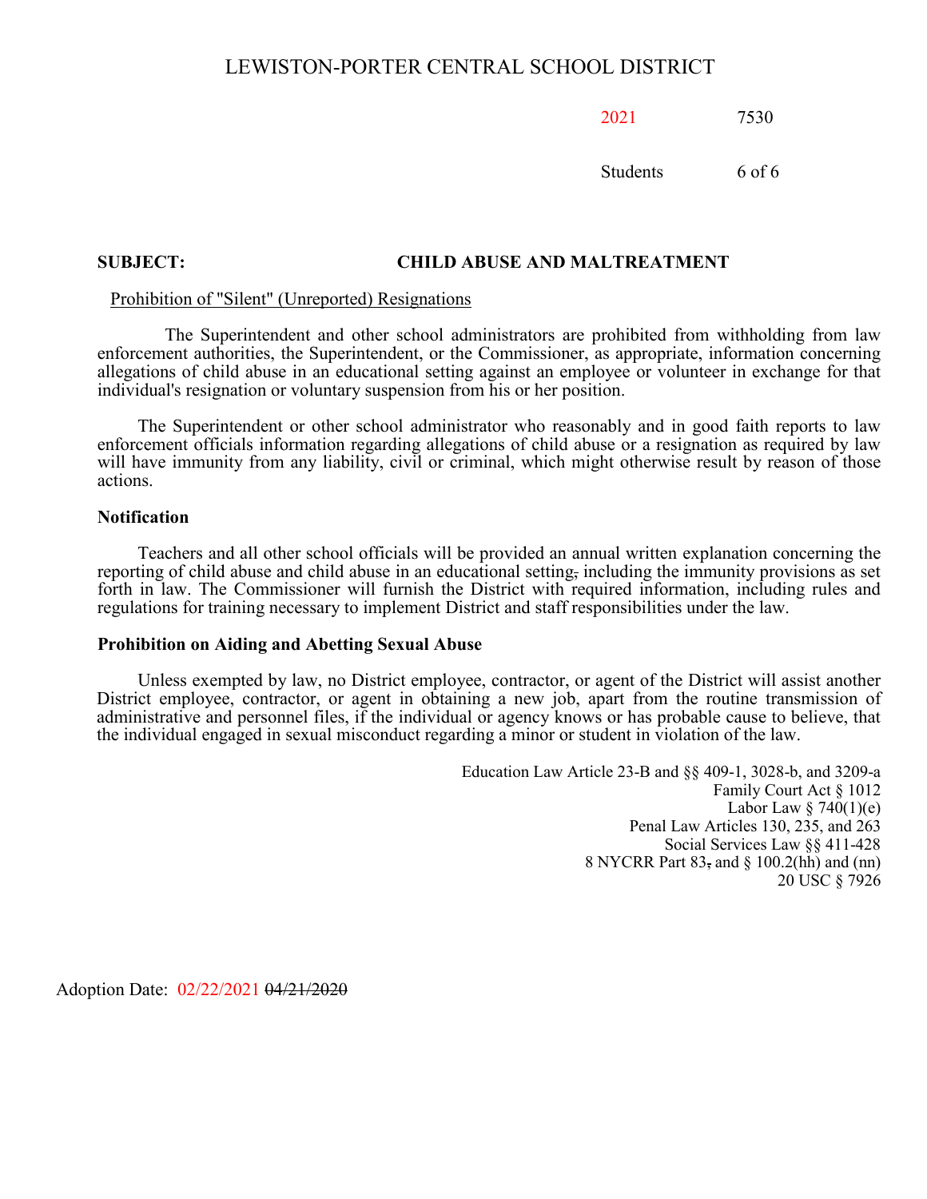**SUBJECT: CHILD ABUSE AND MALTREATMENT**

Prohibition of "Silent" (Unreported) Resignations

The Superintendent and other school administrators are prohibited from withholding from law enforcement authorities, the Superintendent, or the Commissioner, as appropriate, information concerning allegations of child abuse in an educational setting against an employee or volunteer in exchange for that individual's resignation or voluntary suspension from his or her position.

The Superintendent or other school administrator who reasonably and in good faith reports to law enforcement officials information regarding allegations of child abuse or a resignation as required by law will have immunity from any liability, civil or criminal, which might otherwise result by reason of those actions.

**Notification**

Teachers and all other school officials will be provided an annual written explanation concerning the reporting of child abuse and child abuse in an educational setting~~,~~ including the immunity provisions as set forth in law. The Commissioner will furnish the District with required information, including rules and regulations for training necessary to implement District and staff responsibilities under the law.

**Prohibition on Aiding and Abetting Sexual Abuse**

Unless exempted by law, no District employee, contractor, or agent of the District will assist another District employee, contractor, or agent in obtaining a new job, apart from the routine transmission of administrative and personnel files, if the individual or agency knows or has probable cause to believe, that the individual engaged in sexual misconduct regarding a minor or student in violation of the law.

Education Law Article 23-B and §§ 409-1, 3028-b, and 3209-a
Family Court Act § 1012
Labor Law § 740(1)(e)
Penal Law Articles 130, 235, and 263
Social Services Law §§ 411-428
8 NYCRR Part 83~~,~~ and § 100.2(hh) and (nn)
20 USC § 7926

Adoption Date: 02/22/2021 ~~04/21/2020~~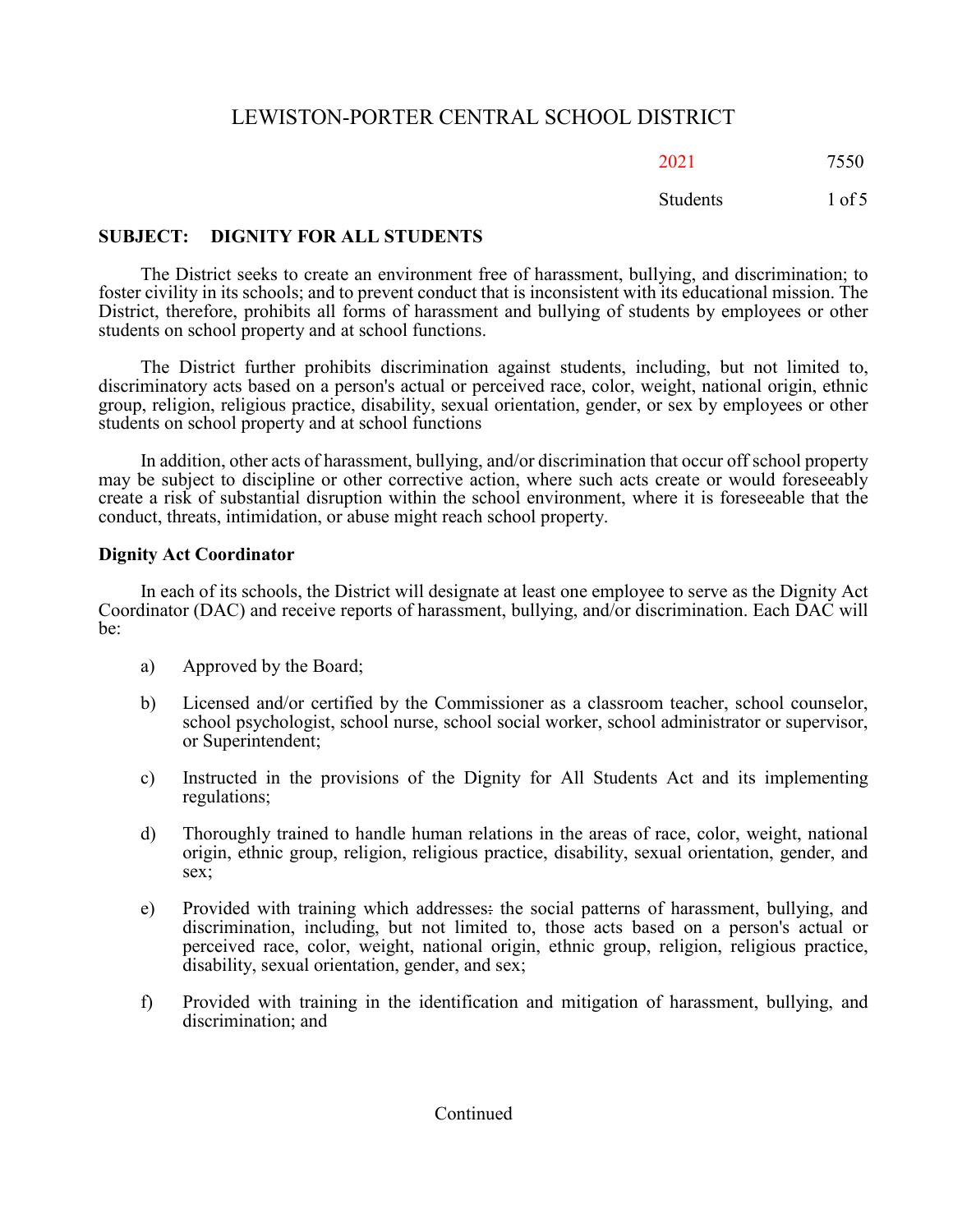# LEWISTON-PORTER CENTRAL SCHOOL DISTRICT

2021 7550

Students

## SUBJECT: DIGNITY FOR ALL STUDENTS

The District seeks to create an environment free of harassment, bullying, and discrimination; to foster civility in its schools; and to prevent conduct that is inconsistent with its educational mission. The District, therefore, prohibits all forms of harassment and bullying of students by employees or other students on school property and at school functions.

The District further prohibits discrimination against students, including, but not limited to, discriminatory acts based on a person's actual or perceived race, color, weight, national origin, ethnic group, religion, religious practice, disability, sexual orientation, gender, or sex by employees or other students on school property and at school functions

In addition, other acts of harassment, bullying, and/or discrimination that occur off school property may be subject to discipline or other corrective action, where such acts create or would foreseeably create a risk of substantial disruption within the school environment, where it is foreseeable that the conduct, threats, intimidation, or abuse might reach school property.

### Dignity Act Coordinator

In each of its schools, the District will designate at least one employee to serve as the Dignity Act Coordinator (DAC) and receive reports of harassment, bullying, and/or discrimination. Each DAC will be:

a) Approved by the Board;

b) Licensed and/or certified by the Commissioner as a classroom teacher, school counselor, school psychologist, school nurse, school social worker, school administrator or supervisor, or Superintendent;

c) Instructed in the provisions of the Dignity for All Students Act and its implementing regulations;

d) Thoroughly trained to handle human relations in the areas of race, color, weight, national origin, ethnic group, religion, religious practice, disability, sexual orientation, gender, and sex;

e) Provided with training which addresses: the social patterns of harassment, bullying, and discrimination, including, but not limited to, those acts based on a person's actual or perceived race, color, weight, national origin, ethnic group, religion, religious practice, disability, sexual orientation, gender, and sex;

f) Provided with training in the identification and mitigation of harassment, bullying, and discrimination; and

Continued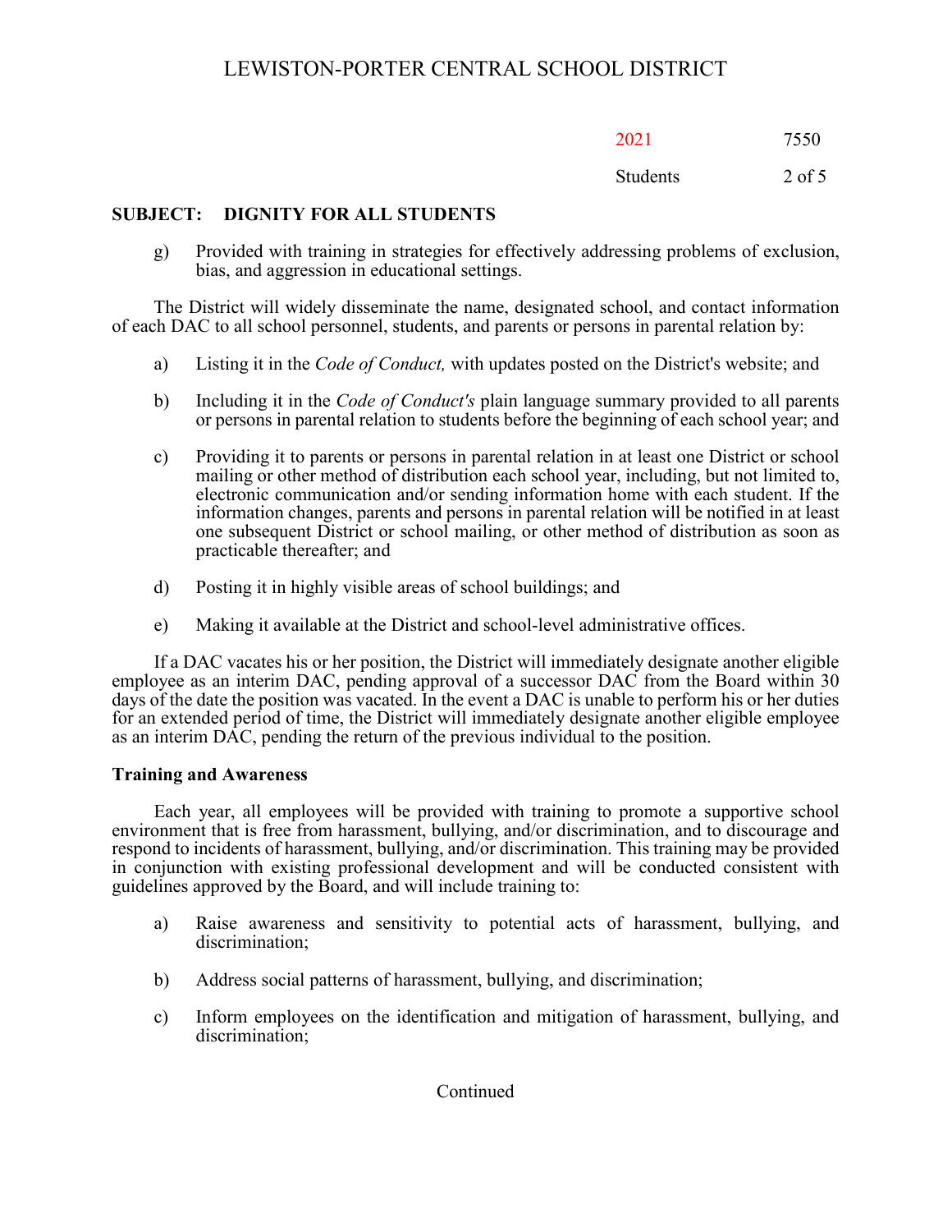g) Provided with training in strategies for effectively addressing problems of exclusion, bias, and aggression in educational settings.

The District will widely disseminate the name, designated school, and contact information of each DAC to all school personnel, students, and parents or persons in parental relation by:

a) Listing it in the *Code of Conduct,* with updates posted on the District's website; and

b) Including it in the *Code of Conduct's* plain language summary provided to all parents or persons in parental relation to students before the beginning of each school year; and

c) Providing it to parents or persons in parental relation in at least one District or school mailing or other method of distribution each school year, including, but not limited to, electronic communication and/or sending information home with each student. If the information changes, parents and persons in parental relation will be notified in at least one subsequent District or school mailing, or other method of distribution as soon as practicable thereafter; and

d) Posting it in highly visible areas of school buildings; and

e) Making it available at the District and school-level administrative offices.

If a DAC vacates his or her position, the District will immediately designate another eligible employee as an interim DAC, pending approval of a successor DAC from the Board within 30 days of the date the position was vacated. In the event a DAC is unable to perform his or her duties for an extended period of time, the District will immediately designate another eligible employee as an interim DAC, pending the return of the previous individual to the position.

**Training and Awareness**

Each year, all employees will be provided with training to promote a supportive school environment that is free from harassment, bullying, and/or discrimination, and to discourage and respond to incidents of harassment, bullying, and/or discrimination. This training may be provided in conjunction with existing professional development and will be conducted consistent with guidelines approved by the Board, and will include training to:

a) Raise awareness and sensitivity to potential acts of harassment, bullying, and discrimination;

b) Address social patterns of harassment, bullying, and discrimination;

c) Inform employees on the identification and mitigation of harassment, bullying, and discrimination;

Continued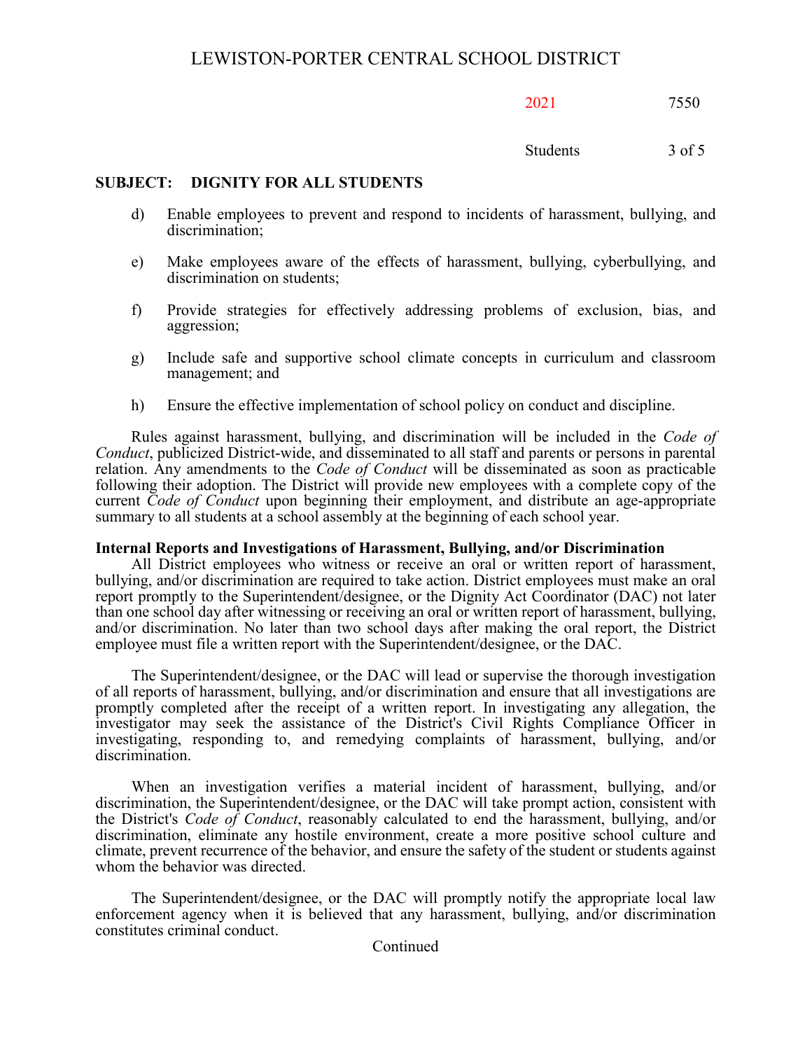d) Enable employees to prevent and respond to incidents of harassment, bullying, and discrimination;

e) Make employees aware of the effects of harassment, bullying, cyberbullying, and discrimination on students;

f) Provide strategies for effectively addressing problems of exclusion, bias, and aggression;

g) Include safe and supportive school climate concepts in curriculum and classroom management; and

h) Ensure the effective implementation of school policy on conduct and discipline.

Rules against harassment, bullying, and discrimination will be included in the *Code of Conduct*, publicized District-wide, and disseminated to all staff and parents or persons in parental relation. Any amendments to the *Code of Conduct* will be disseminated as soon as practicable following their adoption. The District will provide new employees with a complete copy of the current *Code of Conduct* upon beginning their employment, and distribute an age-appropriate summary to all students at a school assembly at the beginning of each school year.

**Internal Reports and Investigations of Harassment, Bullying, and/or Discrimination**

All District employees who witness or receive an oral or written report of harassment, bullying, and/or discrimination are required to take action. District employees must make an oral report promptly to the Superintendent/designee, or the Dignity Act Coordinator (DAC) not later than one school day after witnessing or receiving an oral or written report of harassment, bullying, and/or discrimination. No later than two school days after making the oral report, the District employee must file a written report with the Superintendent/designee, or the DAC.

The Superintendent/designee, or the DAC will lead or supervise the thorough investigation of all reports of harassment, bullying, and/or discrimination and ensure that all investigations are promptly completed after the receipt of a written report. In investigating any allegation, the investigator may seek the assistance of the District's Civil Rights Compliance Officer in investigating, responding to, and remedying complaints of harassment, bullying, and/or discrimination.

When an investigation verifies a material incident of harassment, bullying, and/or discrimination, the Superintendent/designee, or the DAC will take prompt action, consistent with the District's *Code of Conduct*, reasonably calculated to end the harassment, bullying, and/or discrimination, eliminate any hostile environment, create a more positive school culture and climate, prevent recurrence of the behavior, and ensure the safety of the student or students against whom the behavior was directed.

The Superintendent/designee, or the DAC will promptly notify the appropriate local law enforcement agency when it is believed that any harassment, bullying, and/or discrimination constitutes criminal conduct.

Continued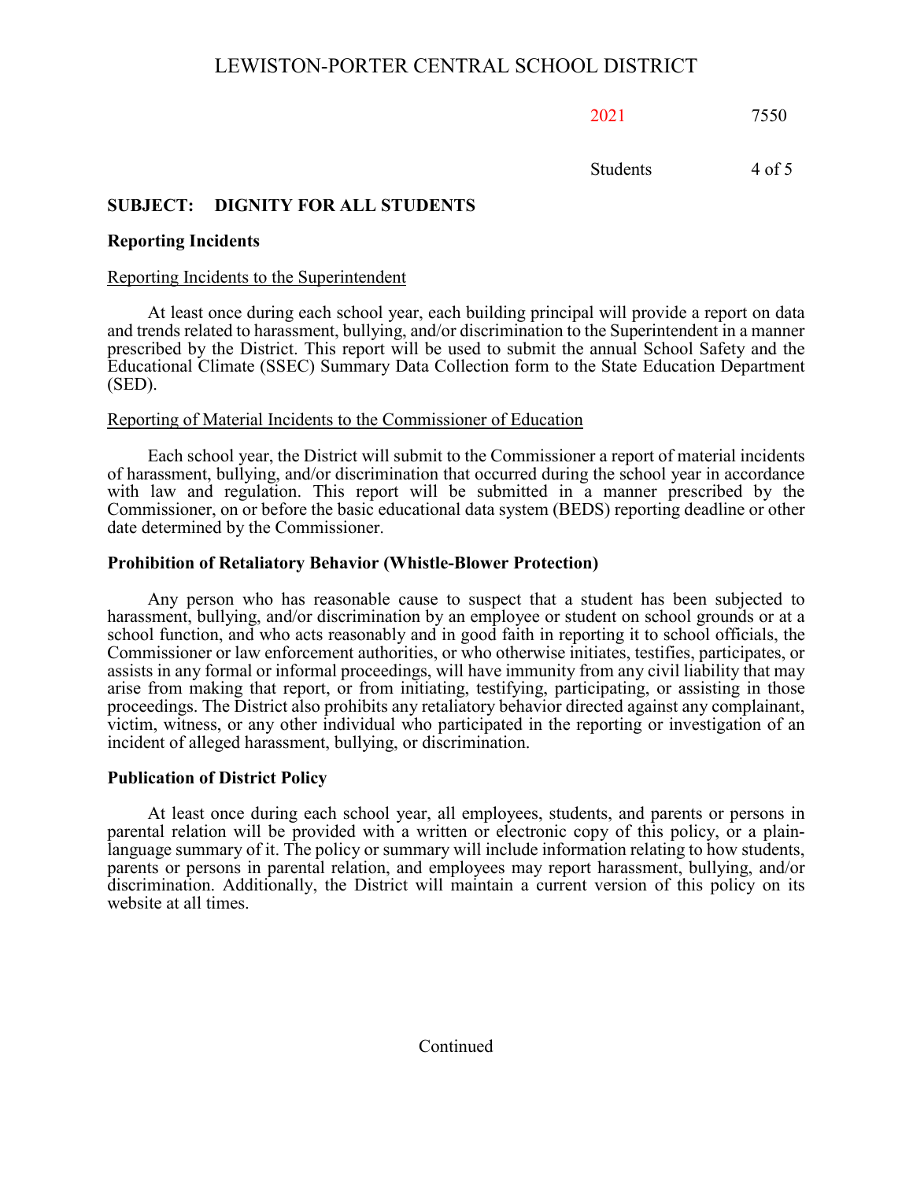## SUBJECT: DIGNITY FOR ALL STUDENTS

### Reporting Incidents

Reporting Incidents to the Superintendent

At least once during each school year, each building principal will provide a report on data and trends related to harassment, bullying, and/or discrimination to the Superintendent in a manner prescribed by the District. This report will be used to submit the annual School Safety and the Educational Climate (SSEC) Summary Data Collection form to the State Education Department (SED).

Reporting of Material Incidents to the Commissioner of Education

Each school year, the District will submit to the Commissioner a report of material incidents of harassment, bullying, and/or discrimination that occurred during the school year in accordance with law and regulation. This report will be submitted in a manner prescribed by the Commissioner, on or before the basic educational data system (BEDS) reporting deadline or other date determined by the Commissioner.

### Prohibition of Retaliatory Behavior (Whistle-Blower Protection)

Any person who has reasonable cause to suspect that a student has been subjected to harassment, bullying, and/or discrimination by an employee or student on school grounds or at a school function, and who acts reasonably and in good faith in reporting it to school officials, the Commissioner or law enforcement authorities, or who otherwise initiates, testifies, participates, or assists in any formal or informal proceedings, will have immunity from any civil liability that may arise from making that report, or from initiating, testifying, participating, or assisting in those proceedings. The District also prohibits any retaliatory behavior directed against any complainant, victim, witness, or any other individual who participated in the reporting or investigation of an incident of alleged harassment, bullying, or discrimination.

### Publication of District Policy

At least once during each school year, all employees, students, and parents or persons in parental relation will be provided with a written or electronic copy of this policy, or a plain-language summary of it. The policy or summary will include information relating to how students, parents or persons in parental relation, and employees may report harassment, bullying, and/or discrimination. Additionally, the District will maintain a current version of this policy on its website at all times.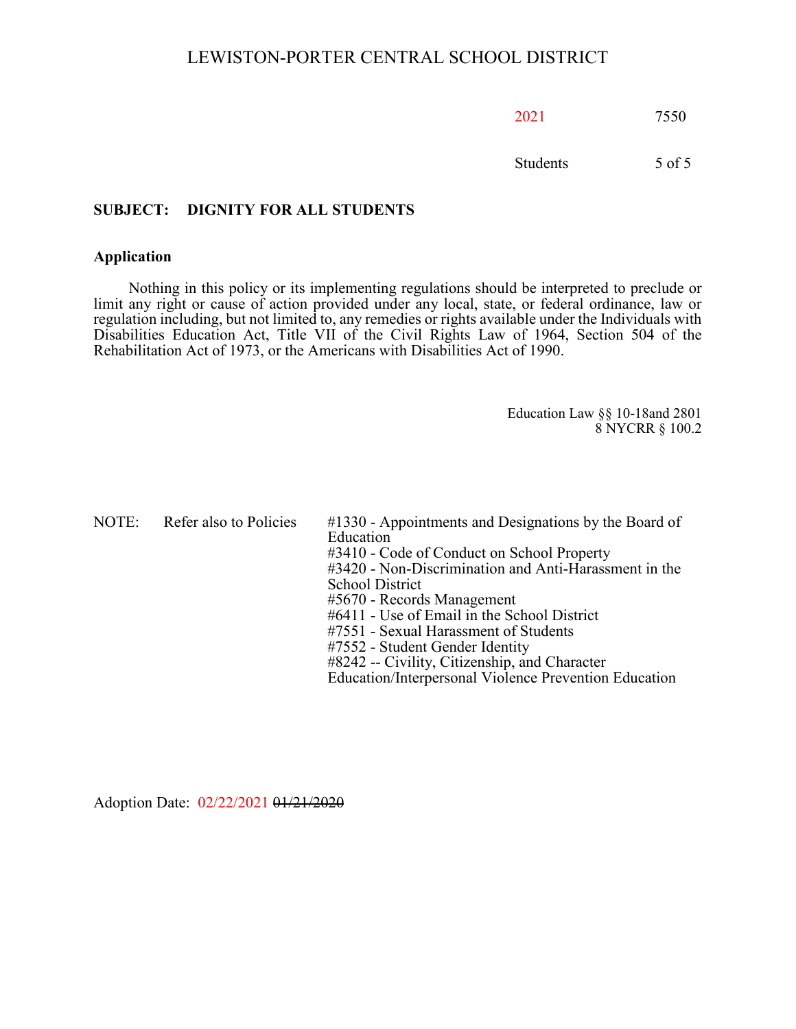## SUBJECT: DIGNITY FOR ALL STUDENTS

### Application

Nothing in this policy or its implementing regulations should be interpreted to preclude or limit any right or cause of action provided under any local, state, or federal ordinance, law or regulation including, but not limited to, any remedies or rights available under the Individuals with Disabilities Education Act, Title VII of the Civil Rights Law of 1964, Section 504 of the Rehabilitation Act of 1973, or the Americans with Disabilities Act of 1990.

Education Law §§ 10-18and 2801
8 NYCRR § 100.2

NOTE: Refer also to Policies

- #1330 - Appointments and Designations by the Board of Education
- #3410 - Code of Conduct on School Property
- #3420 - Non-Discrimination and Anti-Harassment in the School District
- #5670 - Records Management
- #6411 - Use of Email in the School District
- #7551 - Sexual Harassment of Students
- #7552 - Student Gender Identity
- #8242 -- Civility, Citizenship, and Character Education/Interpersonal Violence Prevention Education

Adoption Date: 02/22/2021 ~~01/21/2020~~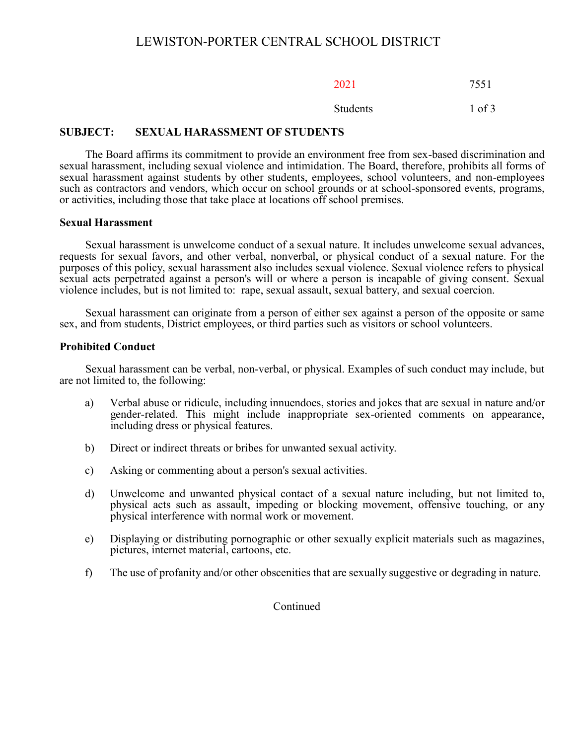# LEWISTON-PORTER CENTRAL SCHOOL DISTRICT

2021 7551

Students

**SUBJECT: SEXUAL HARASSMENT OF STUDENTS**

The Board affirms its commitment to provide an environment free from sex-based discrimination and sexual harassment, including sexual violence and intimidation. The Board, therefore, prohibits all forms of sexual harassment against students by other students, employees, school volunteers, and non-employees such as contractors and vendors, which occur on school grounds or at school-sponsored events, programs, or activities, including those that take place at locations off school premises.

**Sexual Harassment**

Sexual harassment is unwelcome conduct of a sexual nature. It includes unwelcome sexual advances, requests for sexual favors, and other verbal, nonverbal, or physical conduct of a sexual nature. For the purposes of this policy, sexual harassment also includes sexual violence. Sexual violence refers to physical sexual acts perpetrated against a person's will or where a person is incapable of giving consent. Sexual violence includes, but is not limited to: rape, sexual assault, sexual battery, and sexual coercion.

Sexual harassment can originate from a person of either sex against a person of the opposite or same sex, and from students, District employees, or third parties such as visitors or school volunteers.

**Prohibited Conduct**

Sexual harassment can be verbal, non-verbal, or physical. Examples of such conduct may include, but are not limited to, the following:

a) Verbal abuse or ridicule, including innuendoes, stories and jokes that are sexual in nature and/or gender-related. This might include inappropriate sex-oriented comments on appearance, including dress or physical features.

b) Direct or indirect threats or bribes for unwanted sexual activity.

c) Asking or commenting about a person's sexual activities.

d) Unwelcome and unwanted physical contact of a sexual nature including, but not limited to, physical acts such as assault, impeding or blocking movement, offensive touching, or any physical interference with normal work or movement.

e) Displaying or distributing pornographic or other sexually explicit materials such as magazines, pictures, internet material, cartoons, etc.

f) The use of profanity and/or other obscenities that are sexually suggestive or degrading in nature.

Continued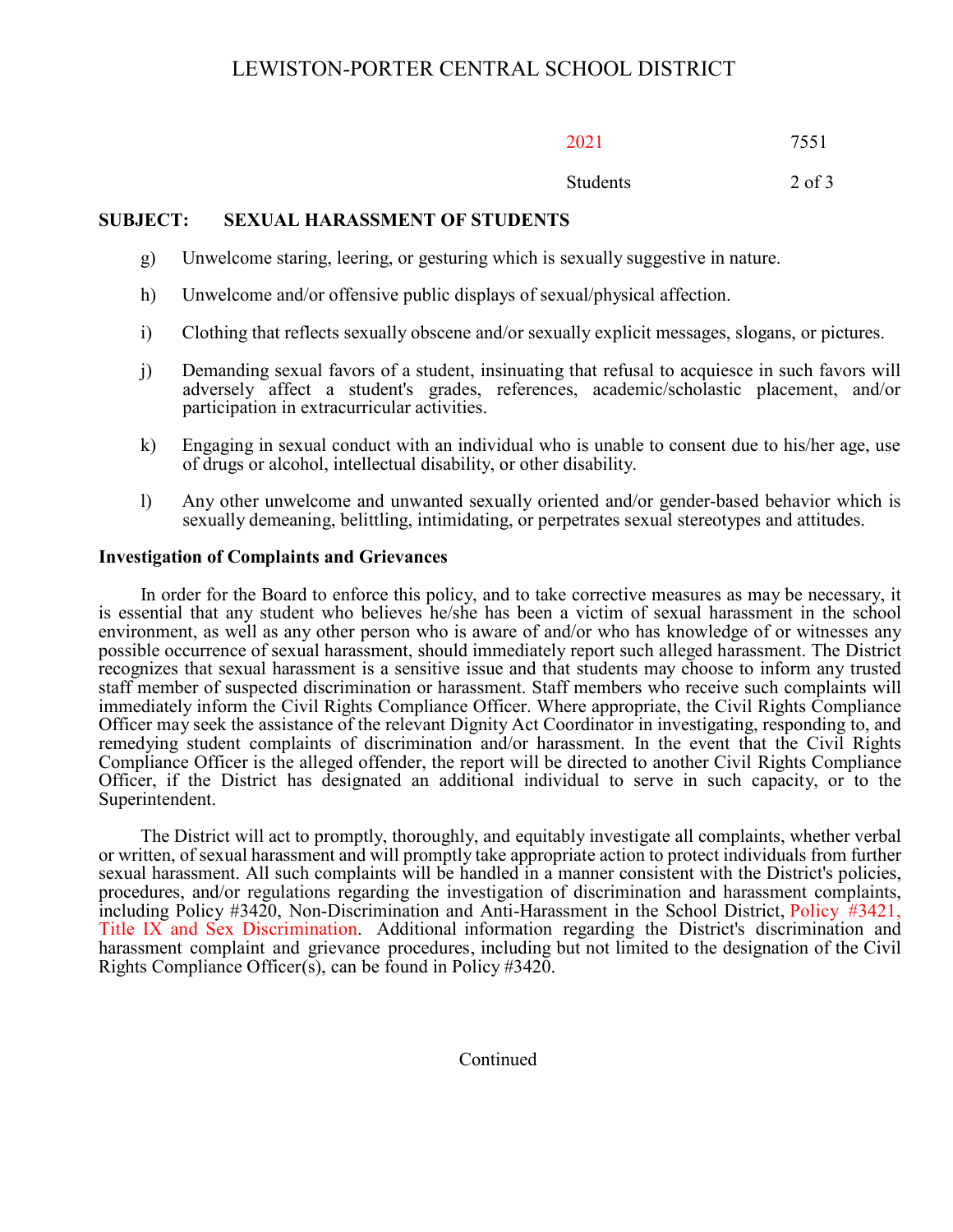**SUBJECT: SEXUAL HARASSMENT OF STUDENTS**

g) Unwelcome staring, leering, or gesturing which is sexually suggestive in nature.

h) Unwelcome and/or offensive public displays of sexual/physical affection.

i) Clothing that reflects sexually obscene and/or sexually explicit messages, slogans, or pictures.

j) Demanding sexual favors of a student, insinuating that refusal to acquiesce in such favors will adversely affect a student's grades, references, academic/scholastic placement, and/or participation in extracurricular activities.

k) Engaging in sexual conduct with an individual who is unable to consent due to his/her age, use of drugs or alcohol, intellectual disability, or other disability.

l) Any other unwelcome and unwanted sexually oriented and/or gender-based behavior which is sexually demeaning, belittling, intimidating, or perpetrates sexual stereotypes and attitudes.

**Investigation of Complaints and Grievances**

In order for the Board to enforce this policy, and to take corrective measures as may be necessary, it is essential that any student who believes he/she has been a victim of sexual harassment in the school environment, as well as any other person who is aware of and/or who has knowledge of or witnesses any possible occurrence of sexual harassment, should immediately report such alleged harassment. The District recognizes that sexual harassment is a sensitive issue and that students may choose to inform any trusted staff member of suspected discrimination or harassment. Staff members who receive such complaints will immediately inform the Civil Rights Compliance Officer. Where appropriate, the Civil Rights Compliance Officer may seek the assistance of the relevant Dignity Act Coordinator in investigating, responding to, and remedying student complaints of discrimination and/or harassment. In the event that the Civil Rights Compliance Officer is the alleged offender, the report will be directed to another Civil Rights Compliance Officer, if the District has designated an additional individual to serve in such capacity, or to the Superintendent.

The District will act to promptly, thoroughly, and equitably investigate all complaints, whether verbal or written, of sexual harassment and will promptly take appropriate action to protect individuals from further sexual harassment. All such complaints will be handled in a manner consistent with the District's policies, procedures, and/or regulations regarding the investigation of discrimination and harassment complaints, including Policy #3420, Non-Discrimination and Anti-Harassment in the School District, Policy #3421, Title IX and Sex Discrimination. Additional information regarding the District's discrimination and harassment complaint and grievance procedures, including but not limited to the designation of the Civil Rights Compliance Officer(s), can be found in Policy #3420.

Continued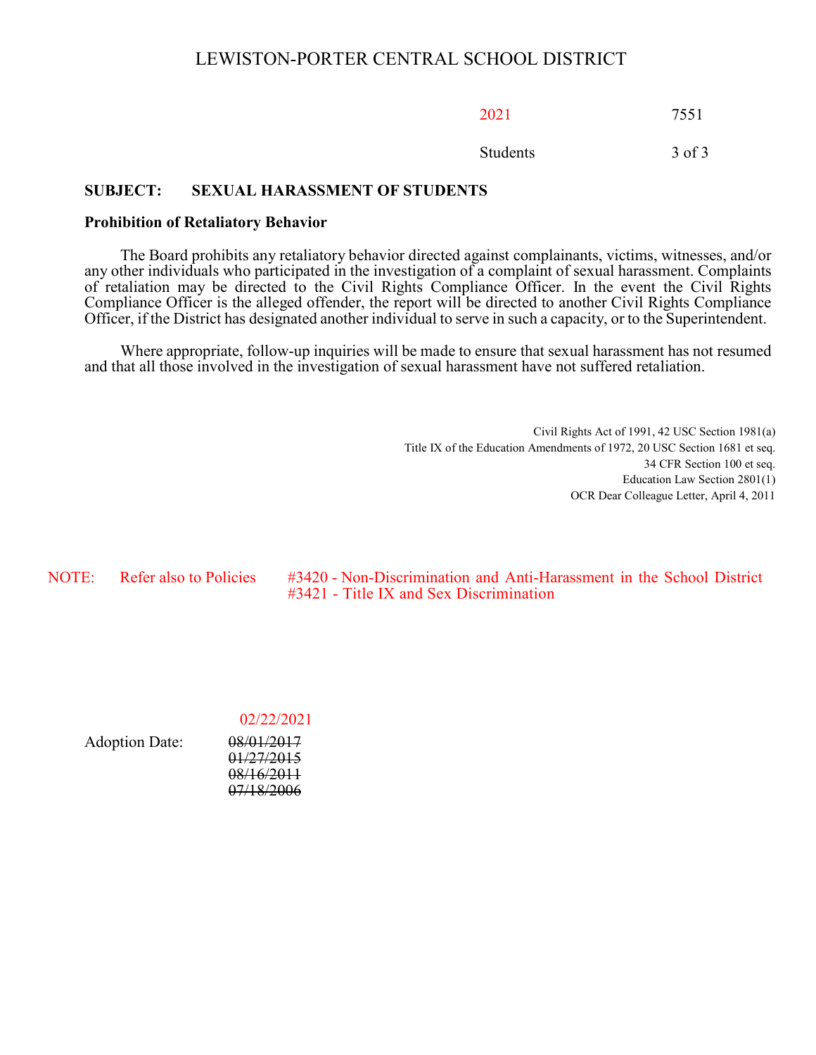## SUBJECT: SEXUAL HARASSMENT OF STUDENTS

### Prohibition of Retaliatory Behavior

The Board prohibits any retaliatory behavior directed against complainants, victims, witnesses, and/or any other individuals who participated in the investigation of a complaint of sexual harassment. Complaints of retaliation may be directed to the Civil Rights Compliance Officer. In the event the Civil Rights Compliance Officer is the alleged offender, the report will be directed to another Civil Rights Compliance Officer, if the District has designated another individual to serve in such a capacity, or to the Superintendent.

Where appropriate, follow-up inquiries will be made to ensure that sexual harassment has not resumed and that all those involved in the investigation of sexual harassment have not suffered retaliation.

Civil Rights Act of 1991, 42 USC Section 1981(a)
Title IX of the Education Amendments of 1972, 20 USC Section 1681 et seq.
34 CFR Section 100 et seq.
Education Law Section 2801(1)
OCR Dear Colleague Letter, April 4, 2011

NOTE: Refer also to Policies #3420 - Non-Discrimination and Anti-Harassment in the School District
#3421 - Title IX and Sex Discrimination

Adoption Date: 02/22/2021
~~08/01/2017~~
~~01/27/2015~~
~~08/16/2011~~
~~07/18/2006~~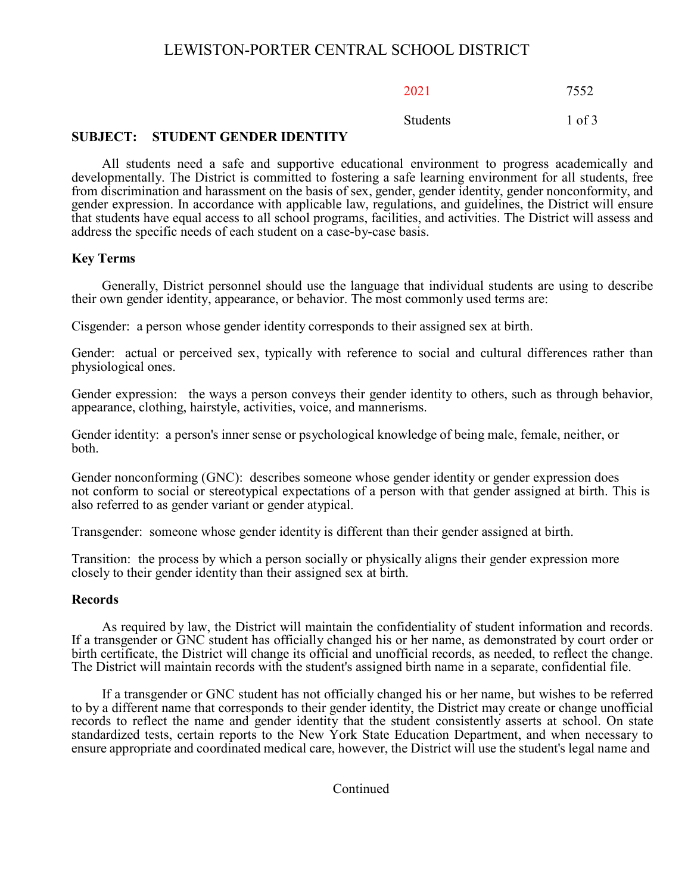# LEWISTON-PORTER CENTRAL SCHOOL DISTRICT

2021 7552

Students

## SUBJECT: STUDENT GENDER IDENTITY

All students need a safe and supportive educational environment to progress academically and developmentally. The District is committed to fostering a safe learning environment for all students, free from discrimination and harassment on the basis of sex, gender, gender identity, gender nonconformity, and gender expression. In accordance with applicable law, regulations, and guidelines, the District will ensure that students have equal access to all school programs, facilities, and activities. The District will assess and address the specific needs of each student on a case-by-case basis.

### Key Terms

Generally, District personnel should use the language that individual students are using to describe their own gender identity, appearance, or behavior. The most commonly used terms are:

Cisgender: a person whose gender identity corresponds to their assigned sex at birth.

Gender: actual or perceived sex, typically with reference to social and cultural differences rather than physiological ones.

Gender expression: the ways a person conveys their gender identity to others, such as through behavior, appearance, clothing, hairstyle, activities, voice, and mannerisms.

Gender identity: a person's inner sense or psychological knowledge of being male, female, neither, or both.

Gender nonconforming (GNC): describes someone whose gender identity or gender expression does not conform to social or stereotypical expectations of a person with that gender assigned at birth. This is also referred to as gender variant or gender atypical.

Transgender: someone whose gender identity is different than their gender assigned at birth.

Transition: the process by which a person socially or physically aligns their gender expression more closely to their gender identity than their assigned sex at birth.

### Records

As required by law, the District will maintain the confidentiality of student information and records. If a transgender or GNC student has officially changed his or her name, as demonstrated by court order or birth certificate, the District will change its official and unofficial records, as needed, to reflect the change. The District will maintain records with the student's assigned birth name in a separate, confidential file.

If a transgender or GNC student has not officially changed his or her name, but wishes to be referred to by a different name that corresponds to their gender identity, the District may create or change unofficial records to reflect the name and gender identity that the student consistently asserts at school. On state standardized tests, certain reports to the New York State Education Department, and when necessary to ensure appropriate and coordinated medical care, however, the District will use the student's legal name and

Continued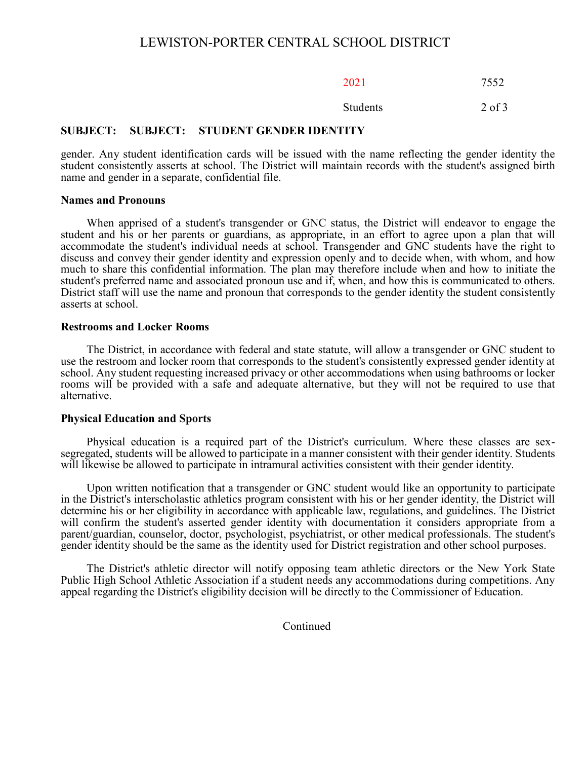**SUBJECT: SUBJECT: STUDENT GENDER IDENTITY**

gender. Any student identification cards will be issued with the name reflecting the gender identity the student consistently asserts at school. The District will maintain records with the student's assigned birth name and gender in a separate, confidential file.

**Names and Pronouns**

When apprised of a student's transgender or GNC status, the District will endeavor to engage the student and his or her parents or guardians, as appropriate, in an effort to agree upon a plan that will accommodate the student's individual needs at school. Transgender and GNC students have the right to discuss and convey their gender identity and expression openly and to decide when, with whom, and how much to share this confidential information. The plan may therefore include when and how to initiate the student's preferred name and associated pronoun use and if, when, and how this is communicated to others. District staff will use the name and pronoun that corresponds to the gender identity the student consistently asserts at school.

**Restrooms and Locker Rooms**

The District, in accordance with federal and state statute, will allow a transgender or GNC student to use the restroom and locker room that corresponds to the student's consistently expressed gender identity at school. Any student requesting increased privacy or other accommodations when using bathrooms or locker rooms will be provided with a safe and adequate alternative, but they will not be required to use that alternative.

**Physical Education and Sports**

Physical education is a required part of the District's curriculum. Where these classes are sex-segregated, students will be allowed to participate in a manner consistent with their gender identity. Students will likewise be allowed to participate in intramural activities consistent with their gender identity.

Upon written notification that a transgender or GNC student would like an opportunity to participate in the District's interscholastic athletics program consistent with his or her gender identity, the District will determine his or her eligibility in accordance with applicable law, regulations, and guidelines. The District will confirm the student's asserted gender identity with documentation it considers appropriate from a parent/guardian, counselor, doctor, psychologist, psychiatrist, or other medical professionals. The student's gender identity should be the same as the identity used for District registration and other school purposes.

The District's athletic director will notify opposing team athletic directors or the New York State Public High School Athletic Association if a student needs any accommodations during competitions. Any appeal regarding the District's eligibility decision will be directly to the Commissioner of Education.

Continued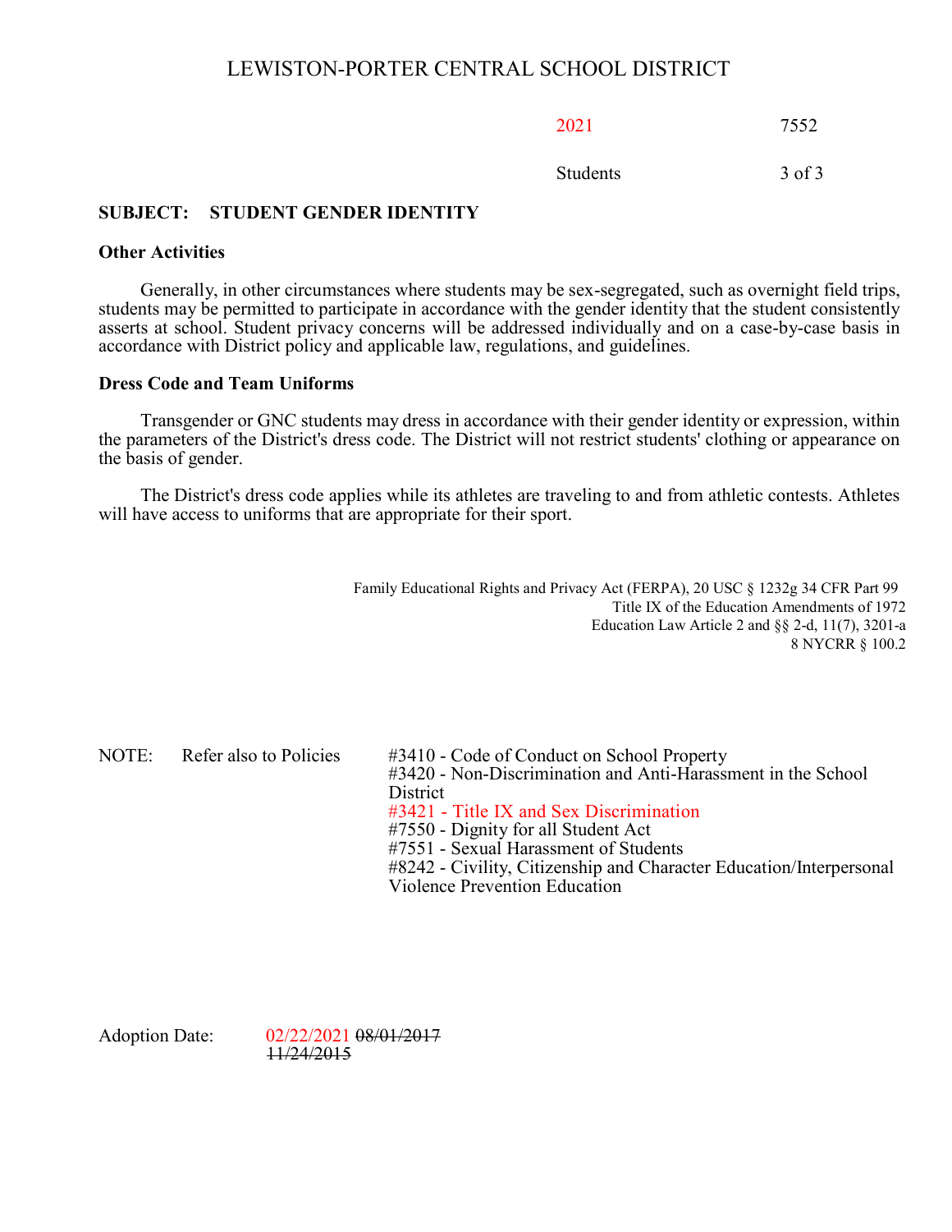LEWISTON-PORTER CENTRAL SCHOOL DISTRICT

2021 7552

Students

**SUBJECT: STUDENT GENDER IDENTITY**

**Other Activities**

Generally, in other circumstances where students may be sex-segregated, such as overnight field trips, students may be permitted to participate in accordance with the gender identity that the student consistently asserts at school. Student privacy concerns will be addressed individually and on a case-by-case basis in accordance with District policy and applicable law, regulations, and guidelines.

**Dress Code and Team Uniforms**

Transgender or GNC students may dress in accordance with their gender identity or expression, within the parameters of the District's dress code. The District will not restrict students' clothing or appearance on the basis of gender.

The District's dress code applies while its athletes are traveling to and from athletic contests. Athletes will have access to uniforms that are appropriate for their sport.

Family Educational Rights and Privacy Act (FERPA), 20 USC § 1232g 34 CFR Part 99
Title IX of the Education Amendments of 1972
Education Law Article 2 and §§ 2-d, 11(7), 3201-a
8 NYCRR § 100.2

NOTE: Refer also to Policies
#3410 - Code of Conduct on School Property
#3420 - Non-Discrimination and Anti-Harassment in the School District
#3421 - Title IX and Sex Discrimination
#7550 - Dignity for all Student Act
#7551 - Sexual Harassment of Students
#8242 - Civility, Citizenship and Character Education/Interpersonal Violence Prevention Education

Adoption Date: 02/22/2021 ~~08/01/2017~~ ~~11/24/2015~~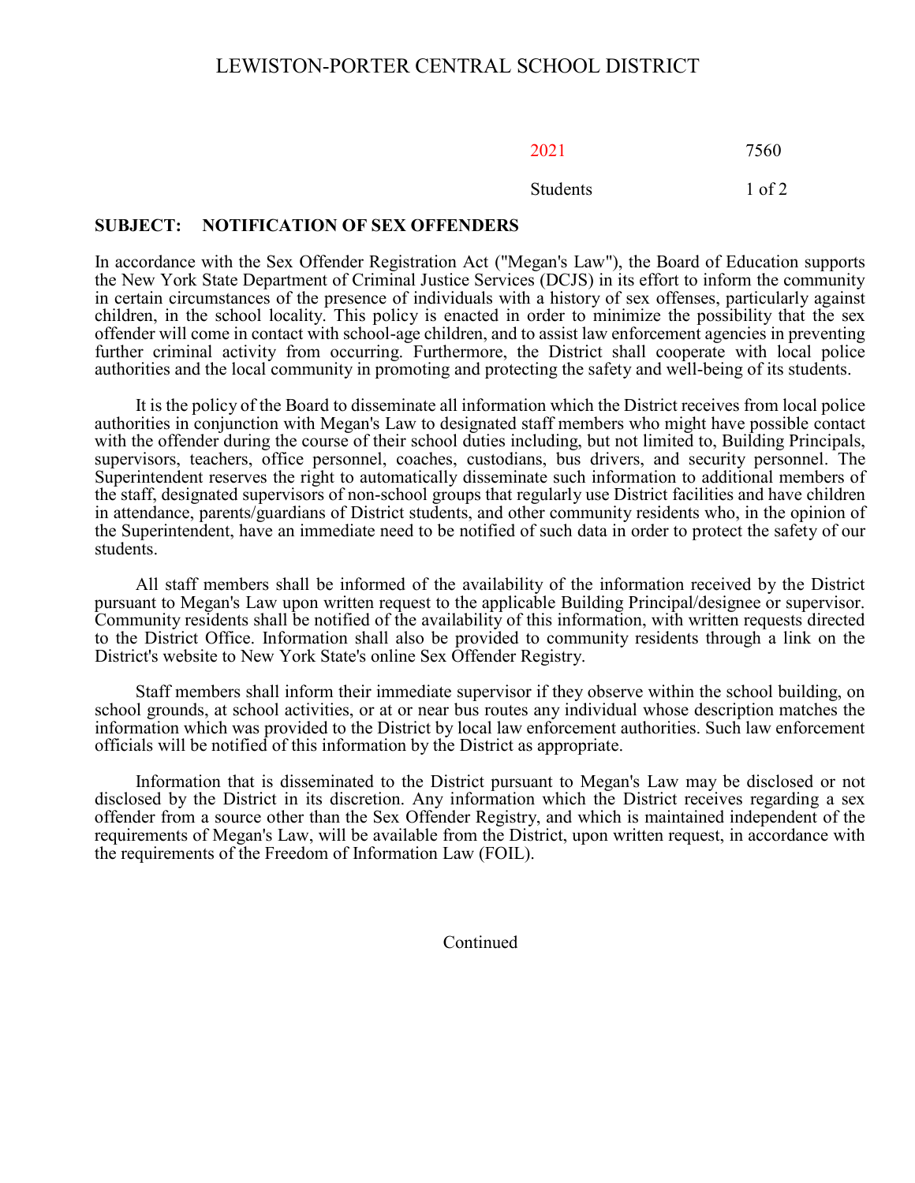LEWISTON-PORTER CENTRAL SCHOOL DISTRICT

2021 7560

Students

**SUBJECT: NOTIFICATION OF SEX OFFENDERS**

In accordance with the Sex Offender Registration Act ("Megan's Law"), the Board of Education supports the New York State Department of Criminal Justice Services (DCJS) in its effort to inform the community in certain circumstances of the presence of individuals with a history of sex offenses, particularly against children, in the school locality. This policy is enacted in order to minimize the possibility that the sex offender will come in contact with school-age children, and to assist law enforcement agencies in preventing further criminal activity from occurring. Furthermore, the District shall cooperate with local police authorities and the local community in promoting and protecting the safety and well-being of its students.

It is the policy of the Board to disseminate all information which the District receives from local police authorities in conjunction with Megan's Law to designated staff members who might have possible contact with the offender during the course of their school duties including, but not limited to, Building Principals, supervisors, teachers, office personnel, coaches, custodians, bus drivers, and security personnel. The Superintendent reserves the right to automatically disseminate such information to additional members of the staff, designated supervisors of non-school groups that regularly use District facilities and have children in attendance, parents/guardians of District students, and other community residents who, in the opinion of the Superintendent, have an immediate need to be notified of such data in order to protect the safety of our students.

All staff members shall be informed of the availability of the information received by the District pursuant to Megan's Law upon written request to the applicable Building Principal/designee or supervisor. Community residents shall be notified of the availability of this information, with written requests directed to the District Office. Information shall also be provided to community residents through a link on the District's website to New York State's online Sex Offender Registry.

Staff members shall inform their immediate supervisor if they observe within the school building, on school grounds, at school activities, or at or near bus routes any individual whose description matches the information which was provided to the District by local law enforcement authorities. Such law enforcement officials will be notified of this information by the District as appropriate.

Information that is disseminated to the District pursuant to Megan's Law may be disclosed or not disclosed by the District in its discretion. Any information which the District receives regarding a sex offender from a source other than the Sex Offender Registry, and which is maintained independent of the requirements of Megan's Law, will be available from the District, upon written request, in accordance with the requirements of the Freedom of Information Law (FOIL).

Continued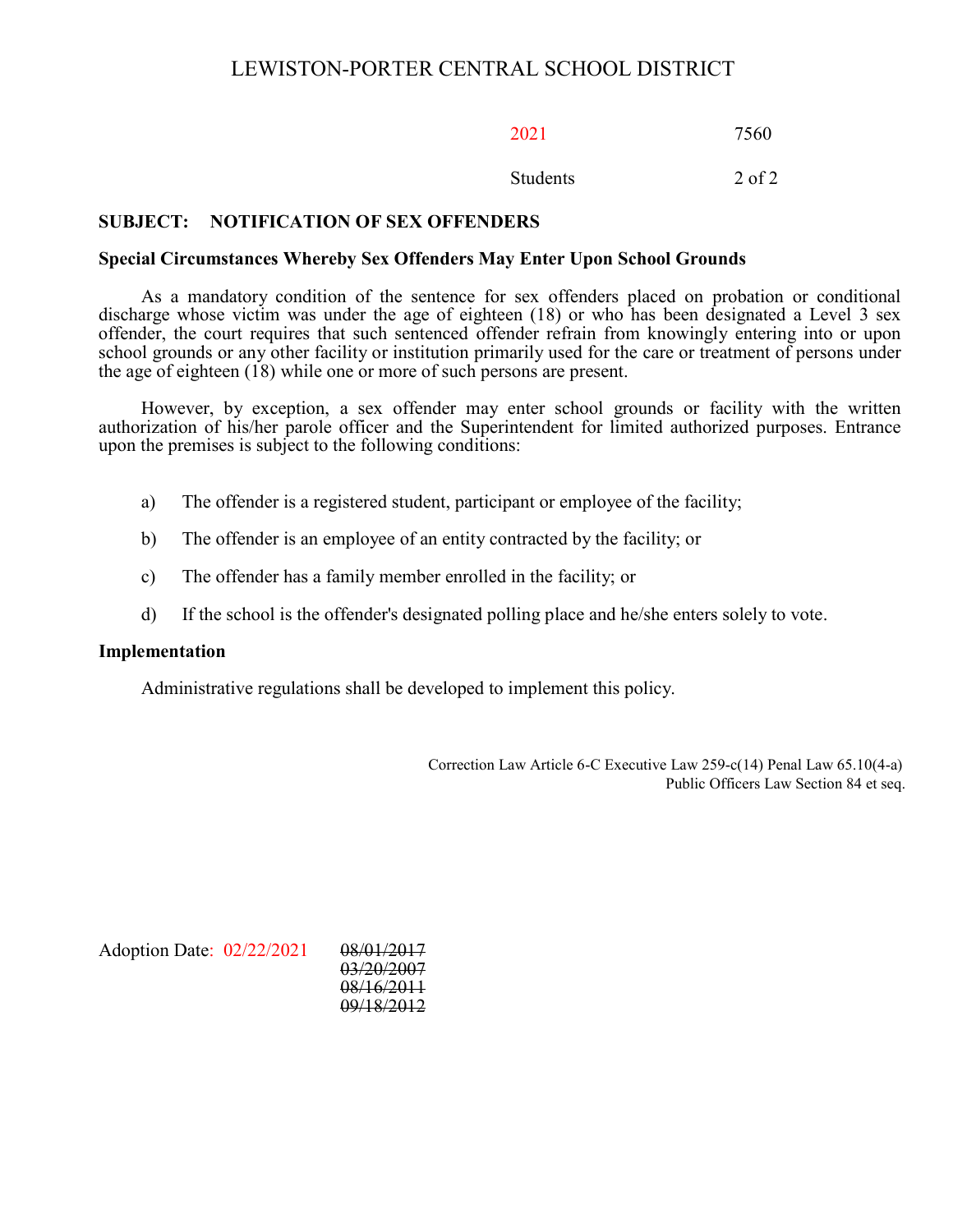**SUBJECT: NOTIFICATION OF SEX OFFENDERS**

**Special Circumstances Whereby Sex Offenders May Enter Upon School Grounds**

As a mandatory condition of the sentence for sex offenders placed on probation or conditional discharge whose victim was under the age of eighteen (18) or who has been designated a Level 3 sex offender, the court requires that such sentenced offender refrain from knowingly entering into or upon school grounds or any other facility or institution primarily used for the care or treatment of persons under the age of eighteen (18) while one or more of such persons are present.

However, by exception, a sex offender may enter school grounds or facility with the written authorization of his/her parole officer and the Superintendent for limited authorized purposes. Entrance upon the premises is subject to the following conditions:

a) The offender is a registered student, participant or employee of the facility;

b) The offender is an employee of an entity contracted by the facility; or

c) The offender has a family member enrolled in the facility; or

d) If the school is the offender's designated polling place and he/she enters solely to vote.

**Implementation**

Administrative regulations shall be developed to implement this policy.

Correction Law Article 6-C Executive Law 259-c(14) Penal Law 65.10(4-a)
Public Officers Law Section 84 et seq.

Adoption Date: 02/22/2021 ~~08/01/2017~~ ~~03/20/2007~~ ~~08/16/2011~~ ~~09/18/2012~~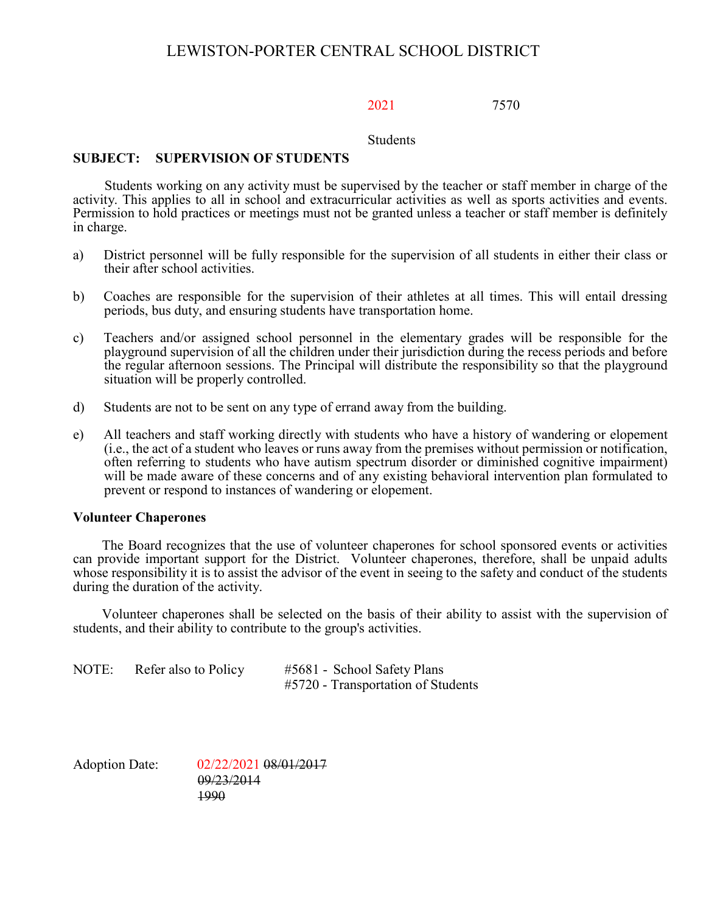# LEWISTON-PORTER CENTRAL SCHOOL DISTRICT

2021 7570

Students

**SUBJECT: SUPERVISION OF STUDENTS**

Students working on any activity must be supervised by the teacher or staff member in charge of the activity. This applies to all in school and extracurricular activities as well as sports activities and events. Permission to hold practices or meetings must not be granted unless a teacher or staff member is definitely in charge.

a) District personnel will be fully responsible for the supervision of all students in either their class or their after school activities.

b) Coaches are responsible for the supervision of their athletes at all times. This will entail dressing periods, bus duty, and ensuring students have transportation home.

c) Teachers and/or assigned school personnel in the elementary grades will be responsible for the playground supervision of all the children under their jurisdiction during the recess periods and before the regular afternoon sessions. The Principal will distribute the responsibility so that the playground situation will be properly controlled.

d) Students are not to be sent on any type of errand away from the building.

e) All teachers and staff working directly with students who have a history of wandering or elopement (i.e., the act of a student who leaves or runs away from the premises without permission or notification, often referring to student who have autism spectrum disorder or diminished cognitive impairment) will be made aware of these concerns and of any existing behavioral intervention plan formulated to prevent or respond to instances of wandering or elopement.

**Volunteer Chaperones**

The Board recognizes that the use of volunteer chaperones for school sponsored events or activities can provide important support for the District. Volunteer chaperones, therefore, shall be unpaid adults whose responsibility it is to assist the advisor of the event in seeing to the safety and conduct of the students during the duration of the activity.

Volunteer chaperones shall be selected on the basis of their ability to assist with the supervision of students, and their ability to contribute to the group's activities.

NOTE: Refer also to Policy #5681 - School Safety Plans
#5720 - Transportation of Students

Adoption Date: 02/22/2021 ~~08/01/2017~~
~~09/23/2014~~
~~1990~~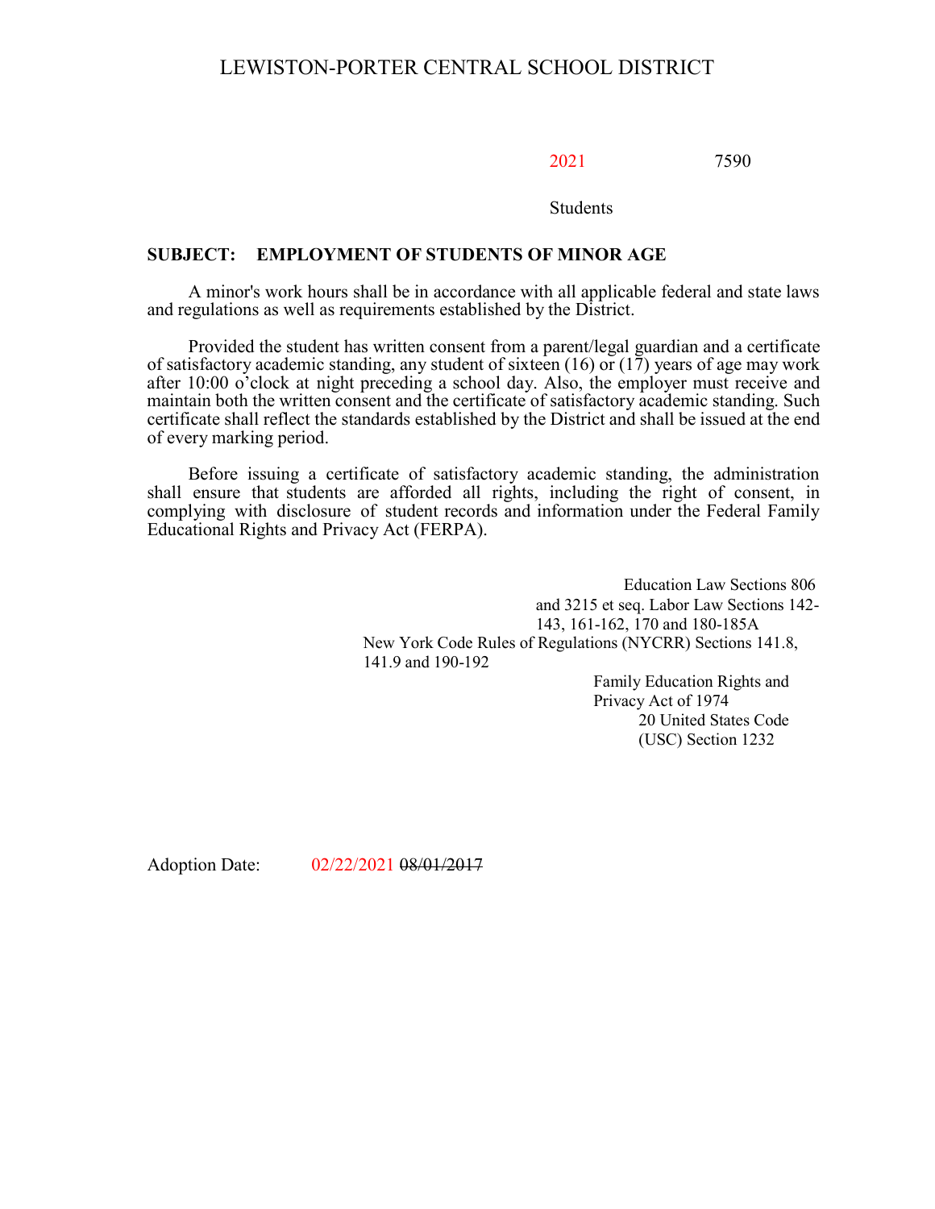# LEWISTON-PORTER CENTRAL SCHOOL DISTRICT

2021 7590

Students

**SUBJECT: EMPLOYMENT OF STUDENTS OF MINOR AGE**

A minor's work hours shall be in accordance with all applicable federal and state laws and regulations as well as requirements established by the District.

Provided the student has written consent from a parent/legal guardian and a certificate of satisfactory academic standing, any student of sixteen (16) or (17) years of age may work after 10:00 o'clock at night preceding a school day. Also, the employer must receive and maintain both the written consent and the certificate of satisfactory academic standing. Such certificate shall reflect the standards established by the District and shall be issued at the end of every marking period.

Before issuing a certificate of satisfactory academic standing, the administration shall ensure that students are afforded all rights, including the right of consent, in complying with disclosure of student records and information under the Federal Family Educational Rights and Privacy Act (FERPA).

Education Law Sections 806 and 3215 et seq. Labor Law Sections 142-143, 161-162, 170 and 180-185A
New York Code Rules of Regulations (NYCRR) Sections 141.8, 141.9 and 190-192
Family Education Rights and Privacy Act of 1974
20 United States Code (USC) Section 1232

Adoption Date: 02/22/2021 ~~08/01/2017~~